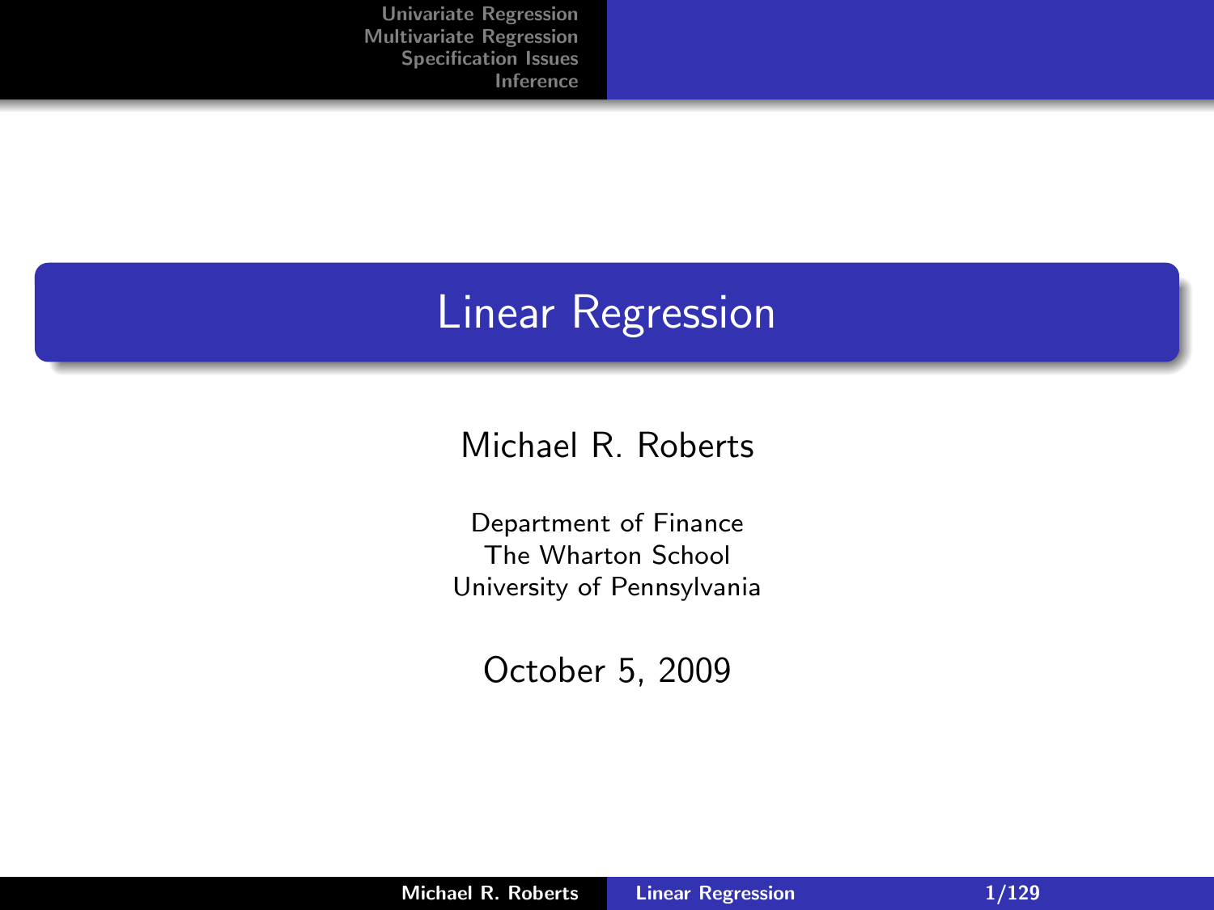# Linear Regression

Michael R. Roberts

Department of Finance
The Wharton School
University of Pennsylvania

October 5, 2009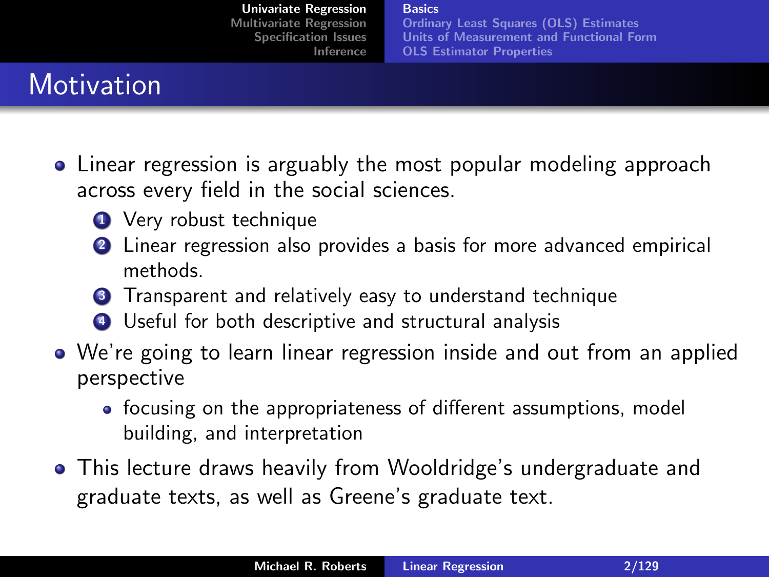# Motivation

- Linear regression is arguably the most popular modeling approach across every field in the social sciences.
  1. Very robust technique
  2. Linear regression also provides a basis for more advanced empirical methods.
  3. Transparent and relatively easy to understand technique
  4. Useful for both descriptive and structural analysis
- We're going to learn linear regression inside and out from an applied perspective
  - focusing on the appropriateness of different assumptions, model building, and interpretation
- This lecture draws heavily from Wooldridge's undergraduate and graduate texts, as well as Greene's graduate text.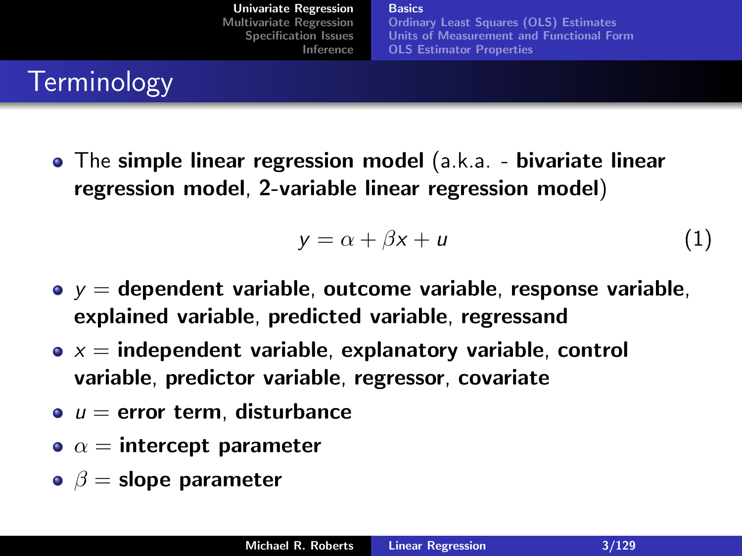# Terminology

- The **simple linear regression model** (a.k.a. - **bivariate linear regression model**, **2-variable linear regression model**)

$$y = \alpha + \beta x + u \tag{1}$$

- $y$ = **dependent variable**, **outcome variable**, **response variable**, **explained variable**, **predicted variable**, **regressand**
- $x$ = **independent variable**, **explanatory variable**, **control variable**, **predictor variable**, **regressor**, **covariate**
- $u$ = **error term**, **disturbance**
- $\alpha$ = **intercept parameter**
- $\beta$ = **slope parameter**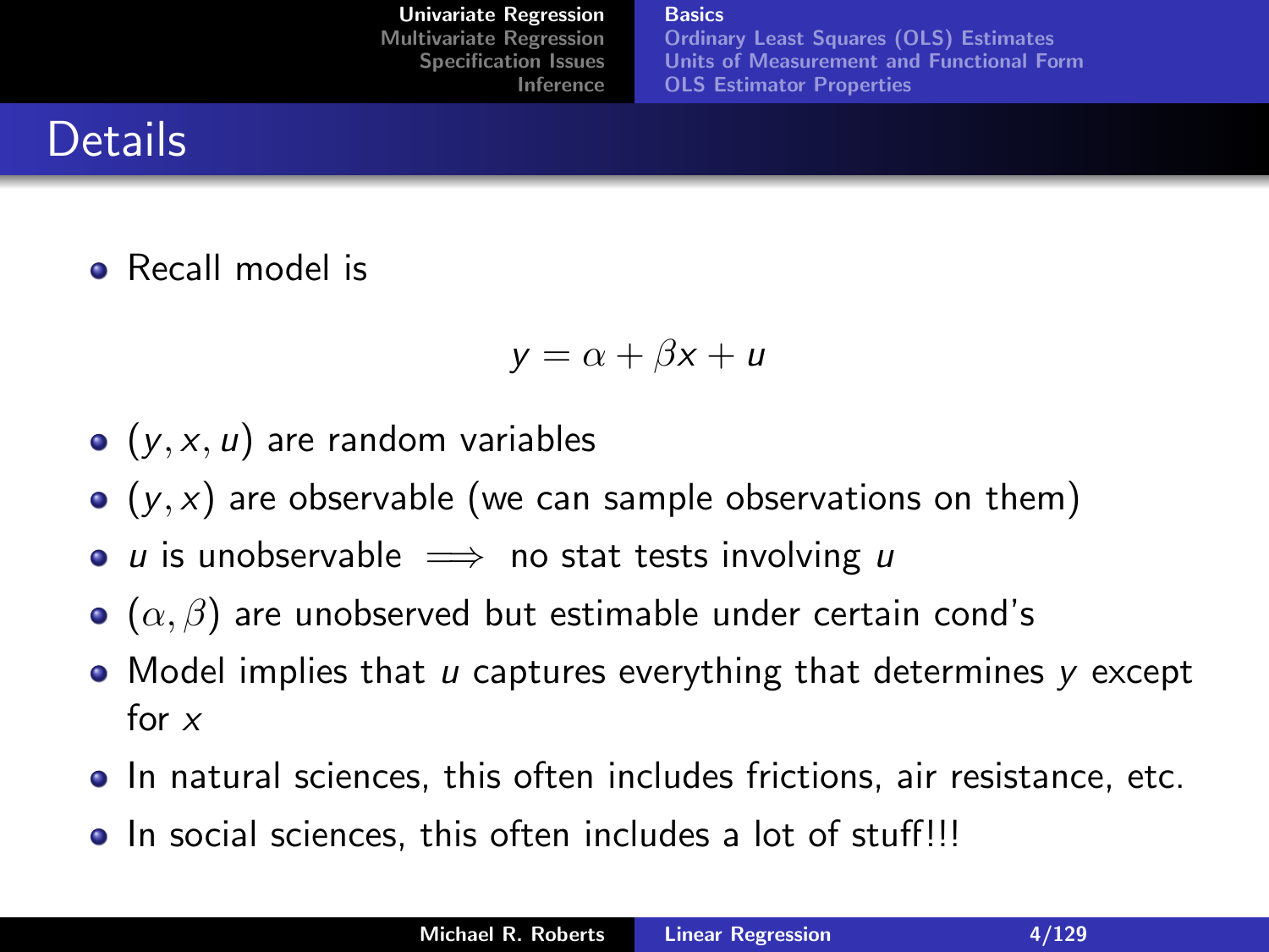## Details

- Recall model is

$$y = \alpha + \beta x + u$$

- $(y, x, u)$ are random variables
- $(y, x)$ are observable (we can sample observations on them)
- $u$ is unobservable $\implies$ no stat tests involving $u$
- $(\alpha, \beta)$ are unobserved but estimable under certain cond's
- Model implies that $u$ captures everything that determines $y$ except for $x$
- In natural sciences, this often includes frictions, air resistance, etc.
- In social sciences, this often includes a lot of stuff!!!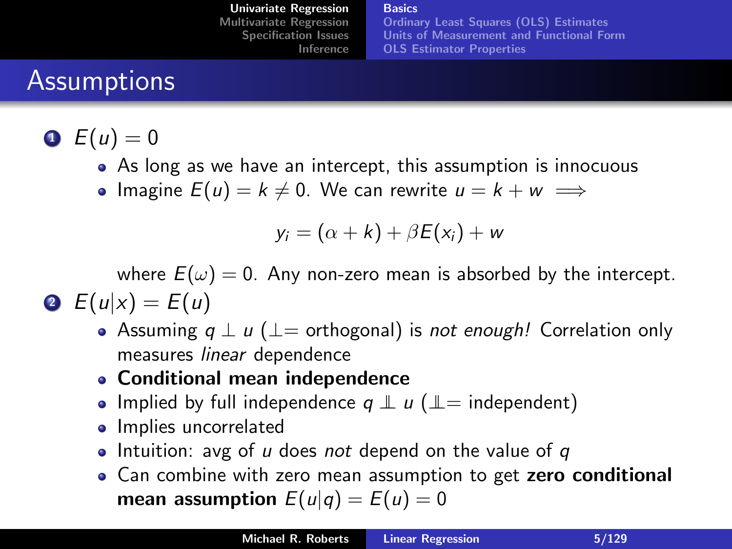# Assumptions

1. $E(u) = 0$
   - As long as we have an intercept, this assumption is innocuous
   - Imagine $E(u) = k \neq 0$. We can rewrite $u = k + w \implies$

     $$y_i = (\alpha + k) + \beta E(x_i) + w$$

     where $E(\omega) = 0$. Any non-zero mean is absorbed by the intercept.
2. $E(u|x) = E(u)$
   - Assuming $q \perp u$ ($\perp =$ orthogonal) is *not enough!* Correlation only measures *linear* dependence
   - **Conditional mean independence**
   - Implied by full independence $q \perp\!\!\!\perp u$ ($\perp\!\!\!\perp =$ independent)
   - Implies uncorrelated
   - Intuition: avg of $u$ does *not* depend on the value of $q$
   - Can combine with zero mean assumption to get **zero conditional mean assumption** $E(u|q) = E(u) = 0$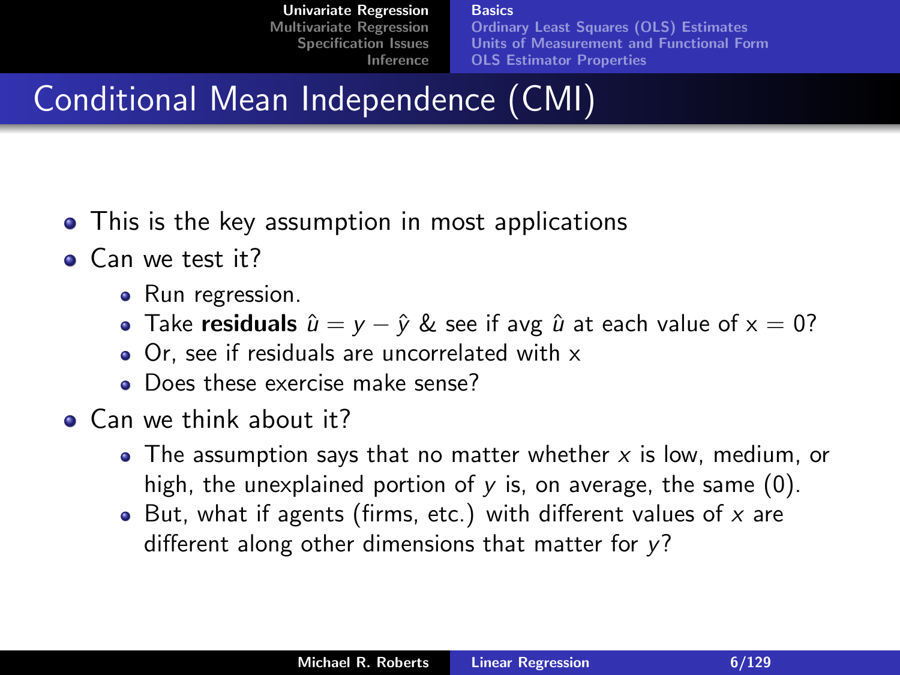# Conditional Mean Independence (CMI)

- This is the key assumption in most applications
- Can we test it?
  - Run regression.
  - Take **residuals** $\hat{u} = y - \hat{y}$ & see if avg $\hat{u}$ at each value of x = 0?
  - Or, see if residuals are uncorrelated with x
  - Does these exercise make sense?
- Can we think about it?
  - The assumption says that no matter whether $x$ is low, medium, or high, the unexplained portion of $y$ is, on average, the same (0).
  - But, what if agents (firms, etc.) with different values of $x$ are different along other dimensions that matter for $y$?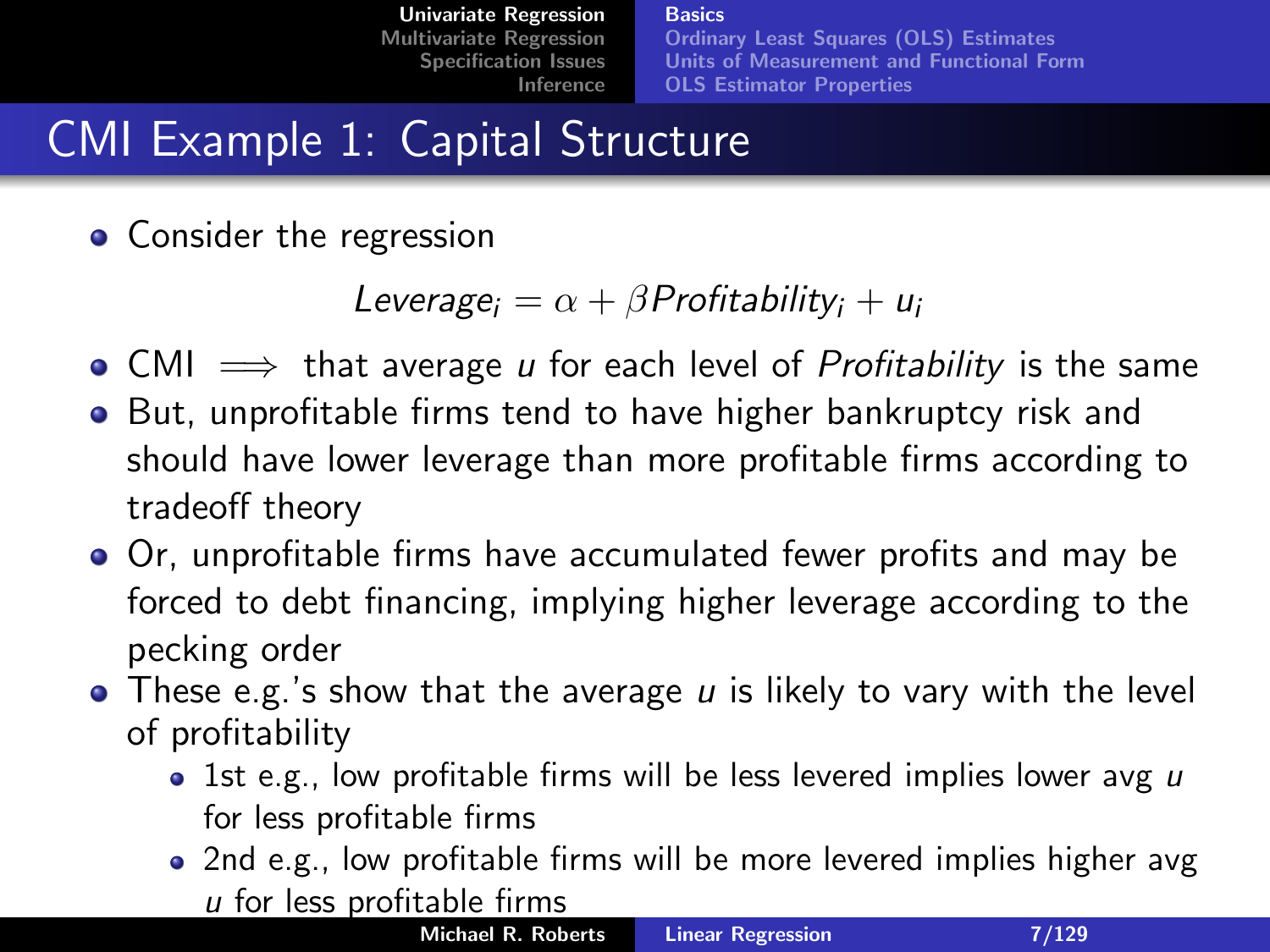# CMI Example 1: Capital Structure

- Consider the regression

$$Leverage_i = \alpha + \beta Profitability_i + u_i$$

- CMI $\implies$ that average $u$ for each level of *Profitability* is the same
- But, unprofitable firms tend to have higher bankruptcy risk and should have lower leverage than more profitable firms according to tradeoff theory
- Or, unprofitable firms have accumulated fewer profits and may be forced to debt financing, implying higher leverage according to the pecking order
- These e.g.'s show that the average $u$ is likely to vary with the level of profitability
  - 1st e.g., low profitable firms will be less levered implies lower avg $u$ for less profitable firms
  - 2nd e.g., low profitable firms will be more levered implies higher avg $u$ for less profitable firms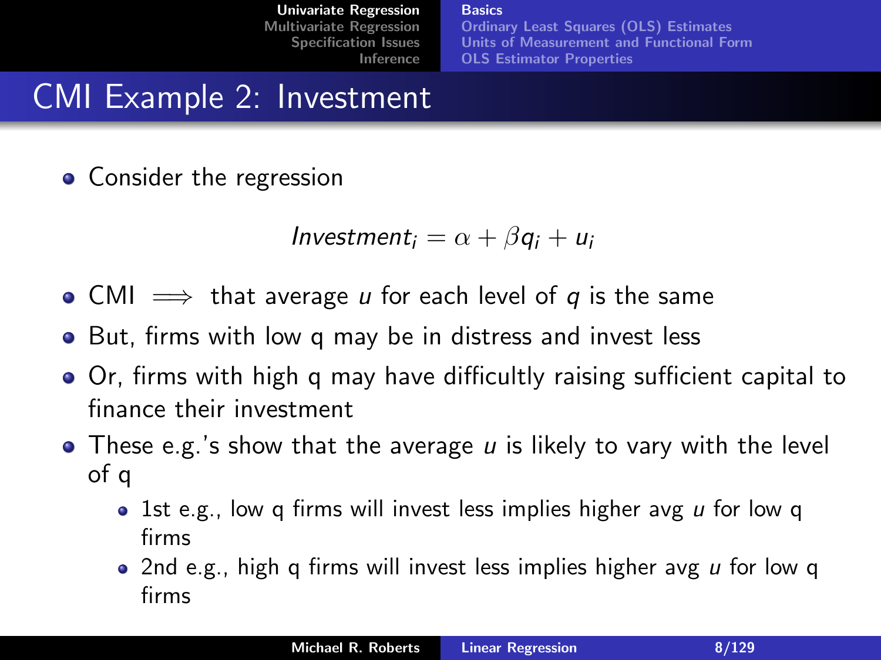# CMI Example 2: Investment

- Consider the regression

$$Investment_i = \alpha + \beta q_i + u_i$$

- CMI $\implies$ that average $u$ for each level of $q$ is the same
- But, firms with low q may be in distress and invest less
- Or, firms with high q may have difficultly raising sufficient capital to finance their investment
- These e.g.'s show that the average $u$ is likely to vary with the level of q
  - 1st e.g., low q firms will invest less implies higher avg $u$ for low q firms
  - 2nd e.g., high q firms will invest less implies higher avg $u$ for low q firms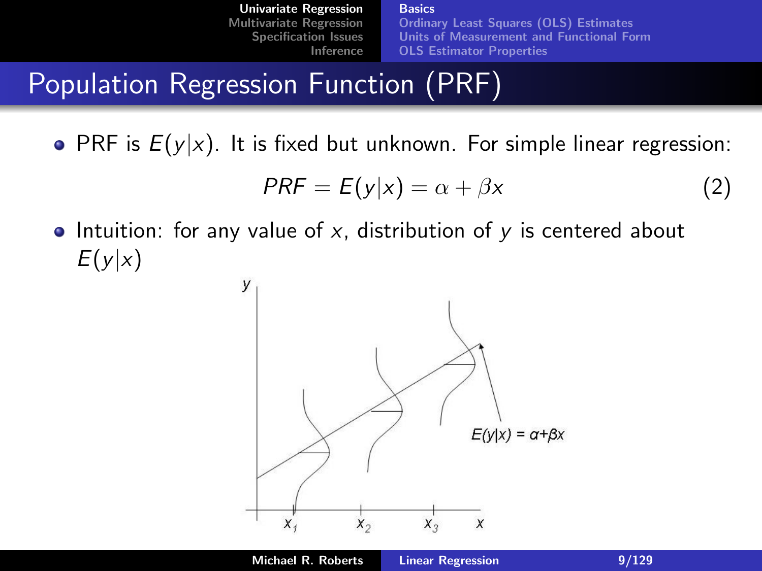# Population Regression Function (PRF)

- PRF is $E(y|x)$. It is fixed but unknown. For simple linear regression:

$$PRF = E(y|x) = \alpha + \beta x \tag{2}$$

- Intuition: for any value of $x$, distribution of $y$ is centered about $E(y|x)$

y

$E(y|x) = \alpha+\beta x$

$x_1$ $x_2$ $x_3$ x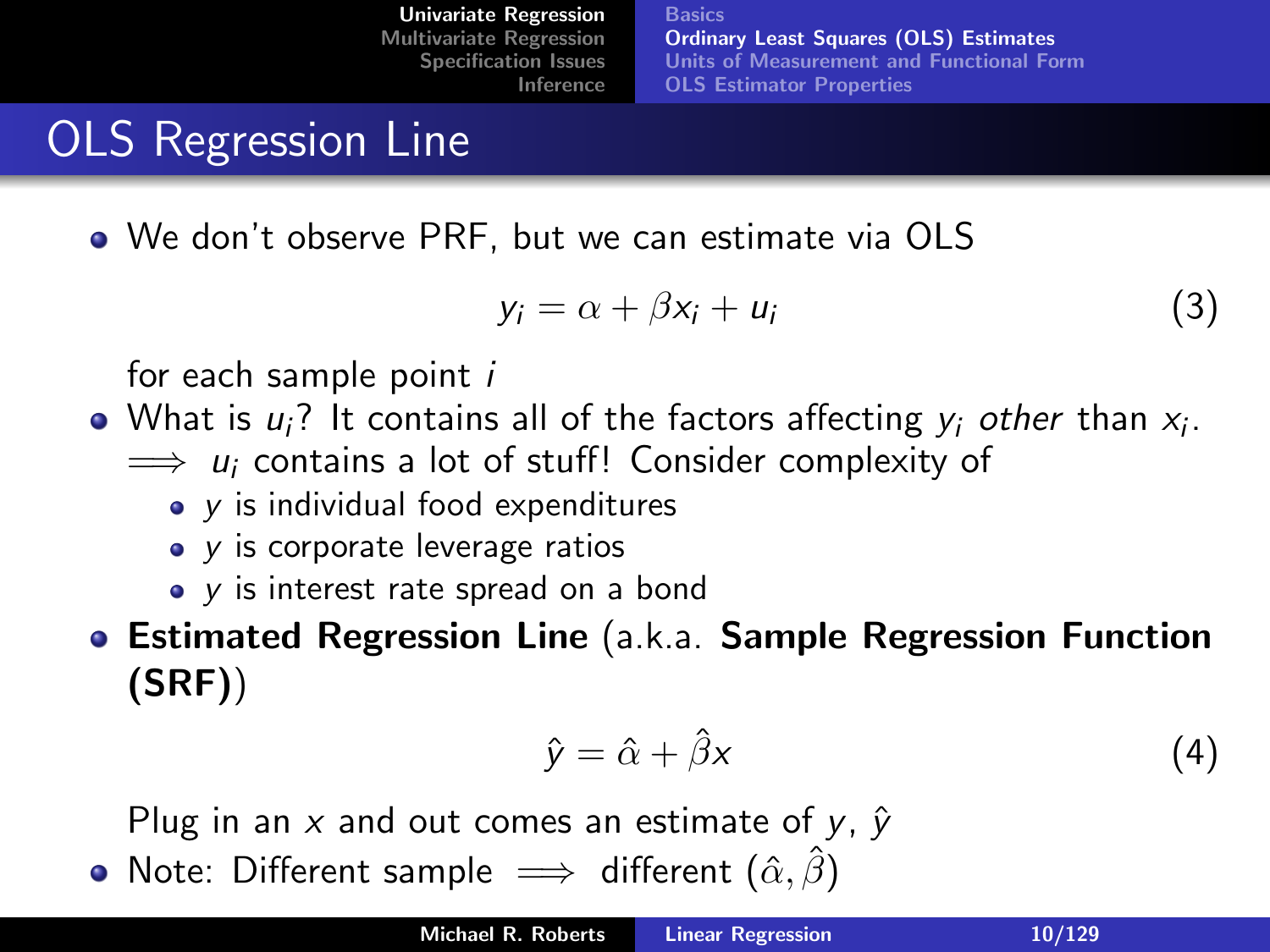# OLS Regression Line

- We don't observe PRF, but we can estimate via OLS

$$y_i = \alpha + \beta x_i + u_i \tag{3}$$

  for each sample point $i$

- What is $u_i$? It contains all of the factors affecting $y_i$ *other* than $x_i$.
  $\implies$ $u_i$ contains a lot of stuff! Consider complexity of
  - $y$ is individual food expenditures
  - $y$ is corporate leverage ratios
  - $y$ is interest rate spread on a bond

- **Estimated Regression Line** (a.k.a. **Sample Regression Function (SRF)**)

$$\hat{y} = \hat{\alpha} + \hat{\beta} x \tag{4}$$

  Plug in an $x$ and out comes an estimate of $y$, $\hat{y}$

- Note: Different sample $\implies$ different $(\hat{\alpha}, \hat{\beta})$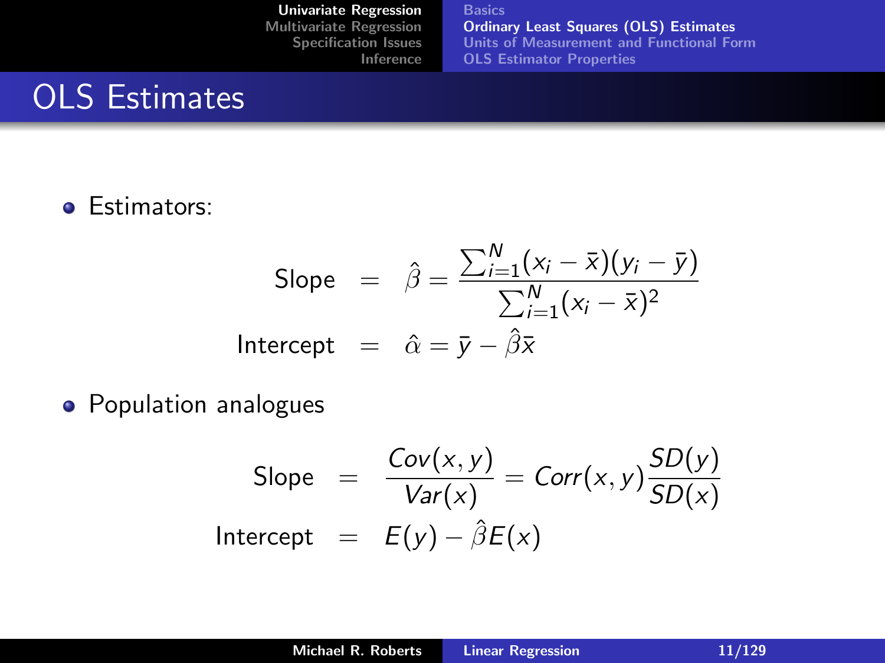# OLS Estimates

- Estimators:

$$
\begin{aligned}
\text{Slope} &= \hat{\beta} = \frac{\sum_{i=1}^{N}(x_i - \bar{x})(y_i - \bar{y})}{\sum_{i=1}^{N}(x_i - \bar{x})^2} \\
\text{Intercept} &= \hat{\alpha} = \bar{y} - \hat{\beta}\bar{x}
\end{aligned}
$$

- Population analogues

$$
\begin{aligned}
\text{Slope} &= \frac{Cov(x,y)}{Var(x)} = Corr(x,y)\frac{SD(y)}{SD(x)} \\
\text{Intercept} &= E(y) - \hat{\beta}E(x)
\end{aligned}
$$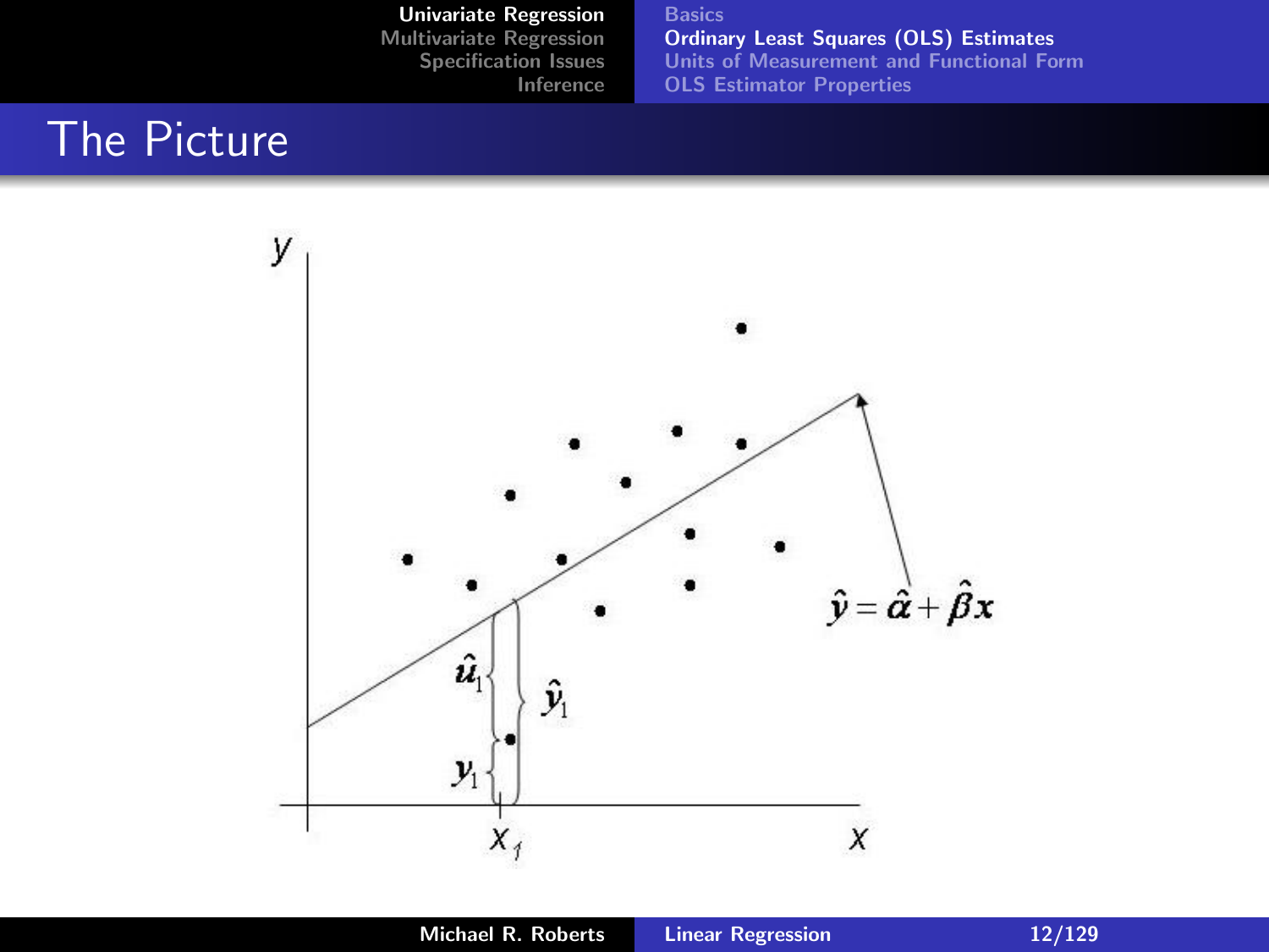# The Picture

y

$\hat{y} = \hat{\alpha} + \hat{\beta}x$

$\hat{u}_1$

$\hat{y}_1$

$y_1$

$x_1$

x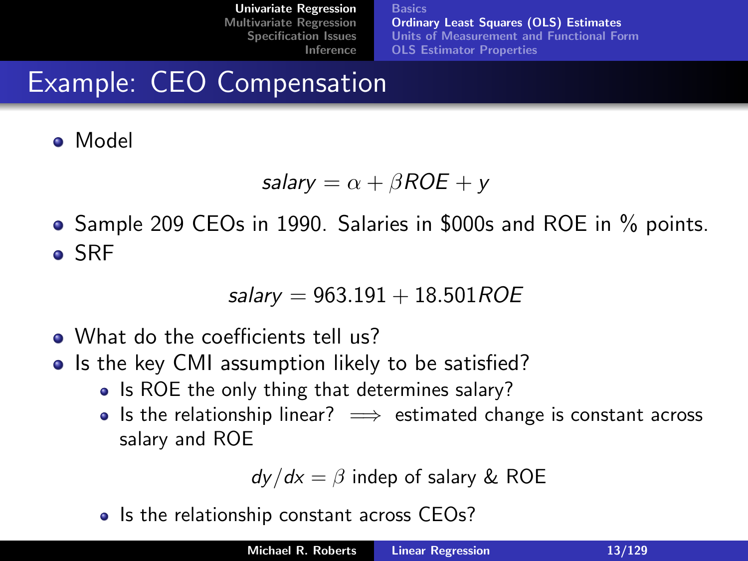# Example: CEO Compensation

- Model

$$salary = \alpha + \beta ROE + y$$

- Sample 209 CEOs in 1990. Salaries in \$000s and ROE in % points.
- SRF

$$salary = 963.191 + 18.501 ROE$$

- What do the coefficients tell us?
- Is the key CMI assumption likely to be satisfied?
  - Is ROE the only thing that determines salary?
  - Is the relationship linear? $\Longrightarrow$ estimated change is constant across salary and ROE

$$dy/dx = \beta \text{ indep of salary \& ROE}$$

  - Is the relationship constant across CEOs?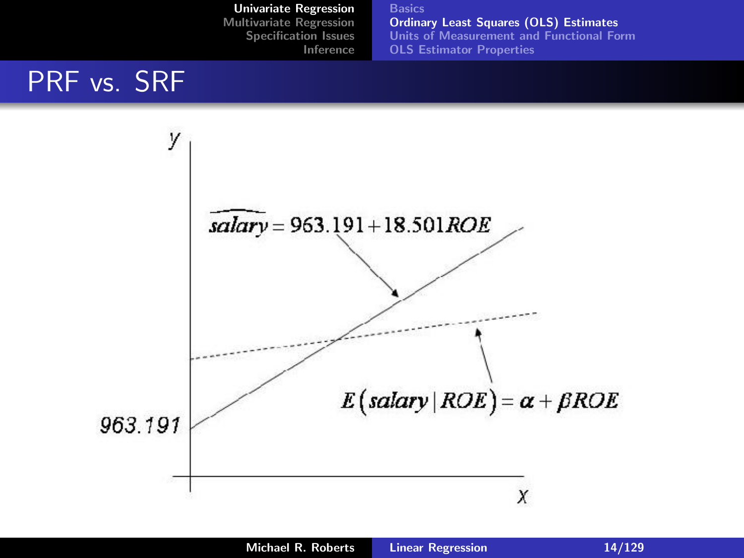# PRF vs. SRF

y

$\widehat{salary} = 963.191 + 18.501 ROE$

$E(salary \mid ROE) = \alpha + \beta ROE$

963.191

x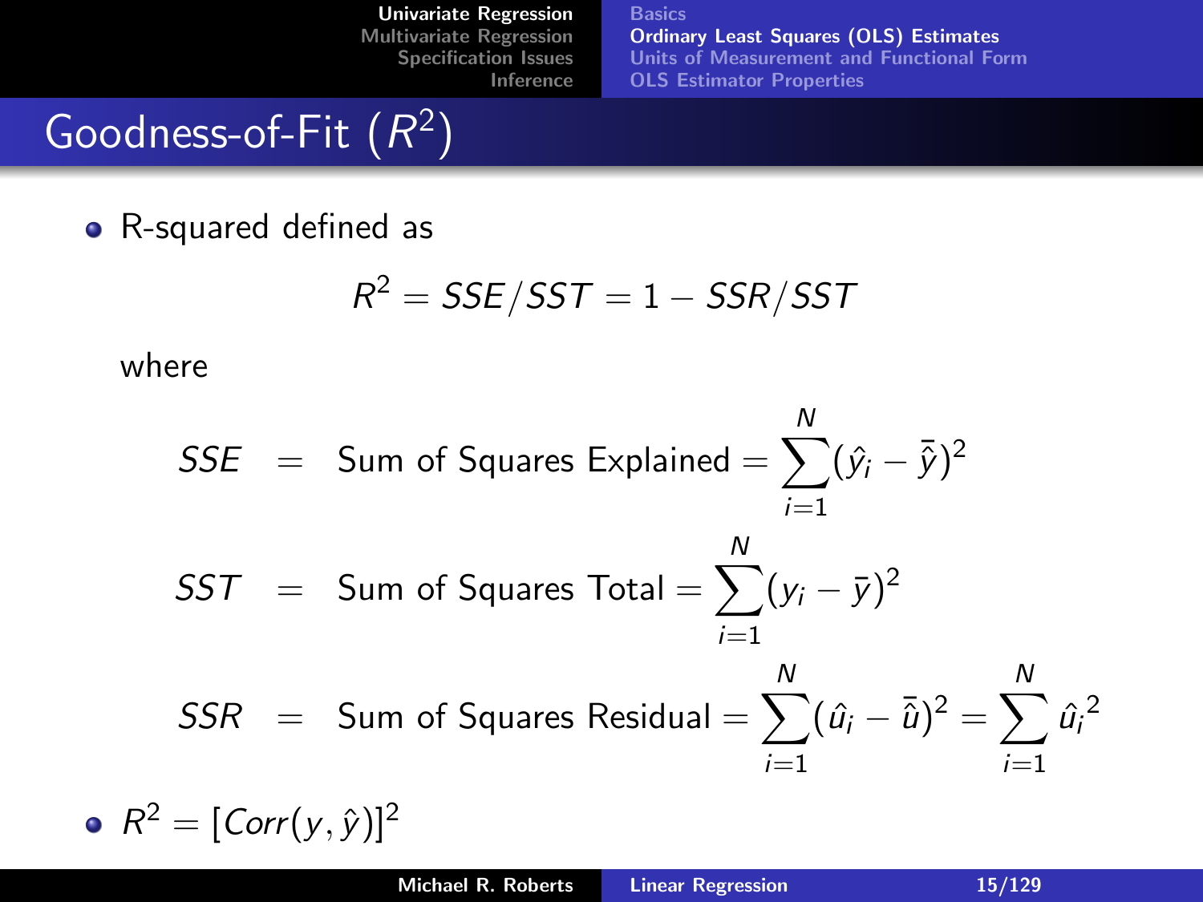# Goodness-of-Fit ($R^2$)

- R-squared defined as

$$R^2 = SSE/SST = 1 - SSR/SST$$

where

$$SSE = \text{Sum of Squares Explained} = \sum_{i=1}^{N} (\hat{y}_i - \bar{\hat{y}})^2$$

$$SST = \text{Sum of Squares Total} = \sum_{i=1}^{N} (y_i - \bar{y})^2$$

$$SSR = \text{Sum of Squares Residual} = \sum_{i=1}^{N} (\hat{u}_i - \bar{\hat{u}})^2 = \sum_{i=1}^{N} \hat{u}_i{}^2$$

- $R^2 = [Corr(y, \hat{y})]^2$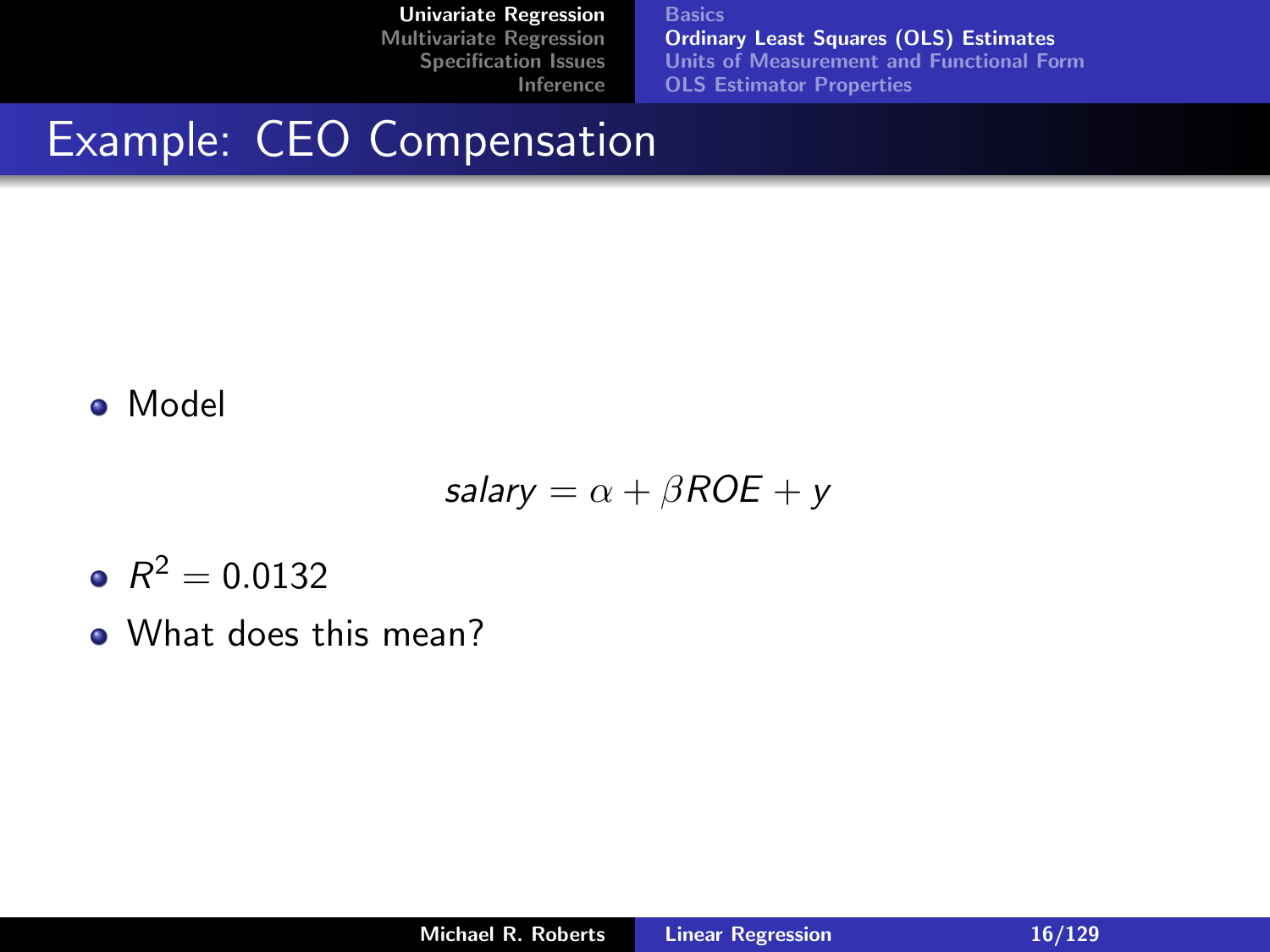# Example: CEO Compensation

- Model

$$salary = \alpha + \beta ROE + y$$

- $R^2 = 0.0132$
- What does this mean?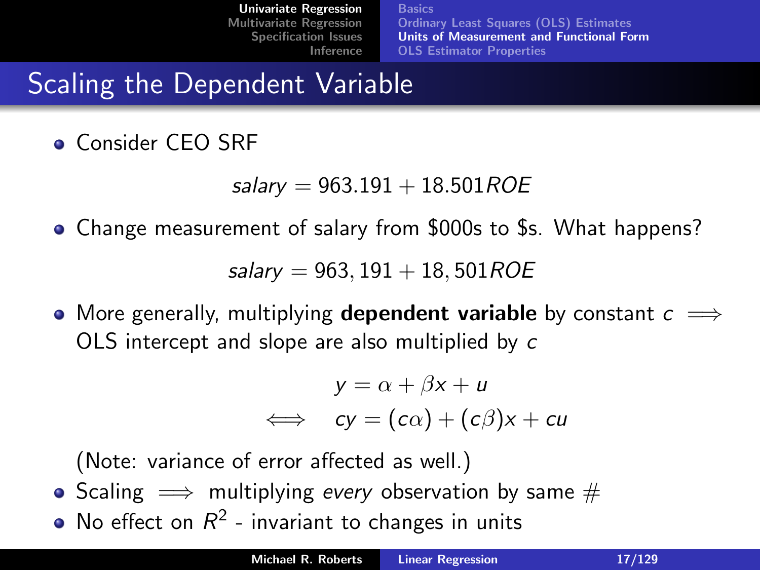# Scaling the Dependent Variable

- Consider CEO SRF

$$salary = 963.191 + 18.501 ROE$$

- Change measurement of salary from \$000s to \$s. What happens?

$$salary = 963,191 + 18,501 ROE$$

- More generally, multiplying **dependent variable** by constant $c \implies$ OLS intercept and slope are also multiplied by $c$

$$\begin{aligned} & y = \alpha + \beta x + u \\ \iff \quad & cy = (c\alpha) + (c\beta)x + cu \end{aligned}$$

(Note: variance of error affected as well.)

- Scaling $\implies$ multiplying *every* observation by same #
- No effect on $R^2$ - invariant to changes in units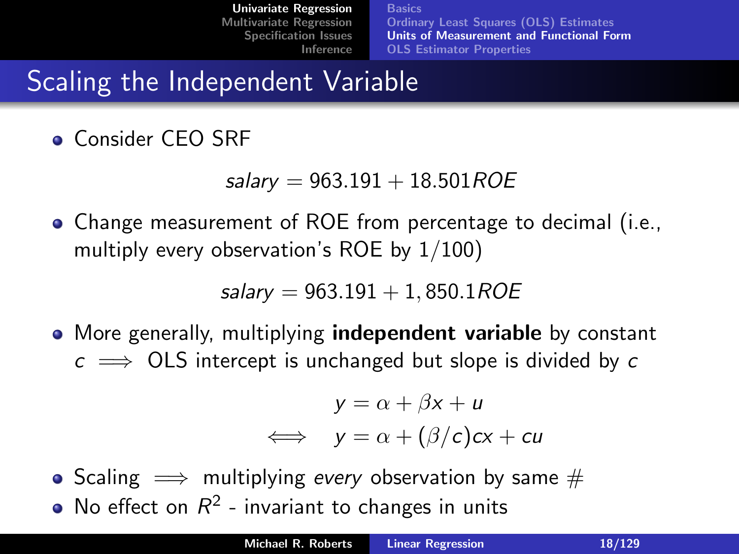# Scaling the Independent Variable

- Consider CEO SRF

$$salary = 963.191 + 18.501 ROE$$

- Change measurement of ROE from percentage to decimal (i.e., multiply every observation's ROE by 1/100)

$$salary = 963.191 + 1,850.1 ROE$$

- More generally, multiplying **independent variable** by constant $c \implies$ OLS intercept is unchanged but slope is divided by $c$

$$\begin{aligned} & y = \alpha + \beta x + u \\ \iff \quad & y = \alpha + (\beta / c) c x + c u \end{aligned}$$

- Scaling $\implies$ multiplying *every* observation by same #
- No effect on $R^2$ - invariant to changes in units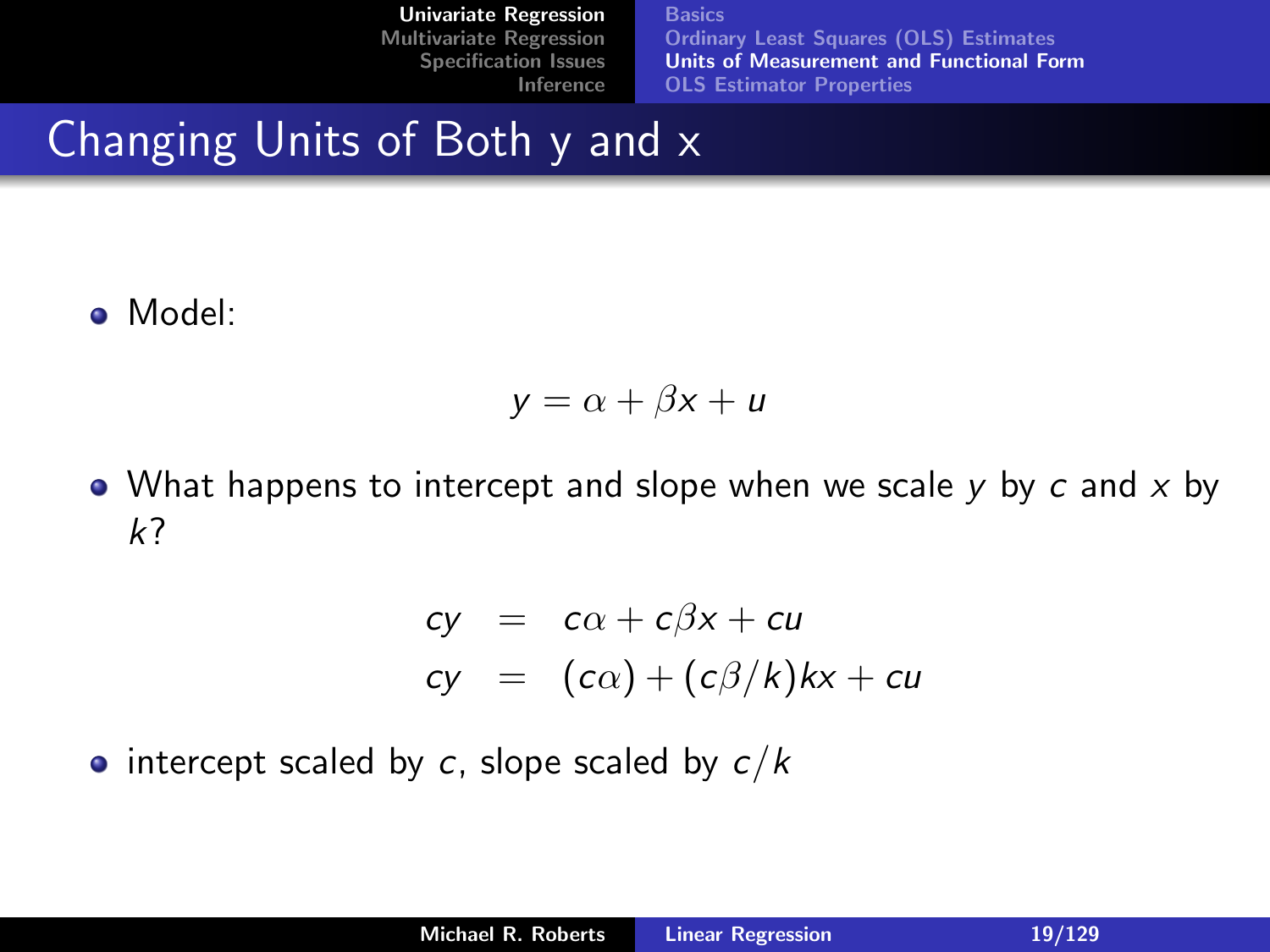# Changing Units of Both y and x

- Model:

$$y = \alpha + \beta x + u$$

- What happens to intercept and slope when we scale $y$ by $c$ and $x$ by $k$?

$$\begin{aligned} cy &= c\alpha + c\beta x + cu \\ cy &= (c\alpha) + (c\beta/k)kx + cu \end{aligned}$$

- intercept scaled by $c$, slope scaled by $c/k$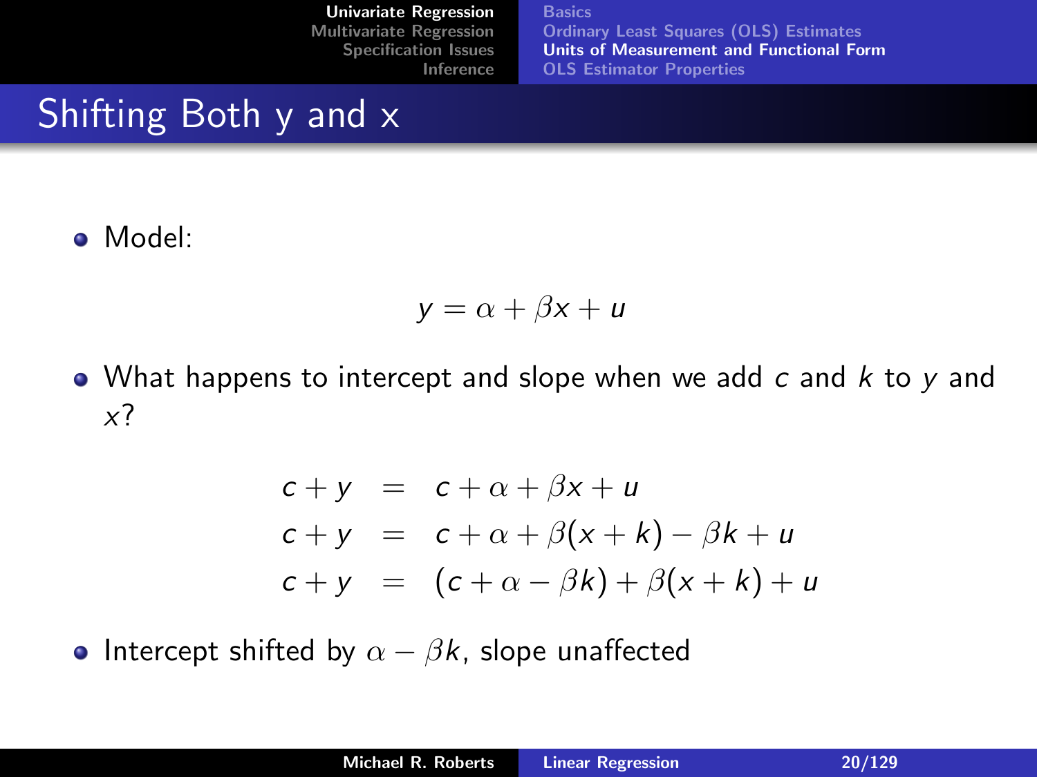# Shifting Both y and x

- Model:

$$y = \alpha + \beta x + u$$

- What happens to intercept and slope when we add $c$ and $k$ to $y$ and $x$?

$$\begin{aligned}
c + y &= c + \alpha + \beta x + u \\
c + y &= c + \alpha + \beta(x + k) - \beta k + u \\
c + y &= (c + \alpha - \beta k) + \beta(x + k) + u
\end{aligned}$$

- Intercept shifted by $\alpha - \beta k$, slope unaffected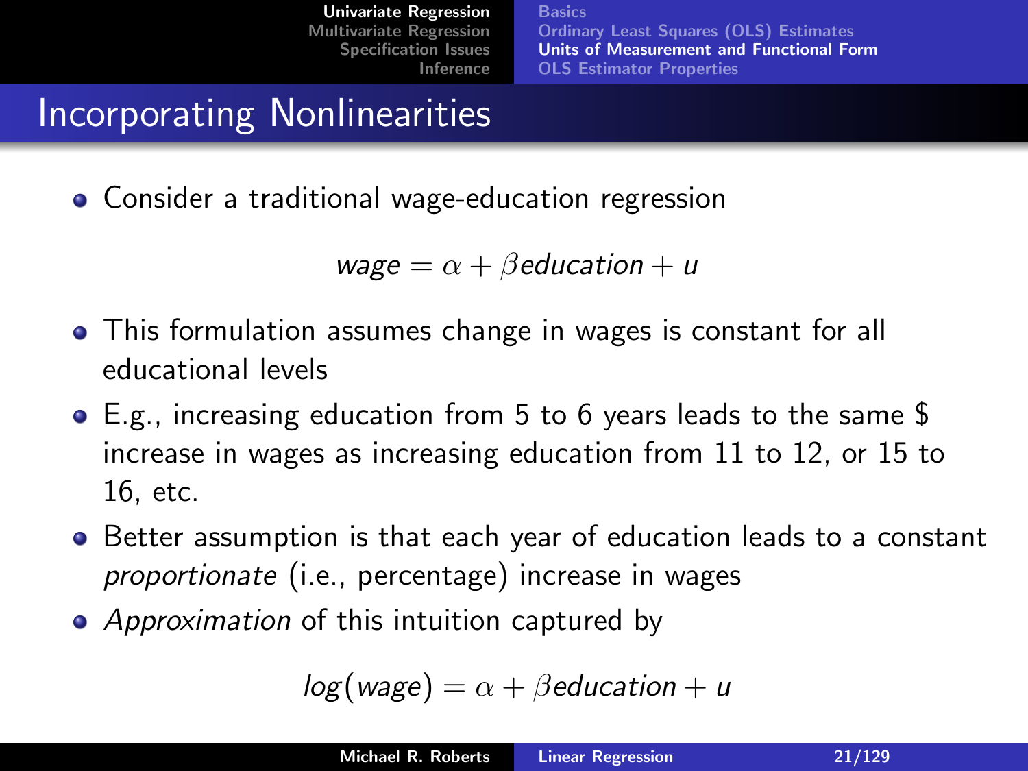# Incorporating Nonlinearities

- Consider a traditional wage-education regression

$$wage = \alpha + \beta education + u$$

- This formulation assumes change in wages is constant for all educational levels
- E.g., increasing education from 5 to 6 years leads to the same $ increase in wages as increasing education from 11 to 12, or 15 to 16, etc.
- Better assumption is that each year of education leads to a constant *proportionate* (i.e., percentage) increase in wages
- *Approximation* of this intuition captured by

$$log(wage) = \alpha + \beta education + u$$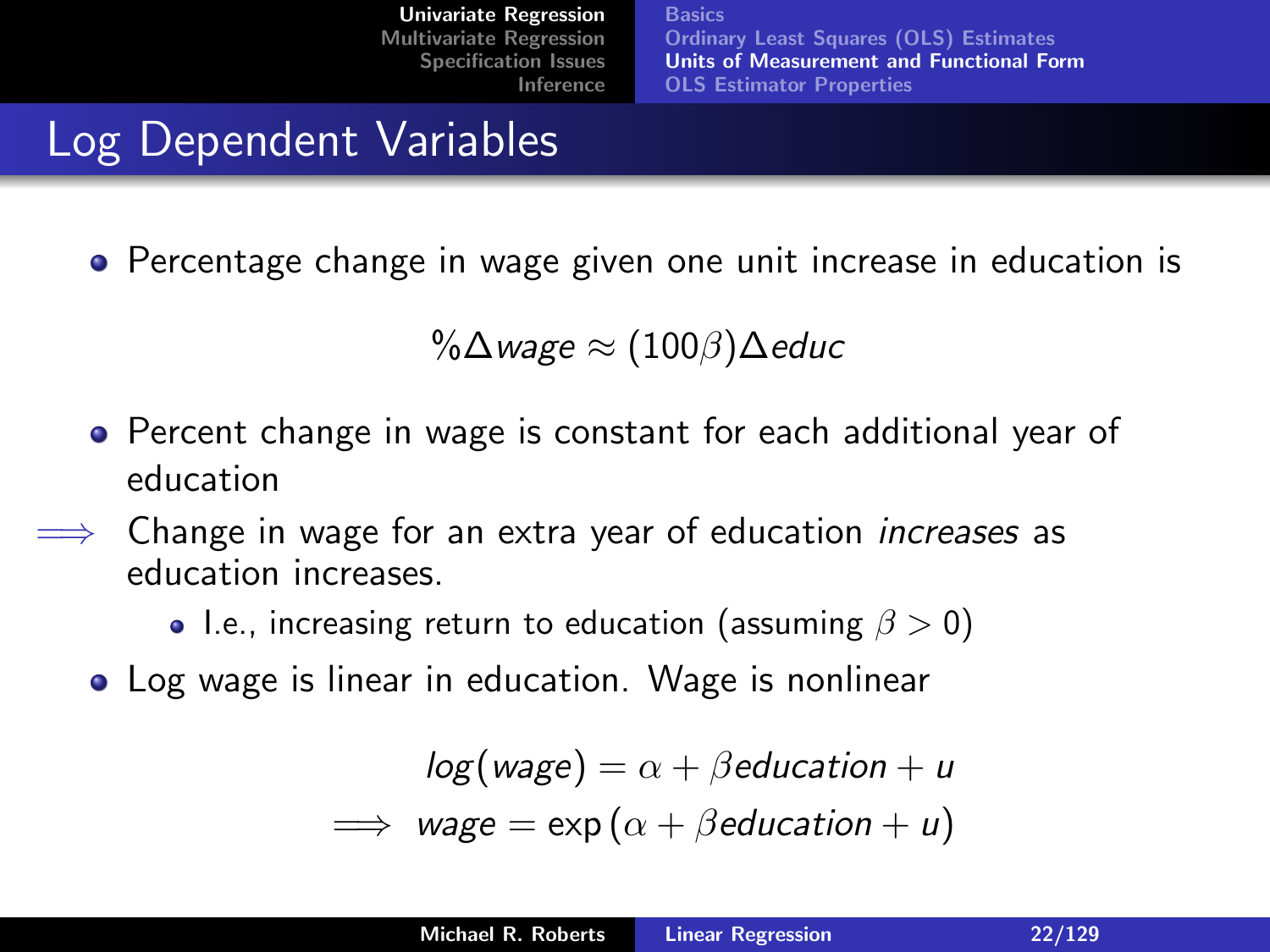# Log Dependent Variables

- Percentage change in wage given one unit increase in education is

$$\%\Delta wage \approx (100\beta)\Delta educ$$

- Percent change in wage is constant for each additional year of education

$\implies$ Change in wage for an extra year of education *increases* as education increases.

  - I.e., increasing return to education (assuming $\beta > 0$)

- Log wage is linear in education. Wage is nonlinear

$$log(wage) = \alpha + \beta education + u$$
$$\implies wage = \exp\left(\alpha + \beta education + u\right)$$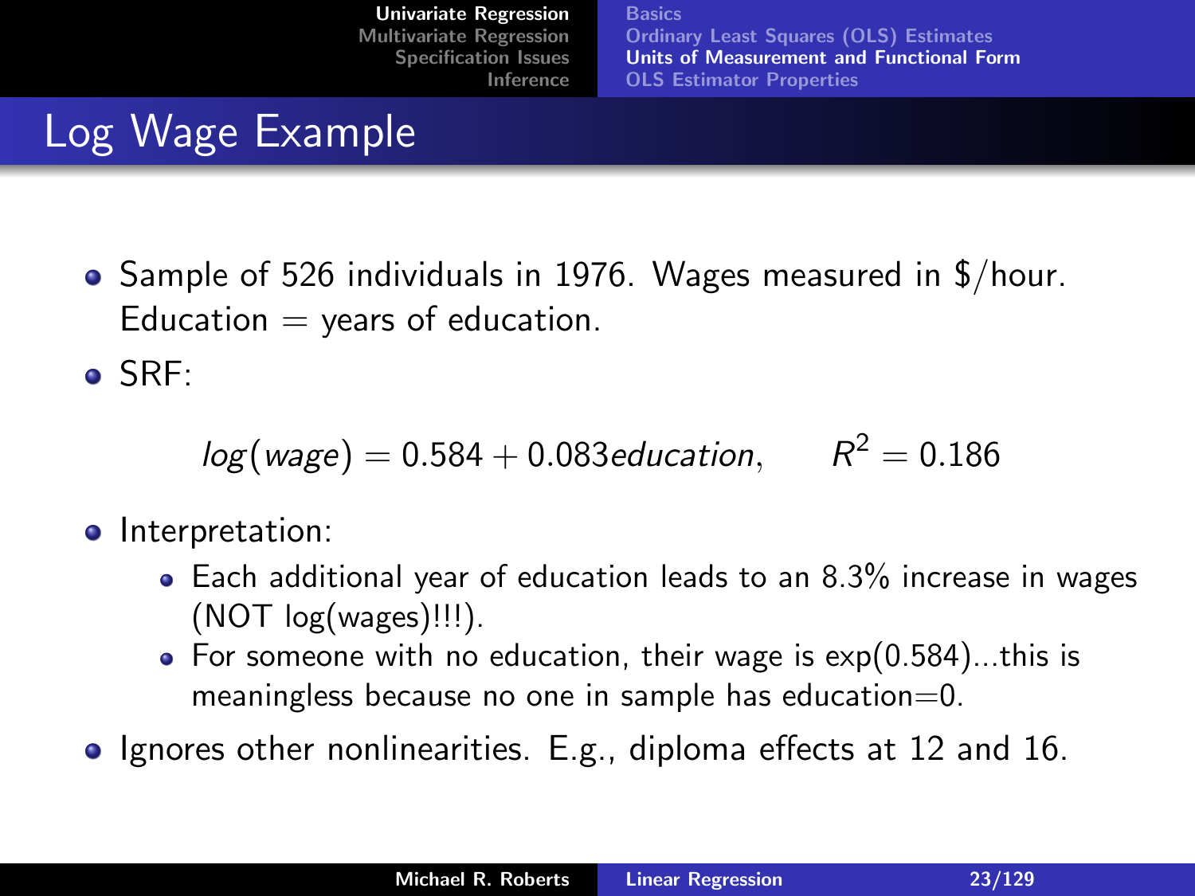# Log Wage Example

- Sample of 526 individuals in 1976. Wages measured in \$/hour. Education = years of education.
- SRF:

$$log(wage) = 0.584 + 0.083 education, \qquad R^2 = 0.186$$

- Interpretation:
  - Each additional year of education leads to an 8.3% increase in wages (NOT log(wages)!!!).
  - For someone with no education, their wage is exp(0.584)...this is meaningless because no one in sample has education=0.
- Ignores other nonlinearities. E.g., diploma effects at 12 and 16.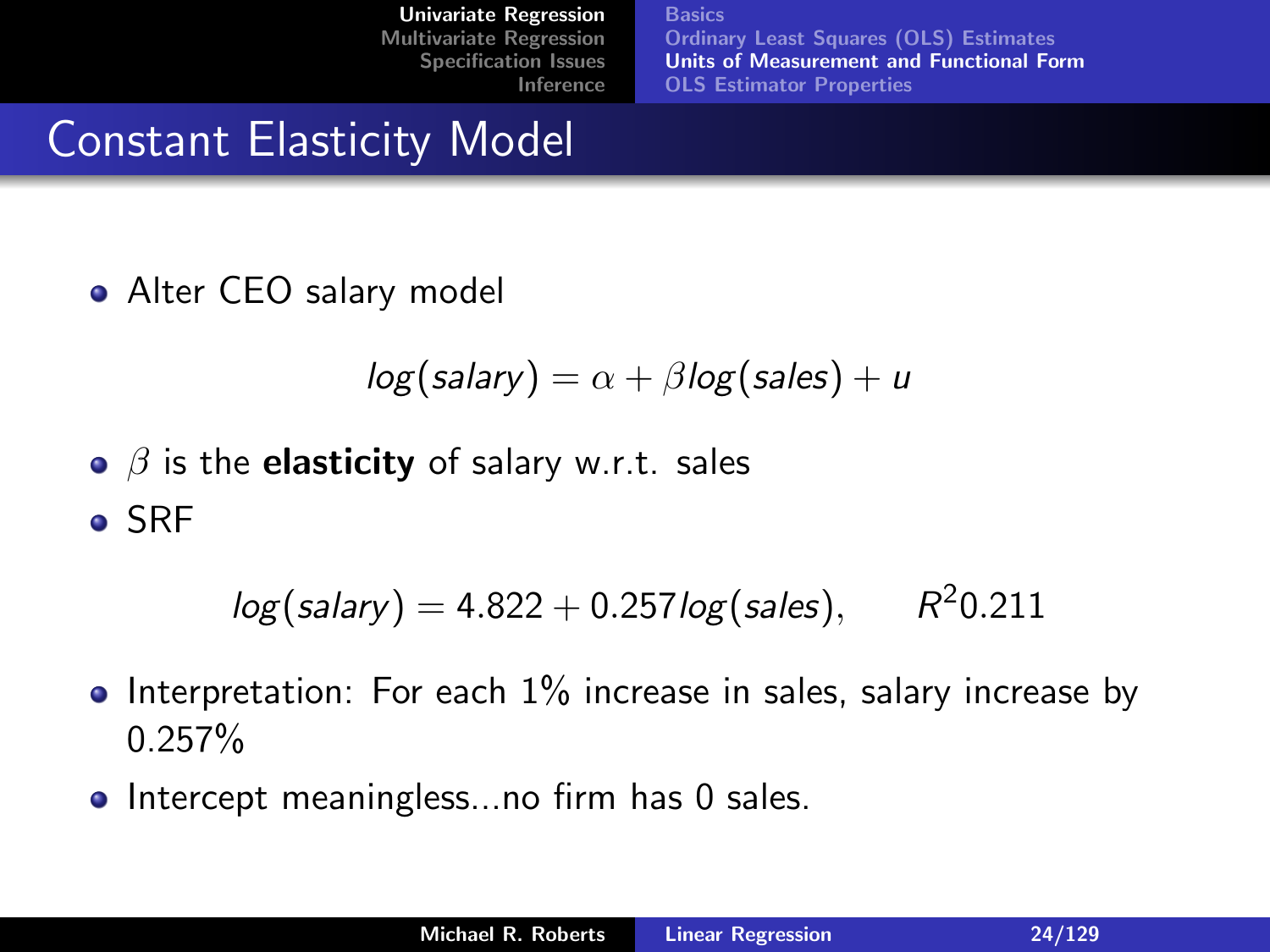# Constant Elasticity Model

- Alter CEO salary model

$$log(salary) = \alpha + \beta log(sales) + u$$

- $\beta$ is the **elasticity** of salary w.r.t. sales
- SRF

$$log(salary) = 4.822 + 0.257 log(sales), \qquad R^2 0.211$$

- Interpretation: For each 1% increase in sales, salary increase by 0.257%
- Intercept meaningless...no firm has 0 sales.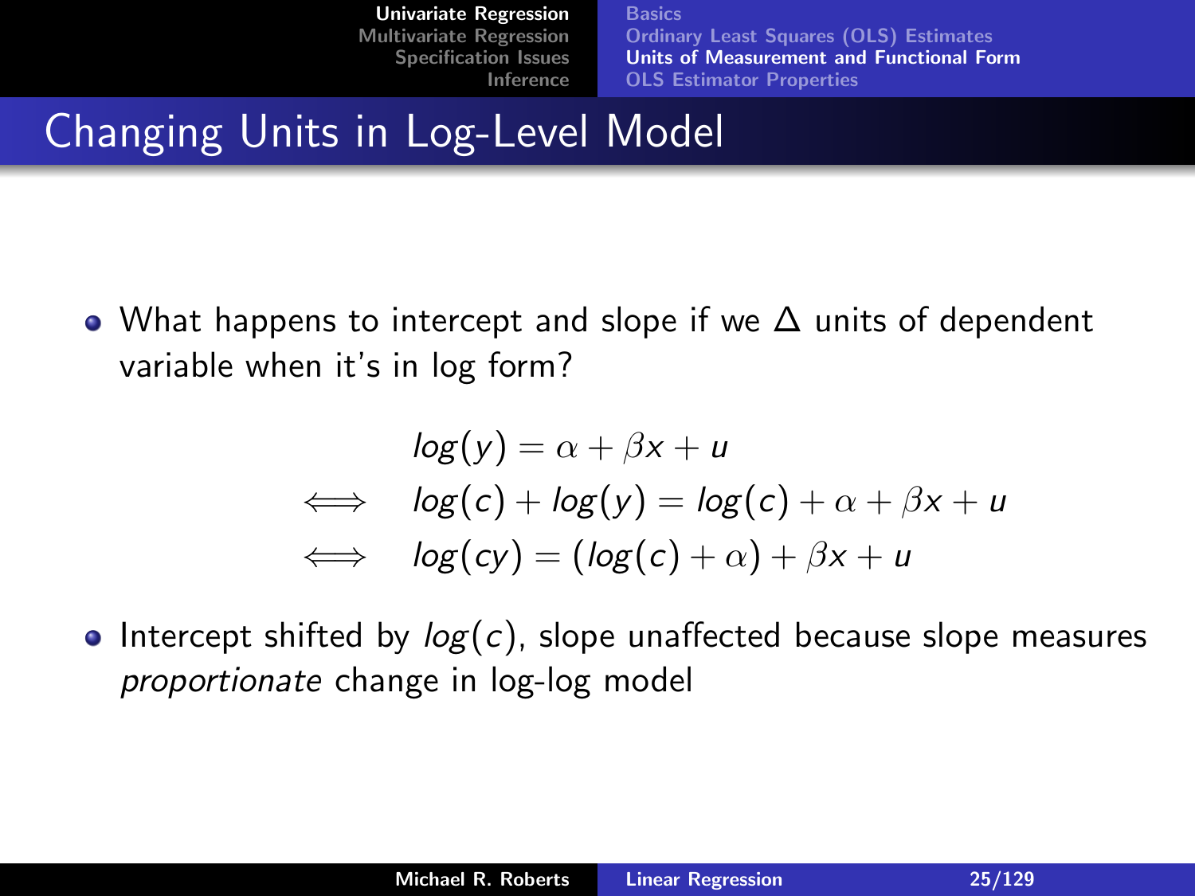# Changing Units in Log-Level Model

- What happens to intercept and slope if we $\Delta$ units of dependent variable when it's in log form?

$$
\begin{aligned}
& log(y) = \alpha + \beta x + u \\
\iff \quad & log(c) + log(y) = log(c) + \alpha + \beta x + u \\
\iff \quad & log(cy) = (log(c) + \alpha) + \beta x + u
\end{aligned}
$$

- Intercept shifted by $log(c)$, slope unaffected because slope measures *proportionate* change in log-log model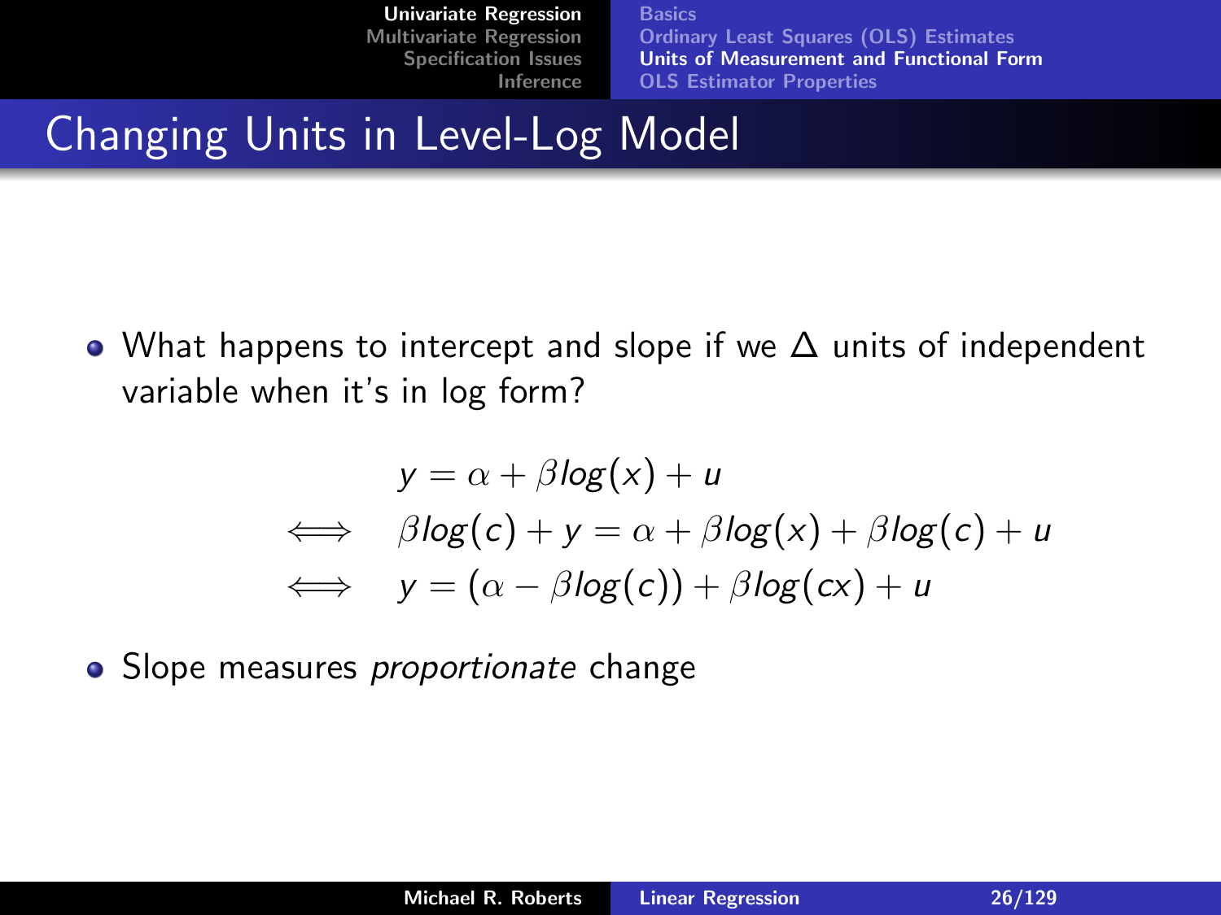# Changing Units in Level-Log Model

- What happens to intercept and slope if we $\Delta$ units of independent variable when it's in log form?

$$
\begin{aligned}
& y = \alpha + \beta log(x) + u \\
\iff \quad & \beta log(c) + y = \alpha + \beta log(x) + \beta log(c) + u \\
\iff \quad & y = (\alpha - \beta log(c)) + \beta log(cx) + u
\end{aligned}
$$

- Slope measures *proportionate* change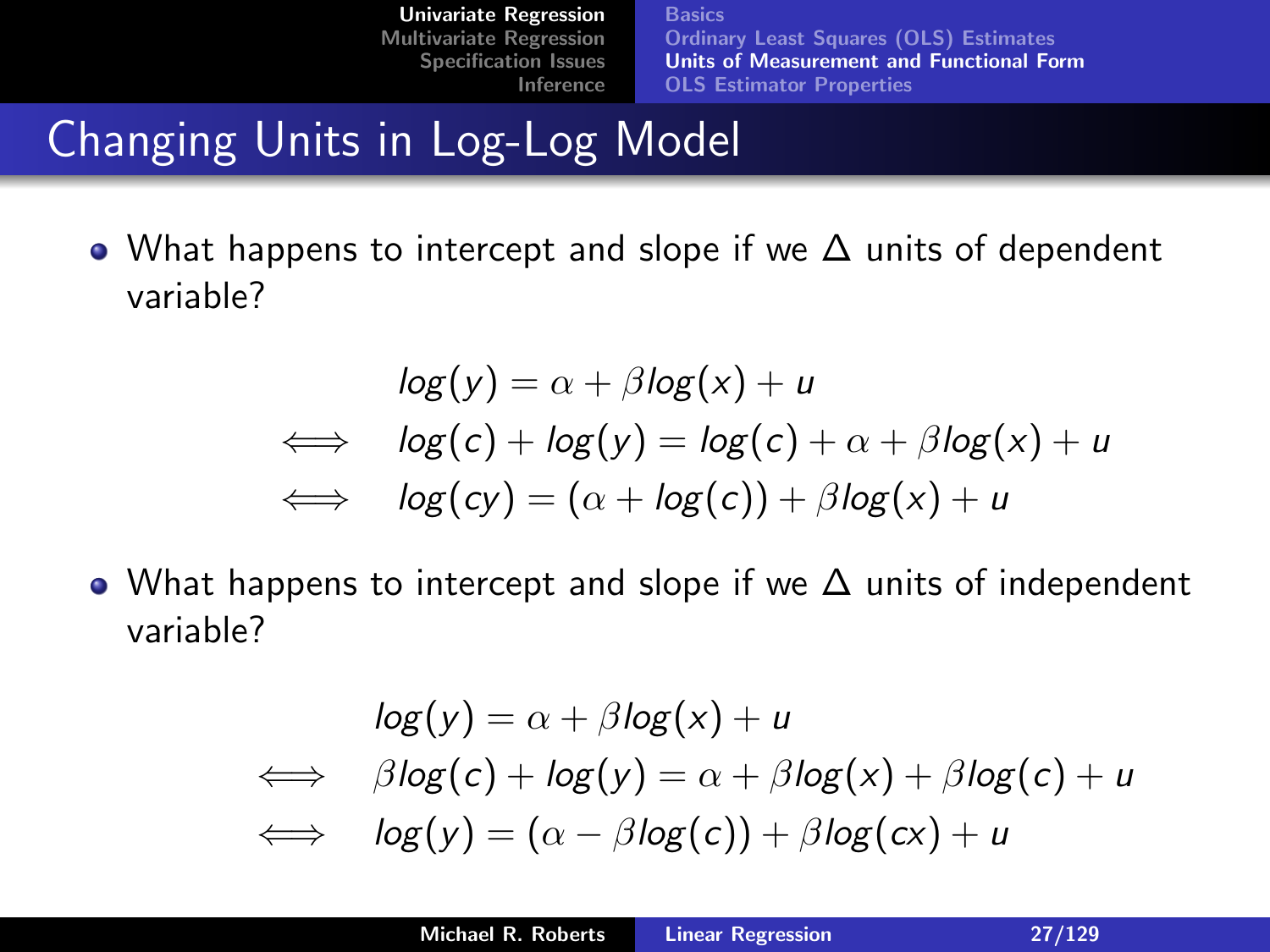# Changing Units in Log-Log Model

- What happens to intercept and slope if we $\Delta$ units of dependent variable?

$$
\begin{aligned}
& log(y) = \alpha + \beta log(x) + u \\
\iff \quad & log(c) + log(y) = log(c) + \alpha + \beta log(x) + u \\
\iff \quad & log(cy) = (\alpha + log(c)) + \beta log(x) + u
\end{aligned}
$$

- What happens to intercept and slope if we $\Delta$ units of independent variable?

$$
\begin{aligned}
& log(y) = \alpha + \beta log(x) + u \\
\iff \quad & \beta log(c) + log(y) = \alpha + \beta log(x) + \beta log(c) + u \\
\iff \quad & log(y) = (\alpha - \beta log(c)) + \beta log(cx) + u
\end{aligned}
$$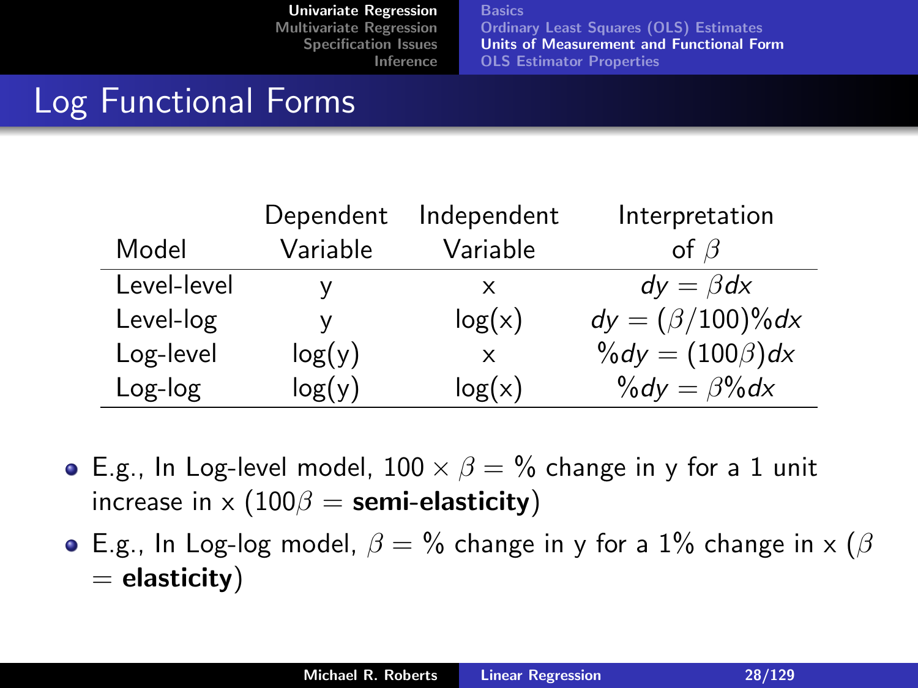# Log Functional Forms

| Model | Dependent Variable | Independent Variable | Interpretation of $\beta$ |
|---|---|---|---|
| Level-level | y | x | $dy = \beta dx$ |
| Level-log | y | log(x) | $dy = (\beta/100)\% dx$ |
| Log-level | log(y) | x | $\% dy = (100\beta) dx$ |
| Log-log | log(y) | log(x) | $\% dy = \beta \% dx$ |

- E.g., In Log-level model, $100 \times \beta = \%$ change in y for a 1 unit increase in x ($100\beta$ = **semi-elasticity**)
- E.g., In Log-log model, $\beta = \%$ change in y for a 1% change in x ($\beta$ = **elasticity**)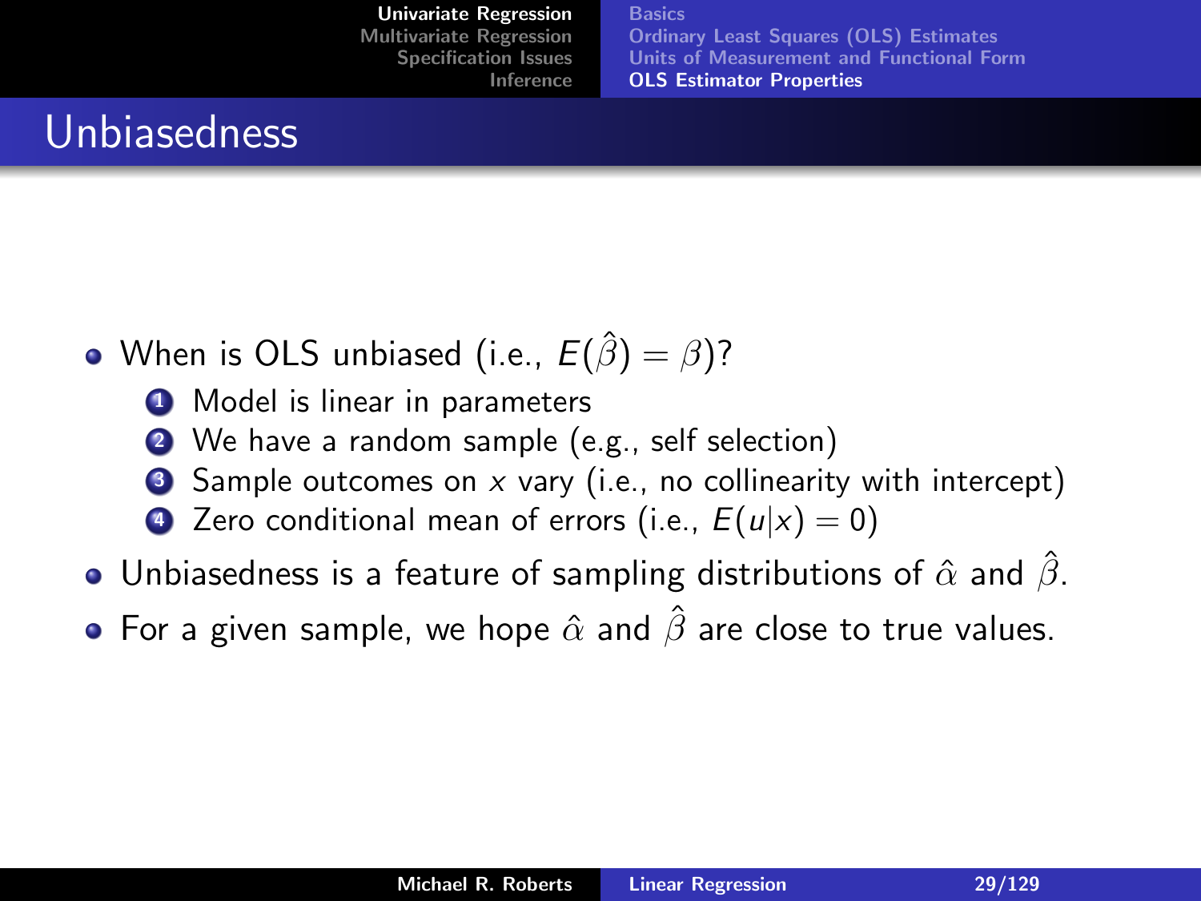# Unbiasedness

- When is OLS unbiased (i.e., $E(\hat{\beta}) = \beta$)?
  1. Model is linear in parameters
  2. We have a random sample (e.g., self selection)
  3. Sample outcomes on $x$ vary (i.e., no collinearity with intercept)
  4. Zero conditional mean of errors (i.e., $E(u|x) = 0$)
- Unbiasedness is a feature of sampling distributions of $\hat{\alpha}$ and $\hat{\beta}$.
- For a given sample, we hope $\hat{\alpha}$ and $\hat{\beta}$ are close to true values.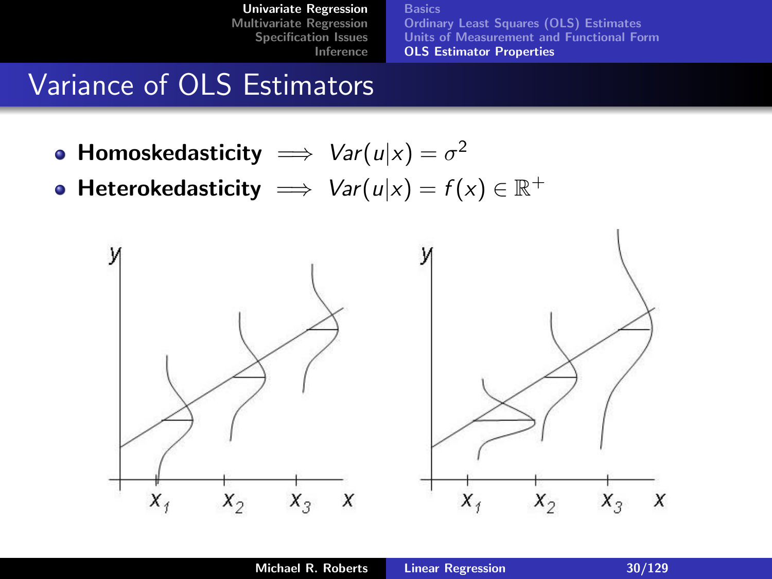# Variance of OLS Estimators

- **Homoskedasticity** $\implies$ $Var(u|x) = \sigma^2$
- **Heterokedasticity** $\implies$ $Var(u|x) = f(x) \in \mathbb{R}^+$

y

$x_1$ $x_2$ $x_3$ $x$

y

$x_1$ $x_2$ $x_3$ $x$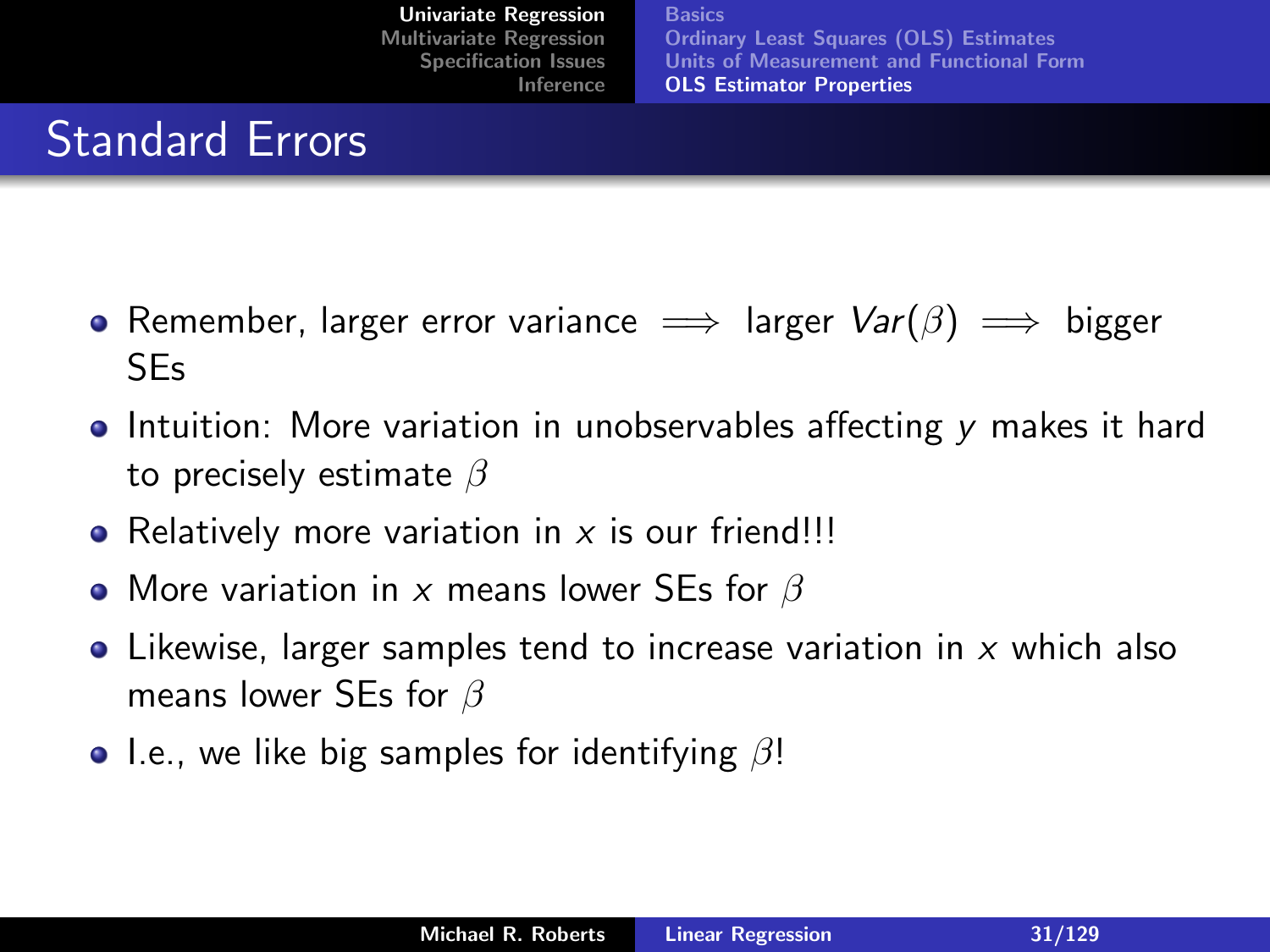# Standard Errors

- Remember, larger error variance $\implies$ larger $Var(\beta) \implies$ bigger SEs
- Intuition: More variation in unobservables affecting $y$ makes it hard to precisely estimate $\beta$
- Relatively more variation in $x$ is our friend!!!
- More variation in $x$ means lower SEs for $\beta$
- Likewise, larger samples tend to increase variation in $x$ which also means lower SEs for $\beta$
- I.e., we like big samples for identifying $\beta$!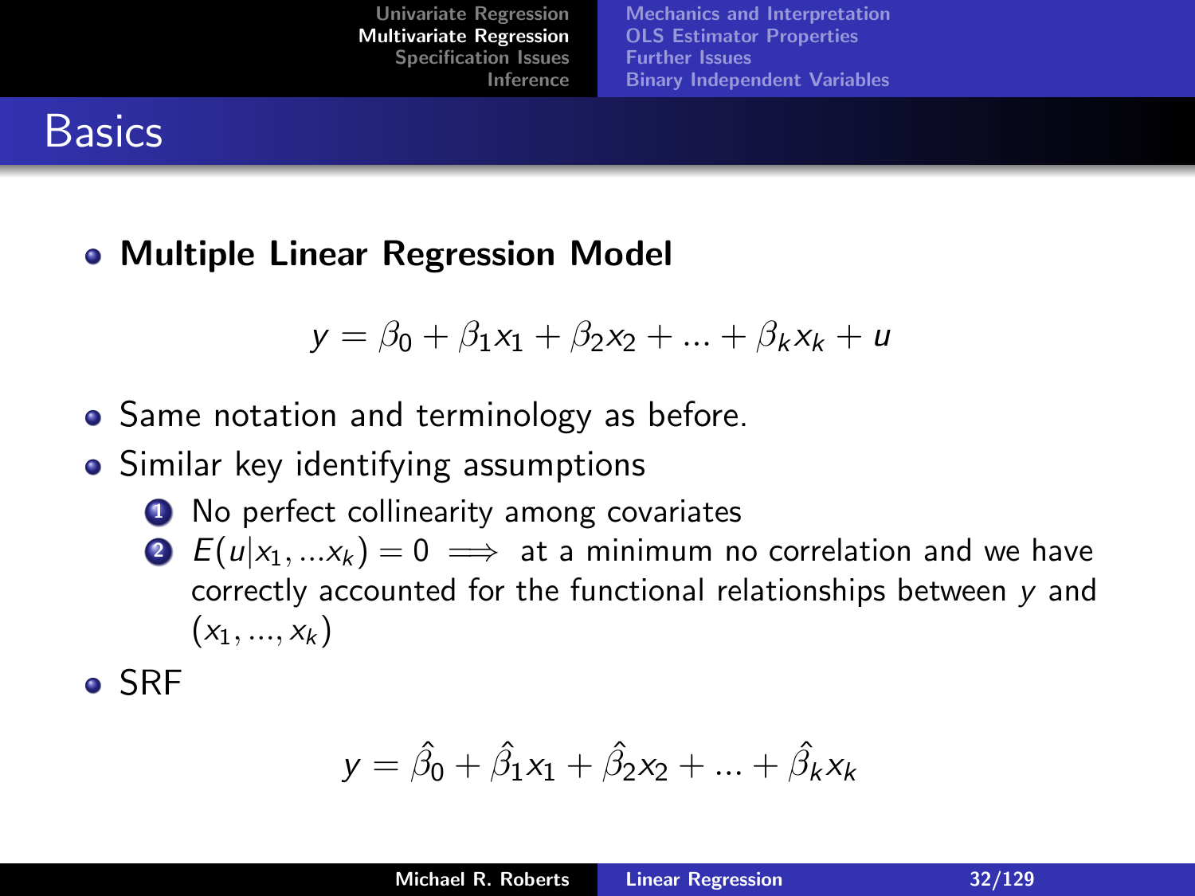## Basics

- **Multiple Linear Regression Model**

$$y = \beta_0 + \beta_1 x_1 + \beta_2 x_2 + ... + \beta_k x_k + u$$

- Same notation and terminology as before.
- Similar key identifying assumptions
  1. No perfect collinearity among covariates
  2. $E(u|x_1, ...x_k) = 0 \implies$ at a minimum no correlation and we have correctly accounted for the functional relationships between $y$ and $(x_1, ..., x_k)$
- SRF

$$y = \hat{\beta}_0 + \hat{\beta}_1 x_1 + \hat{\beta}_2 x_2 + ... + \hat{\beta}_k x_k$$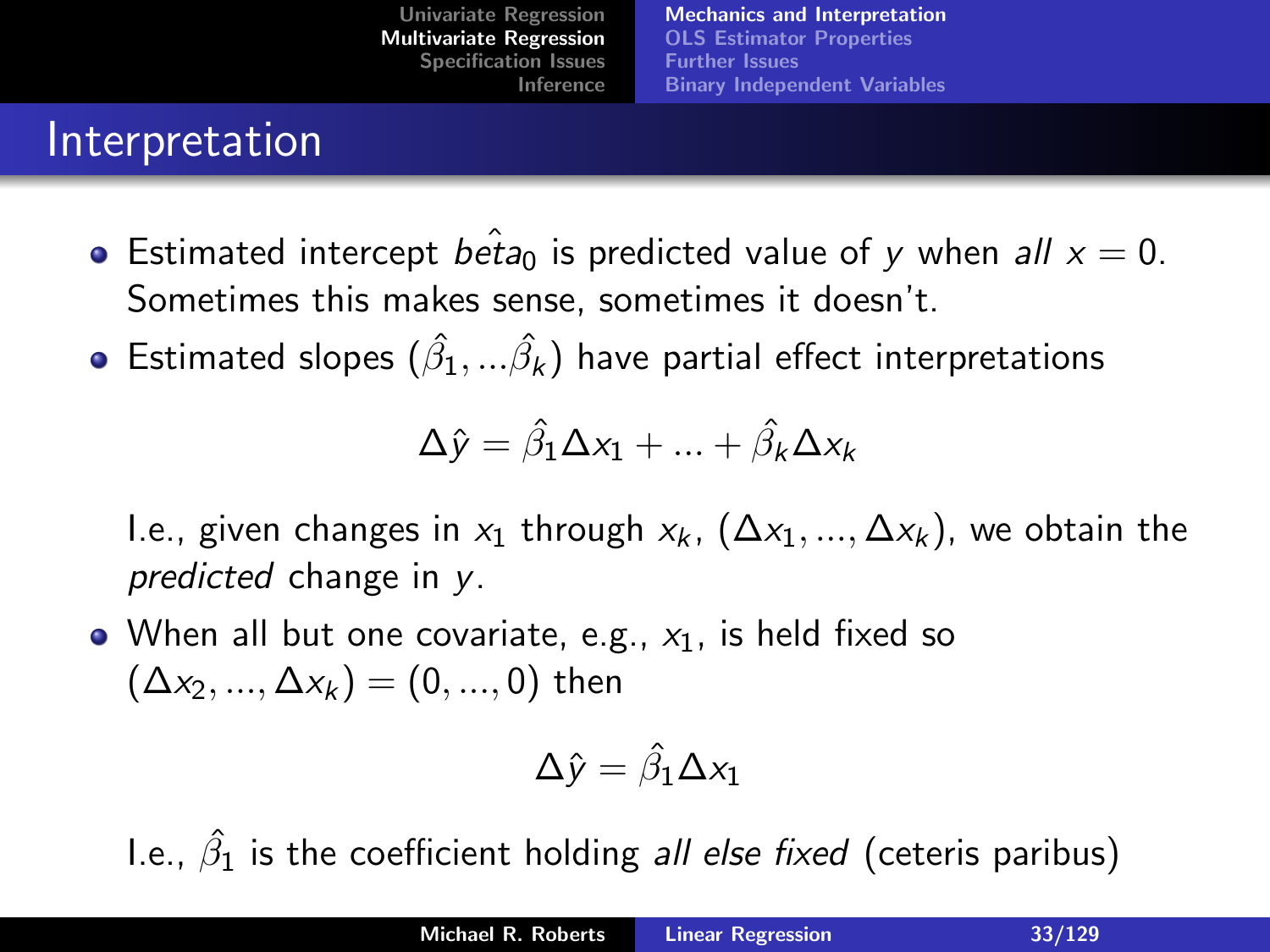## Interpretation

- Estimated intercept $\hat{beta}_0$ is predicted value of $y$ when *all* $x = 0$. Sometimes this makes sense, sometimes it doesn't.
- Estimated slopes $(\hat{\beta}_1, ...\hat{\beta}_k)$ have partial effect interpretations

$$\Delta \hat{y} = \hat{\beta}_1 \Delta x_1 + ... + \hat{\beta}_k \Delta x_k$$

  I.e., given changes in $x_1$ through $x_k$, $(\Delta x_1, ..., \Delta x_k)$, we obtain the *predicted* change in $y$.

- When all but one covariate, e.g., $x_1$, is held fixed so $(\Delta x_2, ..., \Delta x_k) = (0, ..., 0)$ then

$$\Delta \hat{y} = \hat{\beta}_1 \Delta x_1$$

  I.e., $\hat{\beta}_1$ is the coefficient holding *all else fixed* (ceteris paribus)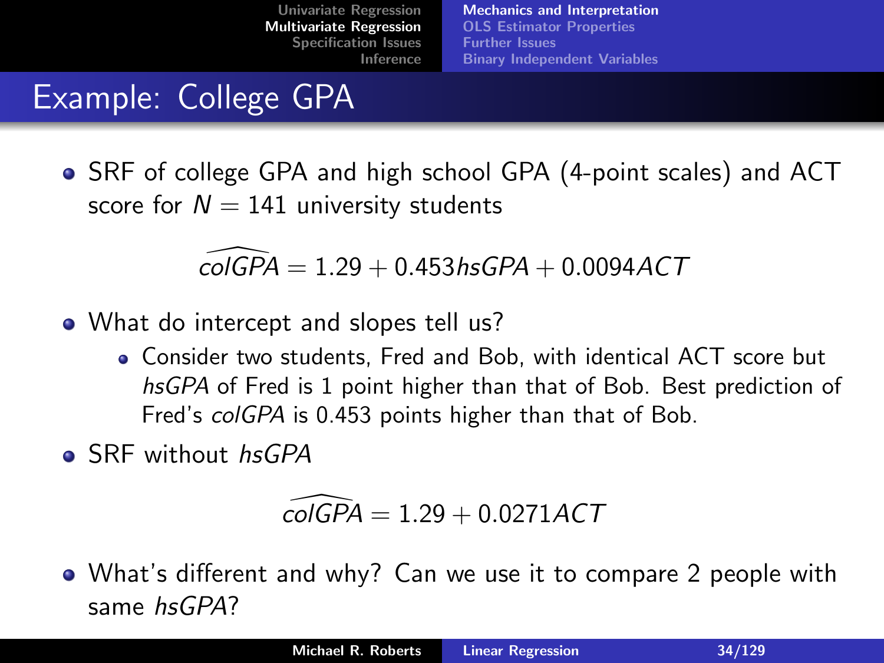# Example: College GPA

- SRF of college GPA and high school GPA (4-point scales) and ACT score for $N = 141$ university students

$$\widehat{colGPA} = 1.29 + 0.453 hsGPA + 0.0094 ACT$$

- What do intercept and slopes tell us?
  - Consider two students, Fred and Bob, with identical ACT score but *hsGPA* of Fred is 1 point higher than that of Bob. Best prediction of Fred's *colGPA* is 0.453 points higher than that of Bob.
- SRF without *hsGPA*

$$\widehat{colGPA} = 1.29 + 0.0271 ACT$$

- What's different and why? Can we use it to compare 2 people with same *hsGPA*?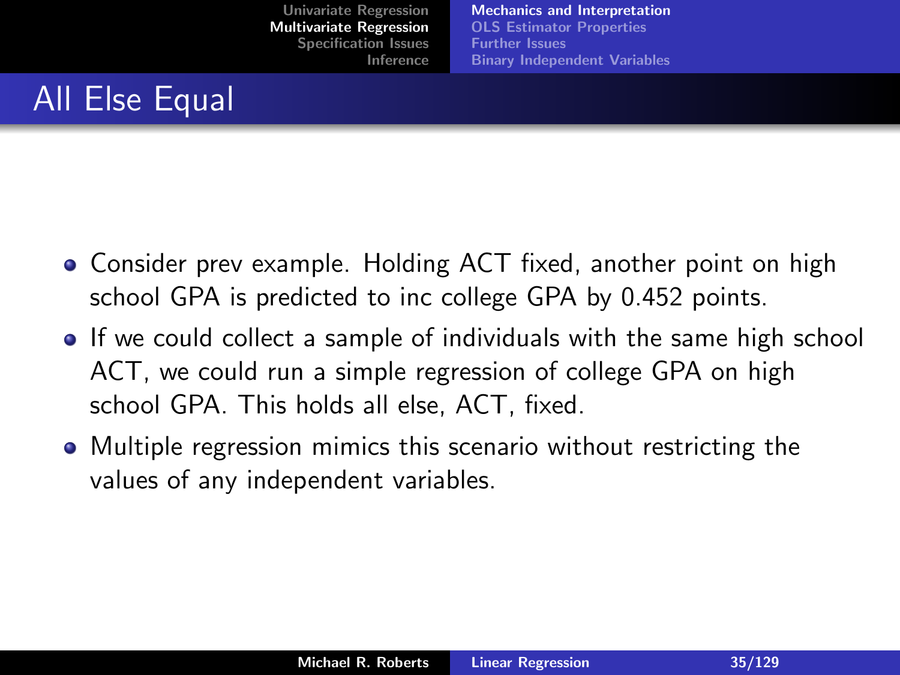# All Else Equal

- Consider prev example. Holding ACT fixed, another point on high school GPA is predicted to inc college GPA by 0.452 points.
- If we could collect a sample of individuals with the same high school ACT, we could run a simple regression of college GPA on high school GPA. This holds all else, ACT, fixed.
- Multiple regression mimics this scenario without restricting the values of any independent variables.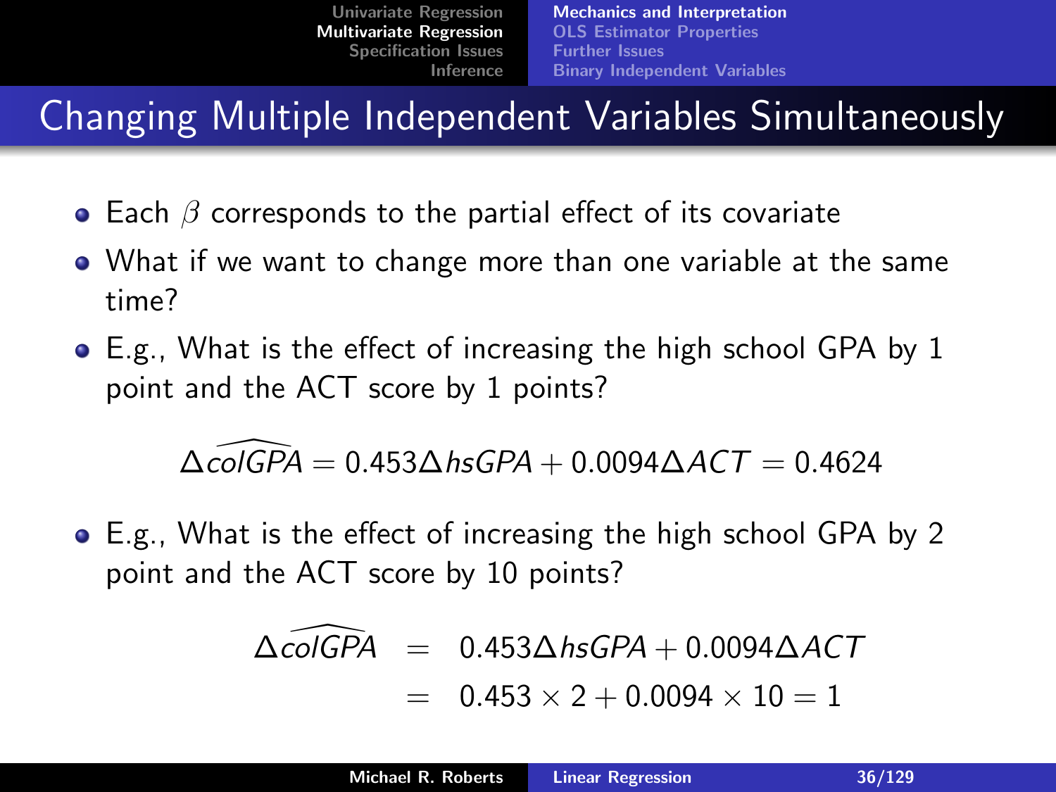# Changing Multiple Independent Variables Simultaneously

- Each $\beta$ corresponds to the partial effect of its covariate
- What if we want to change more than one variable at the same time?
- E.g., What is the effect of increasing the high school GPA by 1 point and the ACT score by 1 points?

$$\Delta \widehat{colGPA} = 0.453 \Delta hsGPA + 0.0094 \Delta ACT = 0.4624$$

- E.g., What is the effect of increasing the high school GPA by 2 point and the ACT score by 10 points?

$$\begin{aligned} \Delta \widehat{colGPA} &= 0.453 \Delta hsGPA + 0.0094 \Delta ACT \\ &= 0.453 \times 2 + 0.0094 \times 10 = 1 \end{aligned}$$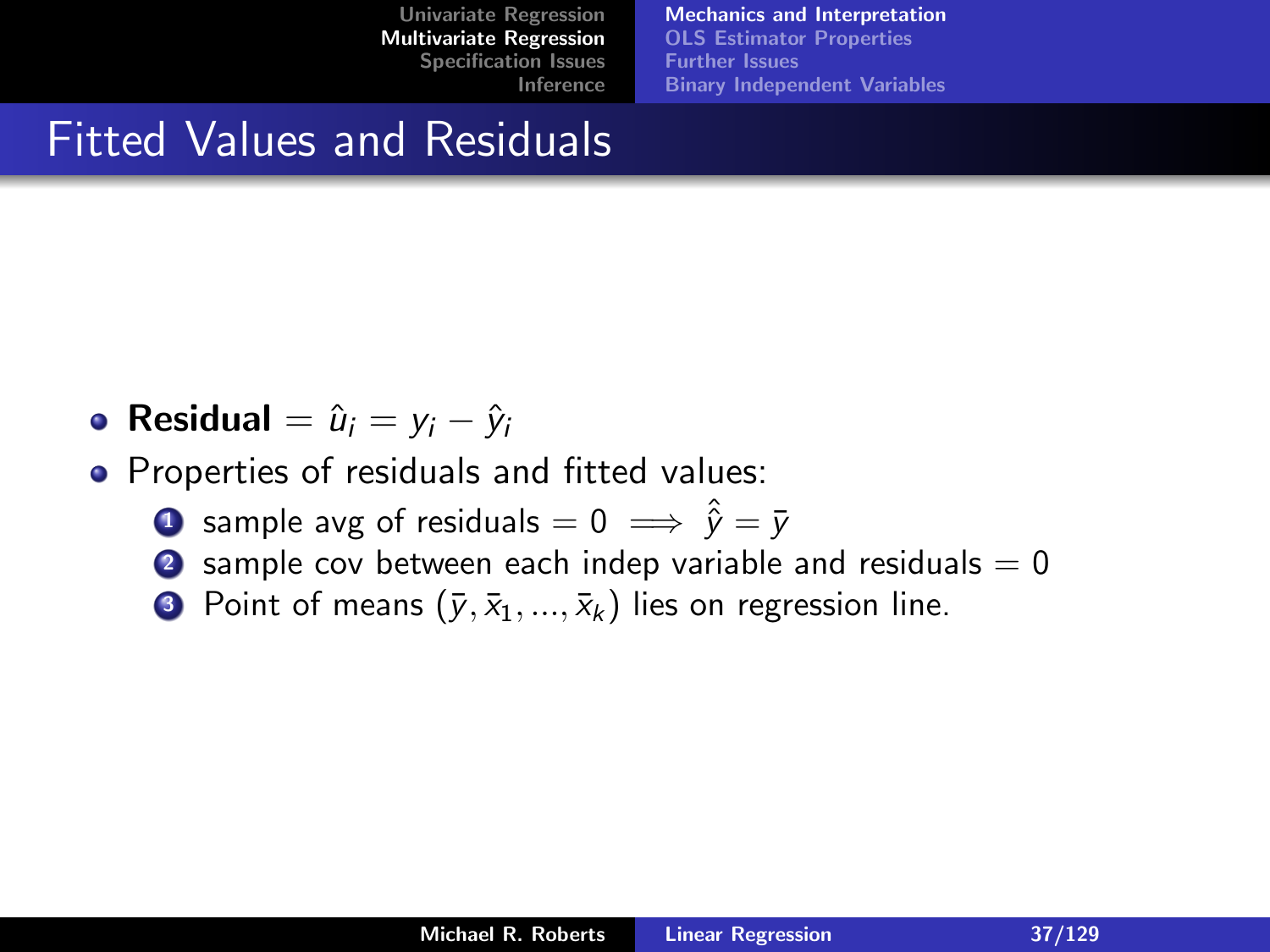# Fitted Values and Residuals

- **Residual** $= \hat{u}_i = y_i - \hat{y}_i$
- Properties of residuals and fitted values:
  1. sample avg of residuals $= 0 \implies \hat{\bar{y}} = \bar{y}$
  2. sample cov between each indep variable and residuals $= 0$
  3. Point of means $(\bar{y}, \bar{x}_1, ..., \bar{x}_k)$ lies on regression line.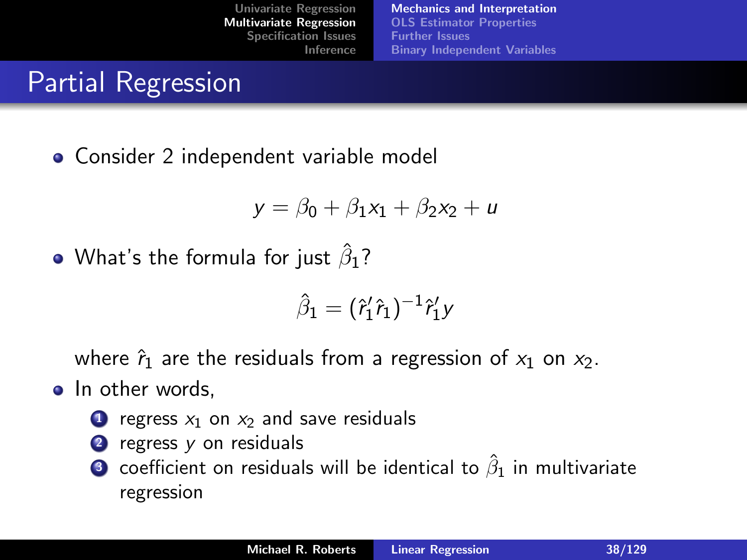# Partial Regression

- Consider 2 independent variable model

$$y = \beta_0 + \beta_1 x_1 + \beta_2 x_2 + u$$

- What's the formula for just $\hat{\beta}_1$?

$$\hat{\beta}_1 = (\hat{r}_1' \hat{r}_1)^{-1} \hat{r}_1' y$$

  where $\hat{r}_1$ are the residuals from a regression of $x_1$ on $x_2$.

- In other words,
  1. regress $x_1$ on $x_2$ and save residuals
  2. regress $y$ on residuals
  3. coefficient on residuals will be identical to $\hat{\beta}_1$ in multivariate regression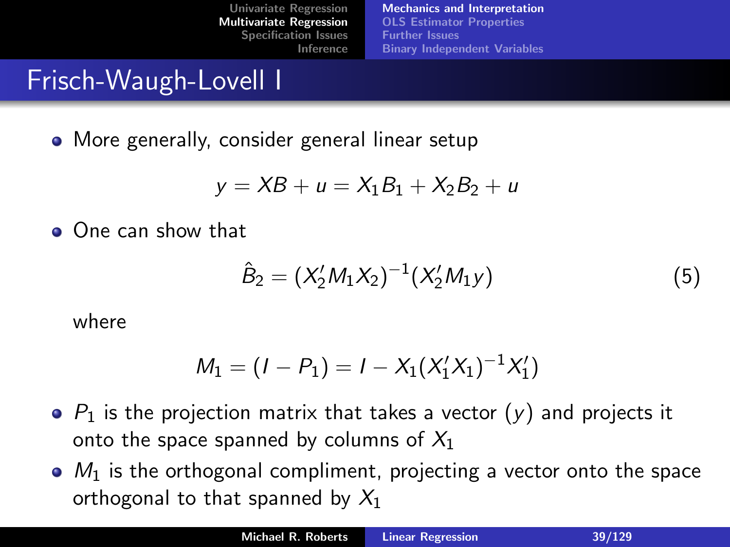# Frisch-Waugh-Lovell I

- More generally, consider general linear setup

$$y = XB + u = X_1 B_1 + X_2 B_2 + u$$

- One can show that

$$\hat{B}_2 = (X_2' M_1 X_2)^{-1} (X_2' M_1 y) \tag{5}$$

where

$$M_1 = (I - P_1) = I - X_1 (X_1' X_1)^{-1} X_1')$$

- $P_1$ is the projection matrix that takes a vector ($y$) and projects it onto the space spanned by columns of $X_1$
- $M_1$ is the orthogonal compliment, projecting a vector onto the space orthogonal to that spanned by $X_1$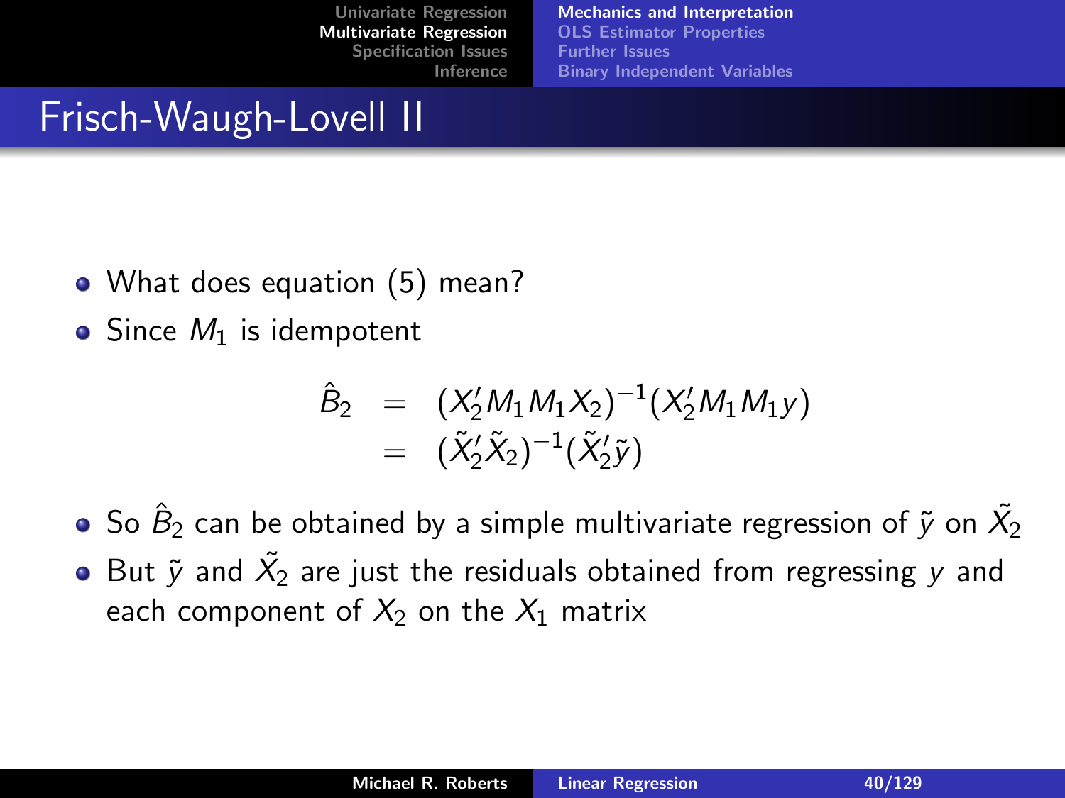# Frisch-Waugh-Lovell II

- What does equation (5) mean?
- Since $M_1$ is idempotent

$$
\begin{aligned}
\hat{B}_2 &= (X_2' M_1 M_1 X_2)^{-1}(X_2' M_1 M_1 y) \\
&= (\tilde{X}_2' \tilde{X}_2)^{-1}(\tilde{X}_2' \tilde{y})
\end{aligned}
$$

- So $\hat{B}_2$ can be obtained by a simple multivariate regression of $\tilde{y}$ on $\tilde{X}_2$
- But $\tilde{y}$ and $\tilde{X}_2$ are just the residuals obtained from regressing $y$ and each component of $X_2$ on the $X_1$ matrix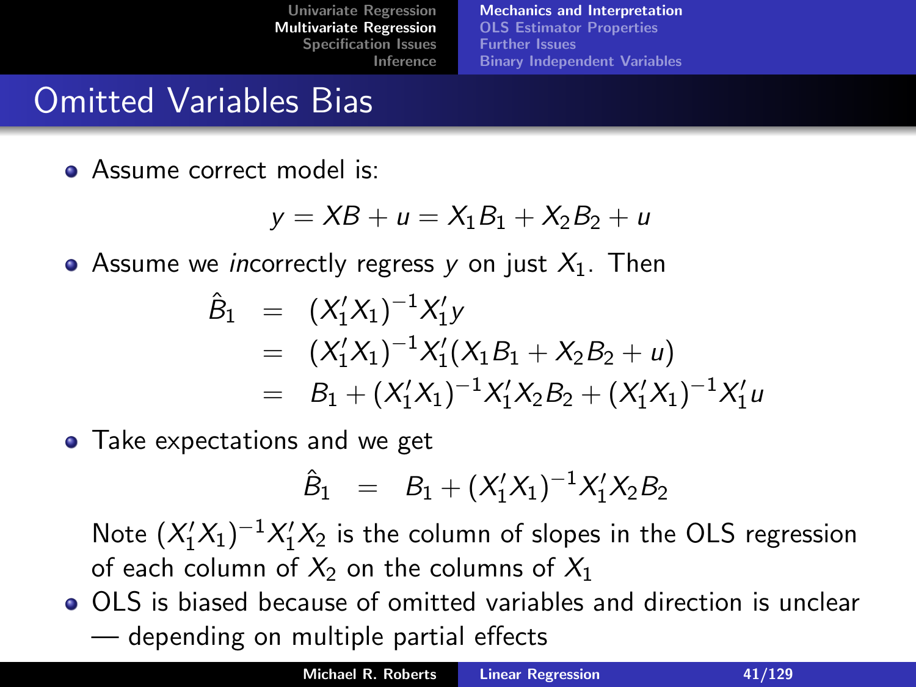# Omitted Variables Bias

- Assume correct model is:

$$y = XB + u = X_1 B_1 + X_2 B_2 + u$$

- Assume we *in*correctly regress $y$ on just $X_1$. Then

$$\begin{aligned} \hat{B}_1 &= (X_1' X_1)^{-1} X_1' y \\ &= (X_1' X_1)^{-1} X_1' (X_1 B_1 + X_2 B_2 + u) \\ &= B_1 + (X_1' X_1)^{-1} X_1' X_2 B_2 + (X_1' X_1)^{-1} X_1' u \end{aligned}$$

- Take expectations and we get

$$\hat{B}_1 = B_1 + (X_1' X_1)^{-1} X_1' X_2 B_2$$

  Note $(X_1' X_1)^{-1} X_1' X_2$ is the column of slopes in the OLS regression of each column of $X_2$ on the columns of $X_1$

- OLS is biased because of omitted variables and direction is unclear — depending on multiple partial effects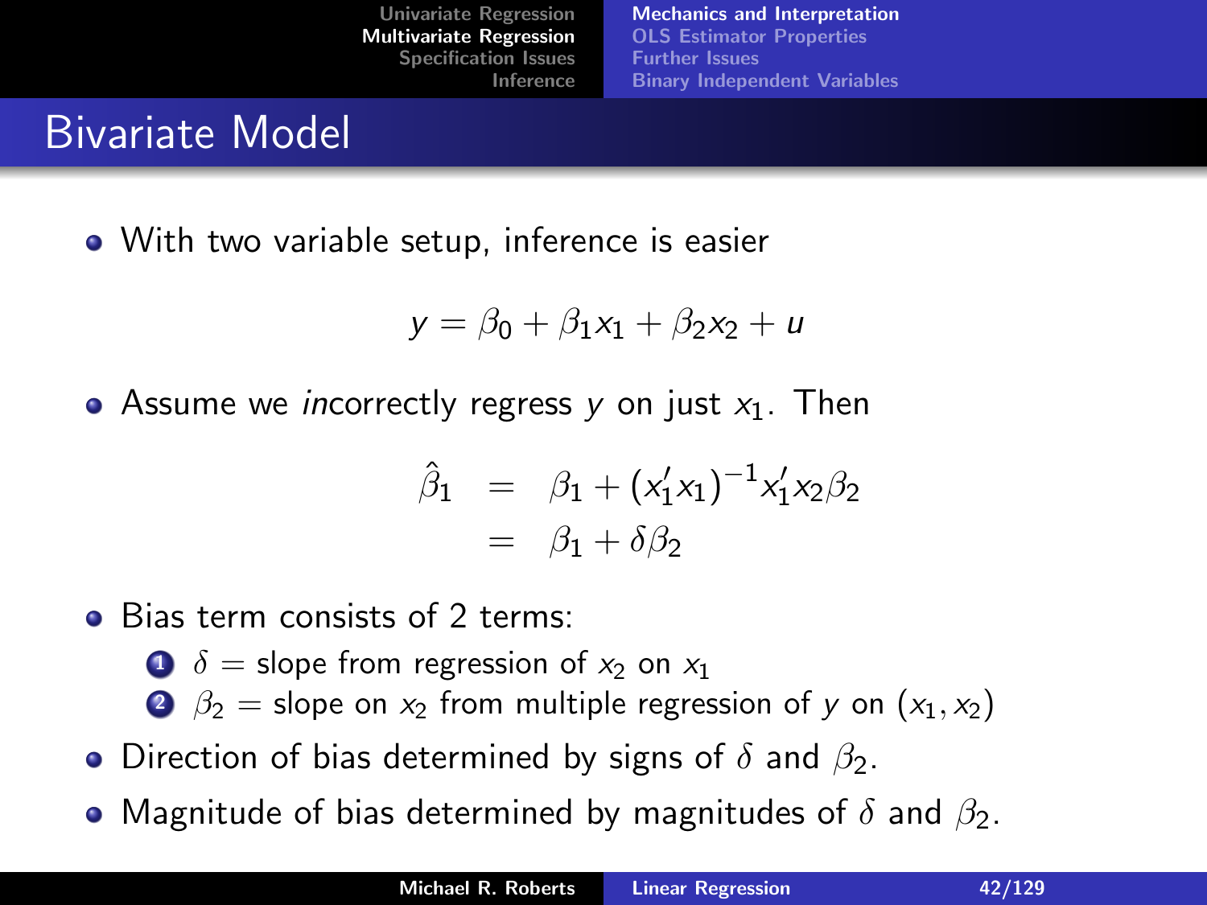# Bivariate Model

- With two variable setup, inference is easier

$$y = \beta_0 + \beta_1 x_1 + \beta_2 x_2 + u$$

- Assume we *in*correctly regress $y$ on just $x_1$. Then

$$\begin{aligned} \hat{\beta}_1 &= \beta_1 + (x_1' x_1)^{-1} x_1' x_2 \beta_2 \\ &= \beta_1 + \delta \beta_2 \end{aligned}$$

- Bias term consists of 2 terms:
  1. $\delta$ = slope from regression of $x_2$ on $x_1$
  2. $\beta_2$ = slope on $x_2$ from multiple regression of $y$ on $(x_1, x_2)$
- Direction of bias determined by signs of $\delta$ and $\beta_2$.
- Magnitude of bias determined by magnitudes of $\delta$ and $\beta_2$.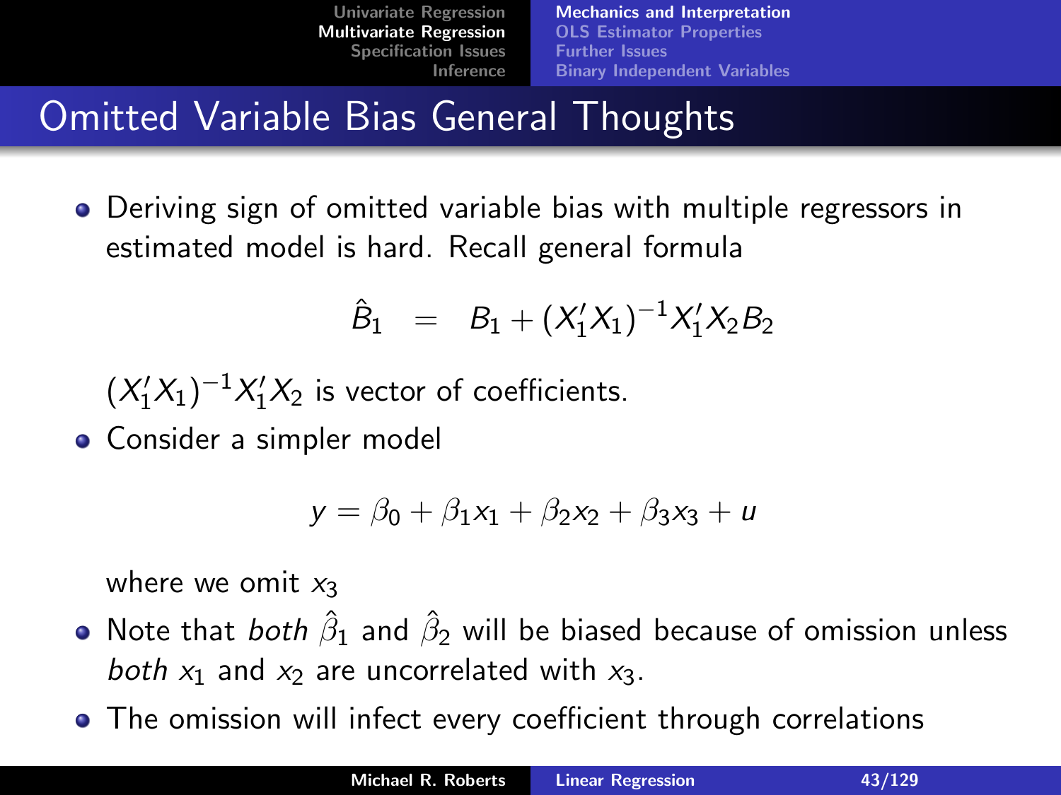# Omitted Variable Bias General Thoughts

- Deriving sign of omitted variable bias with multiple regressors in estimated model is hard. Recall general formula

$$\hat{B}_1 = B_1 + (X_1' X_1)^{-1} X_1' X_2 B_2$$

  $(X_1' X_1)^{-1} X_1' X_2$ is vector of coefficients.

- Consider a simpler model

$$y = \beta_0 + \beta_1 x_1 + \beta_2 x_2 + \beta_3 x_3 + u$$

  where we omit $x_3$

- Note that *both* $\hat{\beta}_1$ and $\hat{\beta}_2$ will be biased because of omission unless *both* $x_1$ and $x_2$ are uncorrelated with $x_3$.
- The omission will infect every coefficient through correlations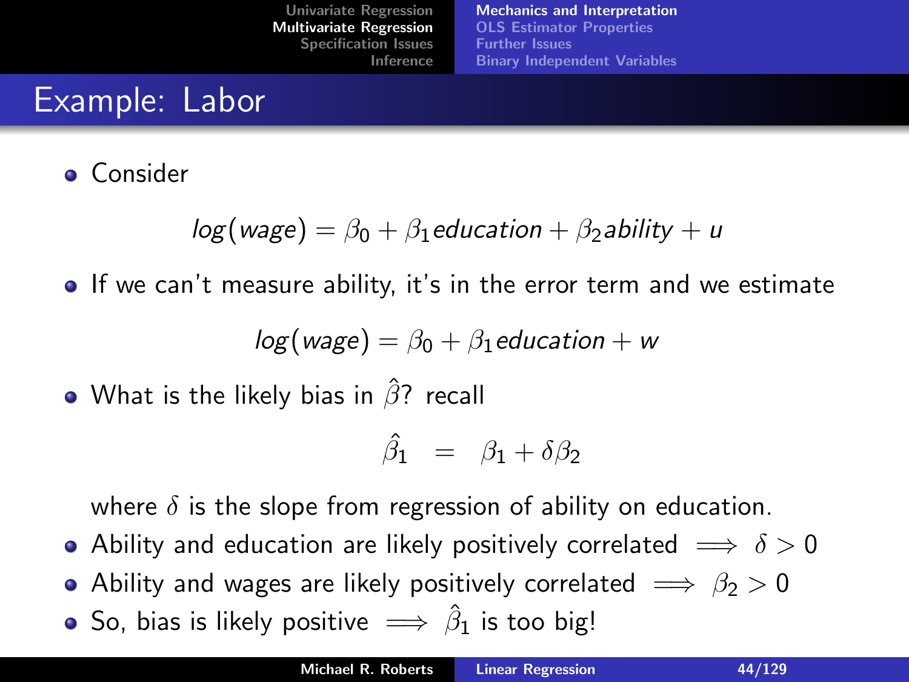## Example: Labor

- Consider

$$log(wage) = \beta_0 + \beta_1 education + \beta_2 ability + u$$

- If we can't measure ability, it's in the error term and we estimate

$$log(wage) = \beta_0 + \beta_1 education + w$$

- What is the likely bias in $\hat{\beta}$? recall

$$\hat{\beta}_1 = \beta_1 + \delta\beta_2$$

where $\delta$ is the slope from regression of ability on education.

- Ability and education are likely positively correlated $\implies \delta > 0$
- Ability and wages are likely positively correlated $\implies \beta_2 > 0$
- So, bias is likely positive $\implies \hat{\beta}_1$ is too big!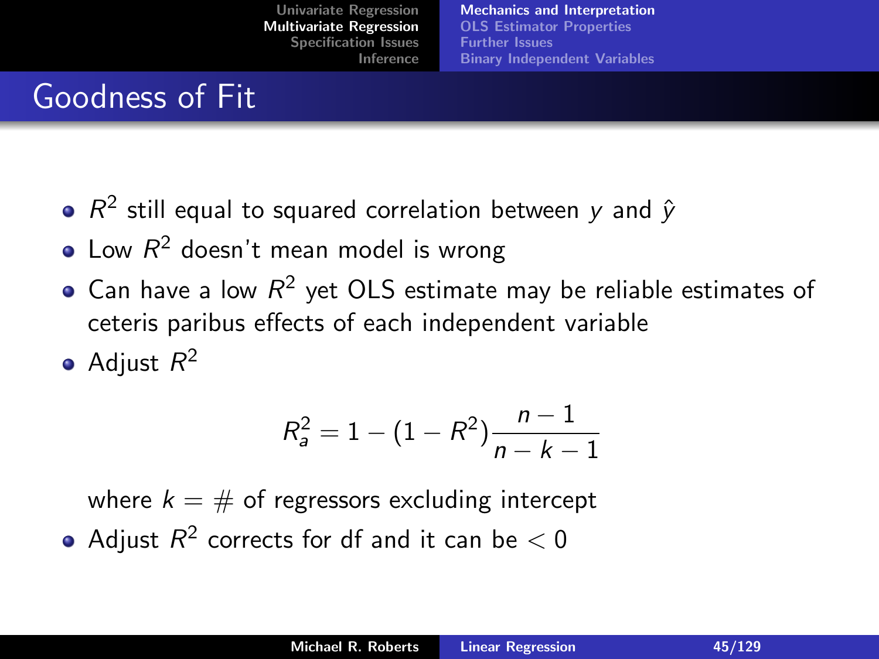# Goodness of Fit

- $R^2$ still equal to squared correlation between $y$ and $\hat{y}$
- Low $R^2$ doesn't mean model is wrong
- Can have a low $R^2$ yet OLS estimate may be reliable estimates of ceteris paribus effects of each independent variable
- Adjust $R^2$

$$R_a^2 = 1 - (1 - R^2)\frac{n-1}{n-k-1}$$

  where $k = \#$ of regressors excluding intercept
- Adjust $R^2$ corrects for df and it can be $< 0$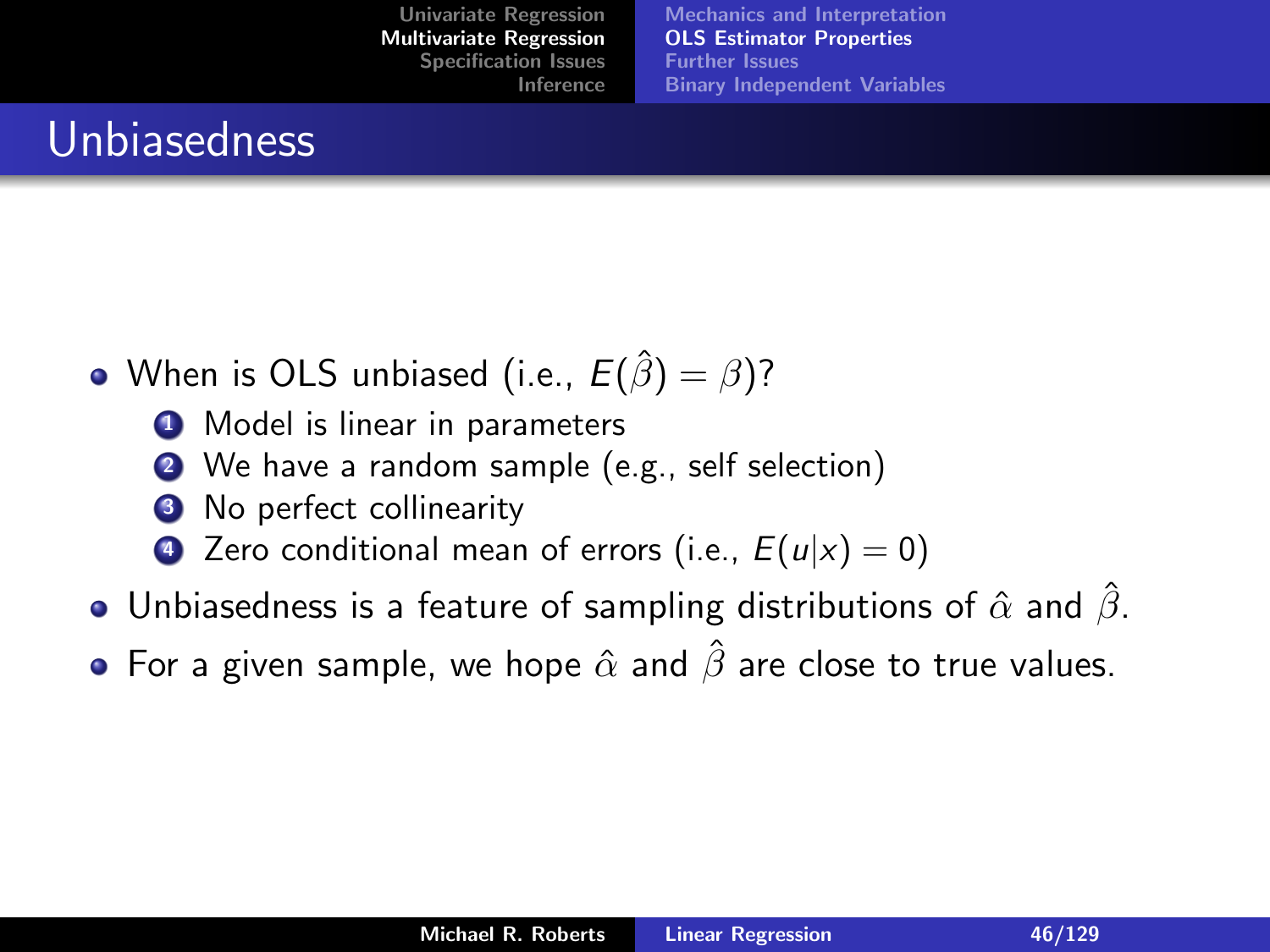# Unbiasedness

- When is OLS unbiased (i.e., $E(\hat{\beta}) = \beta$)?
  1. Model is linear in parameters
  2. We have a random sample (e.g., self selection)
  3. No perfect collinearity
  4. Zero conditional mean of errors (i.e., $E(u|x) = 0$)
- Unbiasedness is a feature of sampling distributions of $\hat{\alpha}$ and $\hat{\beta}$.
- For a given sample, we hope $\hat{\alpha}$ and $\hat{\beta}$ are close to true values.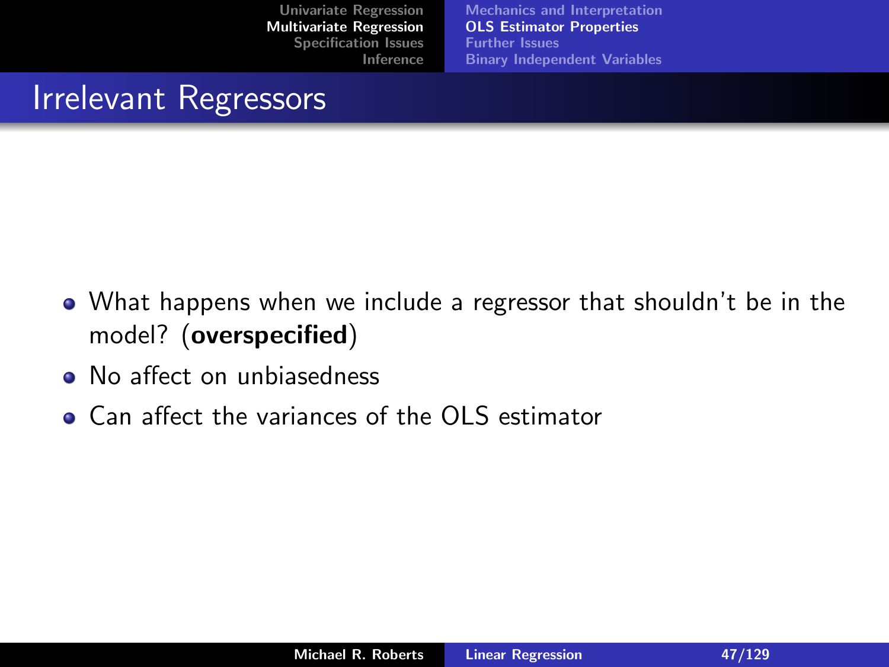# Irrelevant Regressors

- What happens when we include a regressor that shouldn't be in the model? (**overspecified**)
- No affect on unbiasedness
- Can affect the variances of the OLS estimator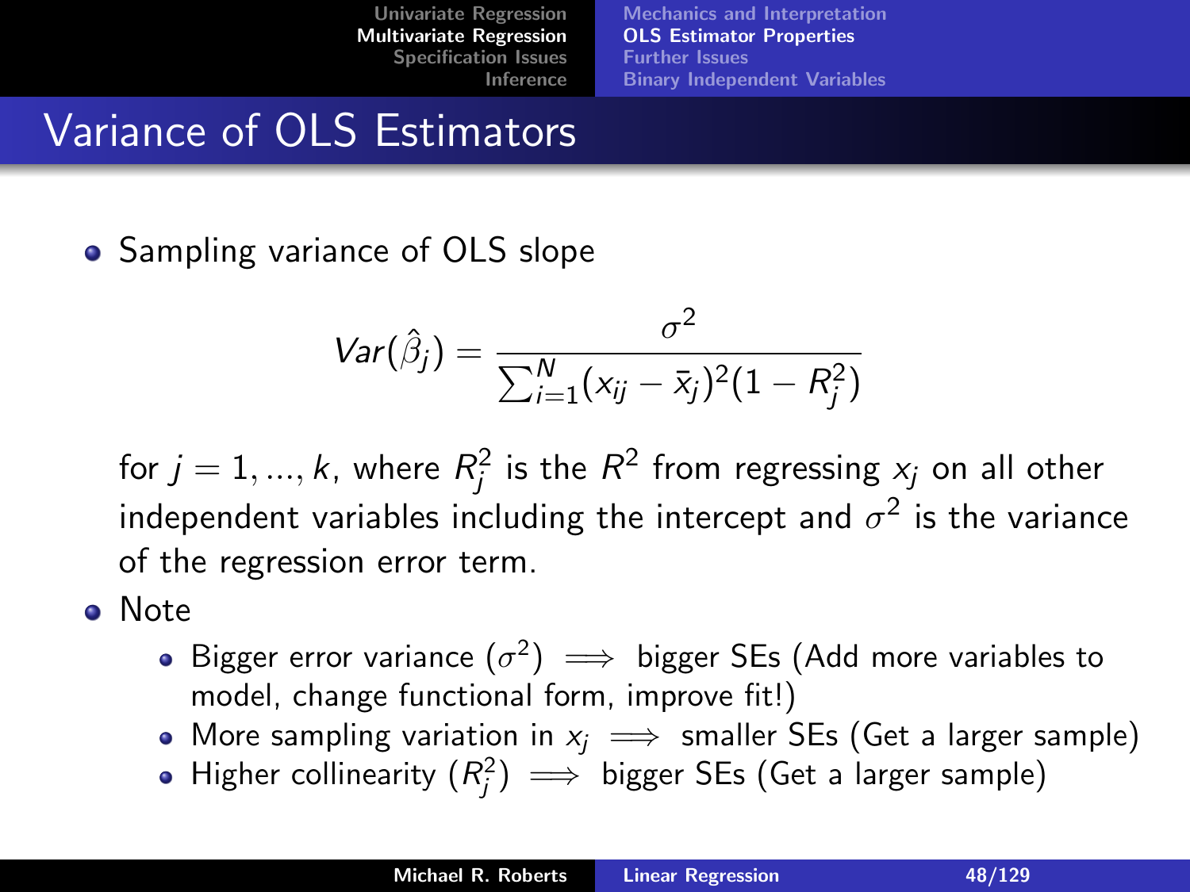## Variance of OLS Estimators

- Sampling variance of OLS slope

$$Var(\hat{\beta}_j) = \frac{\sigma^2}{\sum_{i=1}^{N}(x_{ij} - \bar{x}_j)^2(1 - R_j^2)}$$

  for $j = 1, ..., k$, where $R_j^2$ is the $R^2$ from regressing $x_j$ on all other independent variables including the intercept and $\sigma^2$ is the variance of the regression error term.

- Note
  - Bigger error variance ($\sigma^2$) $\implies$ bigger SEs (Add more variables to model, change functional form, improve fit!)
  - More sampling variation in $x_j$ $\implies$ smaller SEs (Get a larger sample)
  - Higher collinearity ($R_j^2$) $\implies$ bigger SEs (Get a larger sample)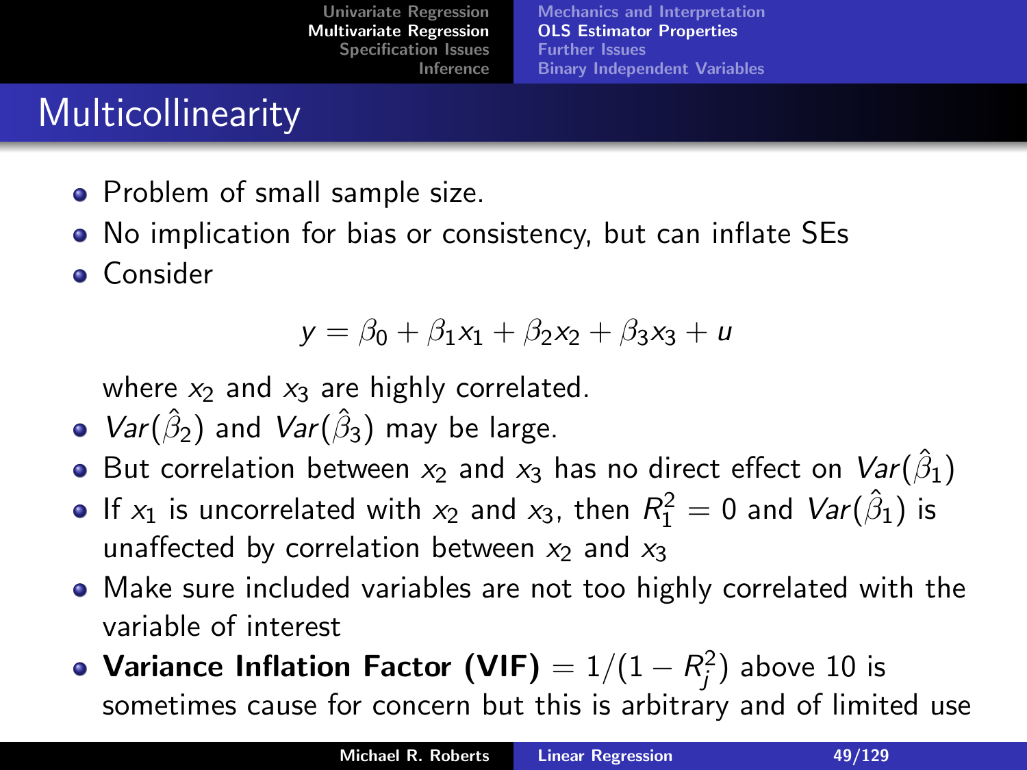# Multicollinearity

- Problem of small sample size.
- No implication for bias or consistency, but can inflate SEs
- Consider

$$y = \beta_0 + \beta_1 x_1 + \beta_2 x_2 + \beta_3 x_3 + u$$

  where $x_2$ and $x_3$ are highly correlated.
- $Var(\hat{\beta}_2)$ and $Var(\hat{\beta}_3)$ may be large.
- But correlation between $x_2$ and $x_3$ has no direct effect on $Var(\hat{\beta}_1)$
- If $x_1$ is uncorrelated with $x_2$ and $x_3$, then $R_1^2 = 0$ and $Var(\hat{\beta}_1)$ is unaffected by correlation between $x_2$ and $x_3$
- Make sure included variables are not too highly correlated with the variable of interest
- **Variance Inflation Factor (VIF)** $= 1/(1 - R_j^2)$ above 10 is sometimes cause for concern but this is arbitrary and of limited use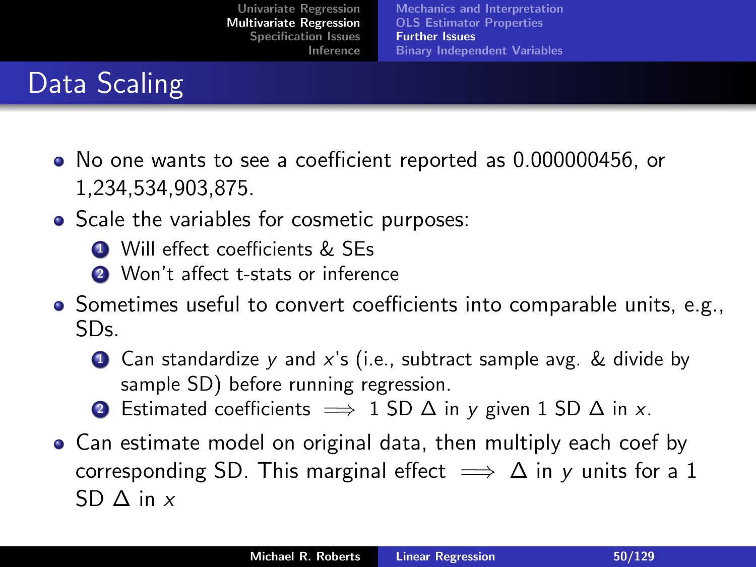# Data Scaling

- No one wants to see a coefficient reported as 0.000000456, or 1,234,534,903,875.
- Scale the variables for cosmetic purposes:
  1. Will effect coefficients & SEs
  2. Won't affect t-stats or inference
- Sometimes useful to convert coefficients into comparable units, e.g., SDs.
  1. Can standardize $y$ and $x$'s (i.e., subtract sample avg. & divide by sample SD) before running regression.
  2. Estimated coefficients $\implies$ 1 SD $\Delta$ in $y$ given 1 SD $\Delta$ in $x$.
- Can estimate model on original data, then multiply each coef by corresponding SD. This marginal effect $\implies$ $\Delta$ in $y$ units for a 1 SD $\Delta$ in $x$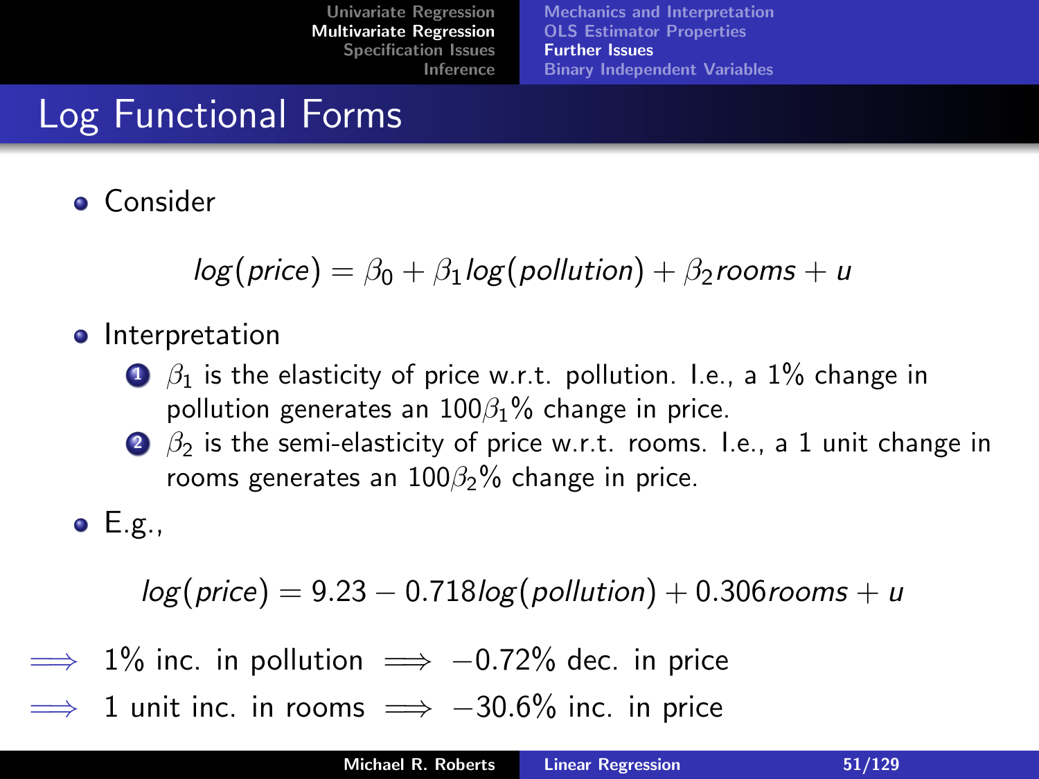# Log Functional Forms

- Consider

$$log(price) = \beta_0 + \beta_1 log(pollution) + \beta_2 rooms + u$$

- Interpretation
  1. $\beta_1$ is the elasticity of price w.r.t. pollution. I.e., a 1% change in pollution generates an $100\beta_1$% change in price.
  2. $\beta_2$ is the semi-elasticity of price w.r.t. rooms. I.e., a 1 unit change in rooms generates an $100\beta_2$% change in price.

- E.g.,

$$log(price) = 9.23 - 0.718 log(pollution) + 0.306 rooms + u$$

$\implies$ 1% inc. in pollution $\implies$ $-0.72$% dec. in price

$\implies$ 1 unit inc. in rooms $\implies$ $-30.6$% inc. in price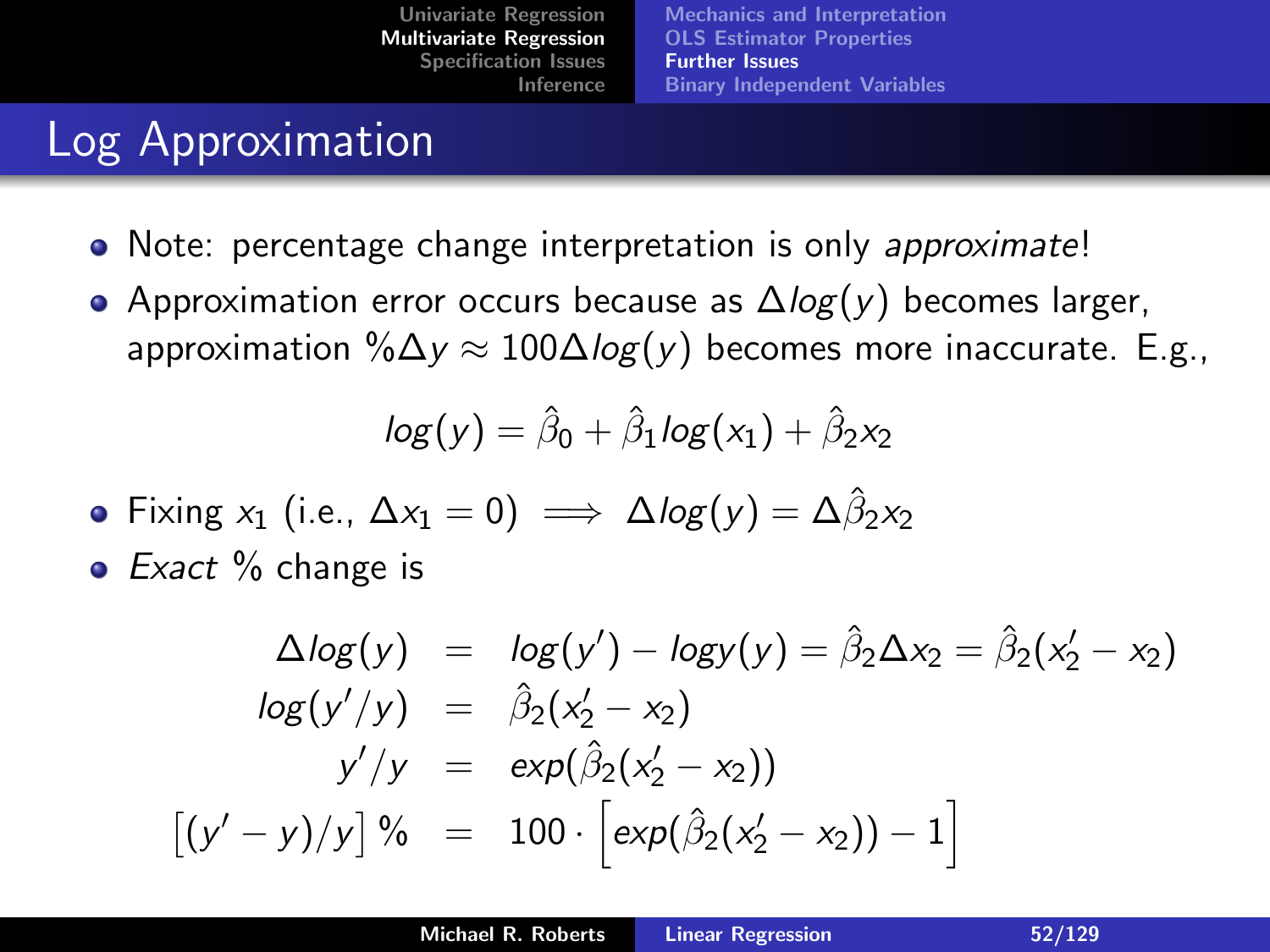## Log Approximation

- Note: percentage change interpretation is only *approximate*!
- Approximation error occurs because as $\Delta log(y)$ becomes larger, approximation $\%\Delta y \approx 100\Delta log(y)$ becomes more inaccurate. E.g.,

$$log(y) = \hat{\beta}_0 + \hat{\beta}_1 log(x_1) + \hat{\beta}_2 x_2$$

- Fixing $x_1$ (i.e., $\Delta x_1 = 0$) $\implies \Delta log(y) = \Delta \hat{\beta}_2 x_2$
- *Exact* % change is

$$\begin{aligned}
\Delta log(y) &= log(y') - logy(y) = \hat{\beta}_2 \Delta x_2 = \hat{\beta}_2 (x_2' - x_2) \\
log(y'/y) &= \hat{\beta}_2 (x_2' - x_2) \\
y'/y &= exp(\hat{\beta}_2 (x_2' - x_2)) \\
\left[(y' - y)/y\right] \% &= 100 \cdot \left[exp(\hat{\beta}_2 (x_2' - x_2)) - 1\right]
\end{aligned}$$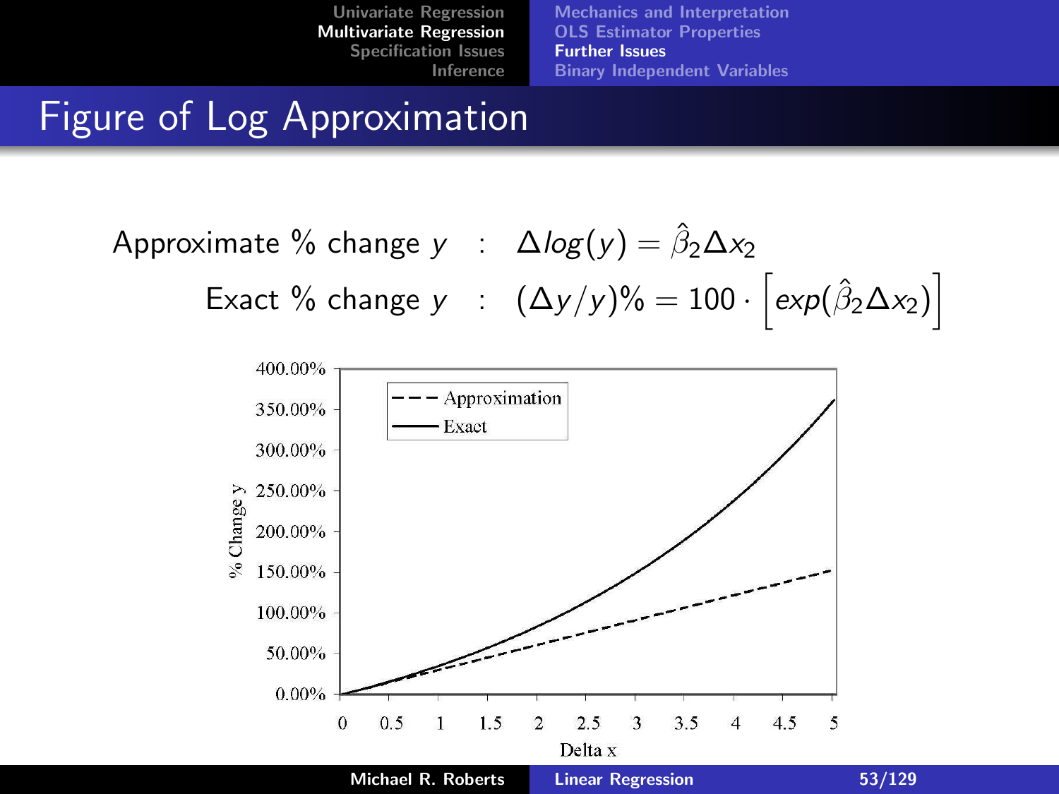# Figure of Log Approximation

$$\text{Approximate \% change } y \quad : \quad \Delta log(y) = \hat{\beta}_2 \Delta x_2$$

$$\text{Exact \% change } y \quad : \quad (\Delta y / y)\% = 100 \cdot \left[ exp(\hat{\beta}_2 \Delta x_2) \right]$$

400.00%
350.00%
300.00%
250.00%
200.00%
150.00%
100.00%
50.00%
0.00%

% Change y

0
0.5
1
1.5
2
2.5
3
3.5
4
4.5
5

Delta x

Approximation
Exact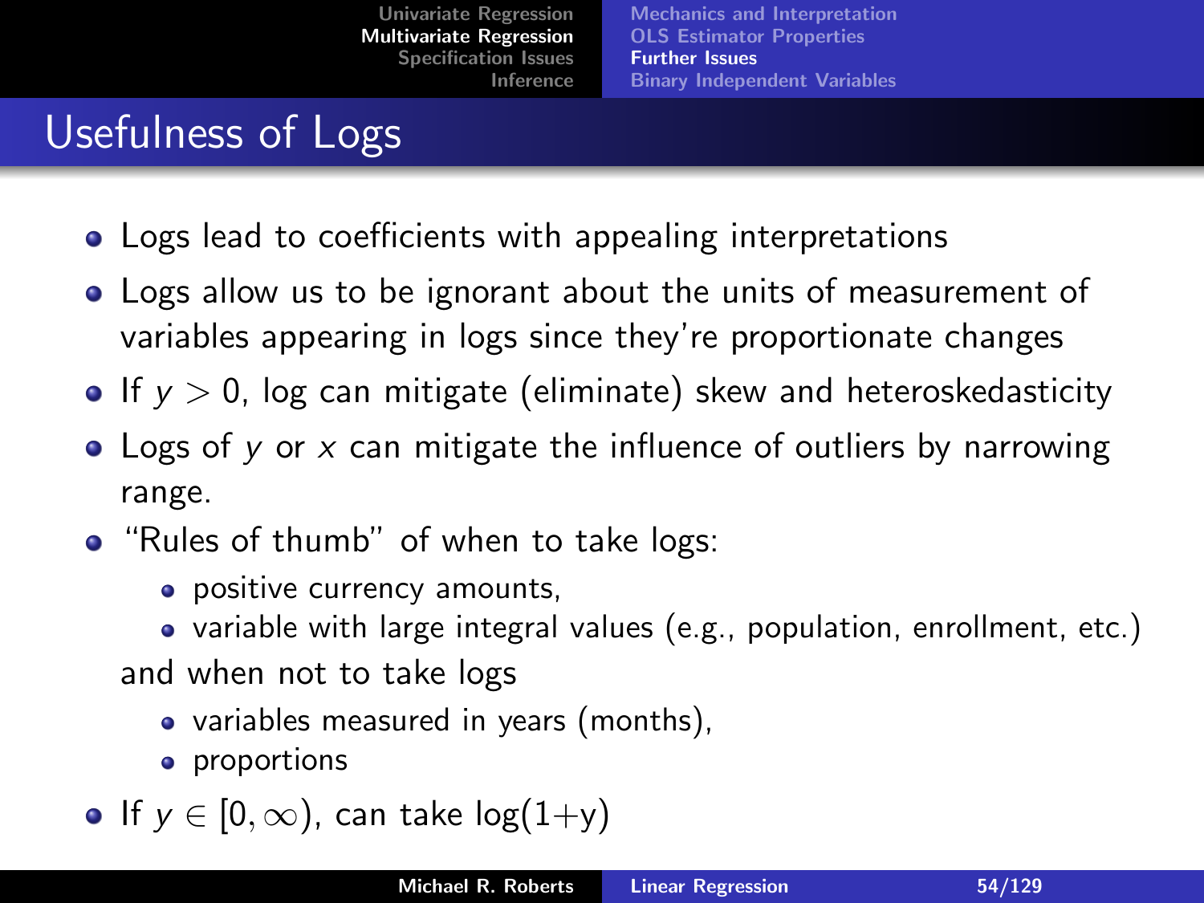# Usefulness of Logs

- Logs lead to coefficients with appealing interpretations
- Logs allow us to be ignorant about the units of measurement of variables appearing in logs since they're proportionate changes
- If $y > 0$, log can mitigate (eliminate) skew and heteroskedasticity
- Logs of $y$ or $x$ can mitigate the influence of outliers by narrowing range.
- "Rules of thumb" of when to take logs:
  - positive currency amounts,
  - variable with large integral values (e.g., population, enrollment, etc.)

  and when not to take logs
  - variables measured in years (months),
  - proportions
- If $y \in [0, \infty)$, can take log(1+y)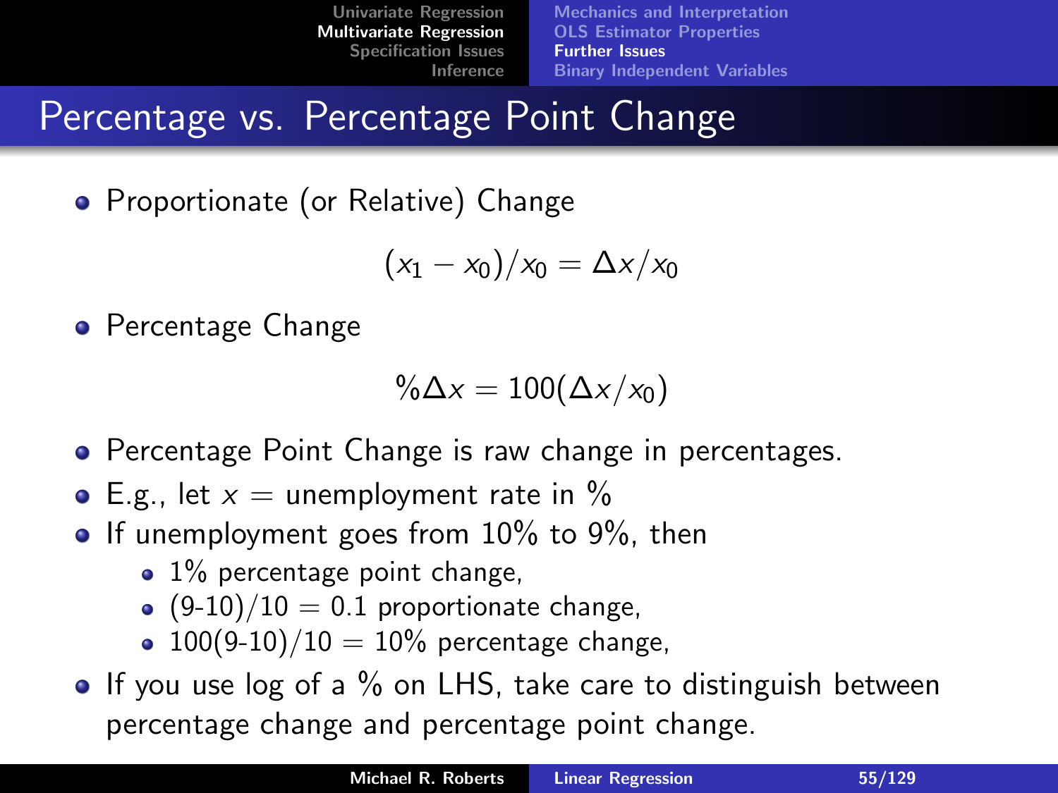# Percentage vs. Percentage Point Change

- Proportionate (or Relative) Change

$$(x_1 - x_0)/x_0 = \Delta x/x_0$$

- Percentage Change

$$\%\Delta x = 100(\Delta x/x_0)$$

- Percentage Point Change is raw change in percentages.
- E.g., let $x$ = unemployment rate in %
- If unemployment goes from 10% to 9%, then
  - 1% percentage point change,
  - (9-10)/10 = 0.1 proportionate change,
  - 100(9-10)/10 = 10% percentage change,
- If you use log of a % on LHS, take care to distinguish between percentage change and percentage point change.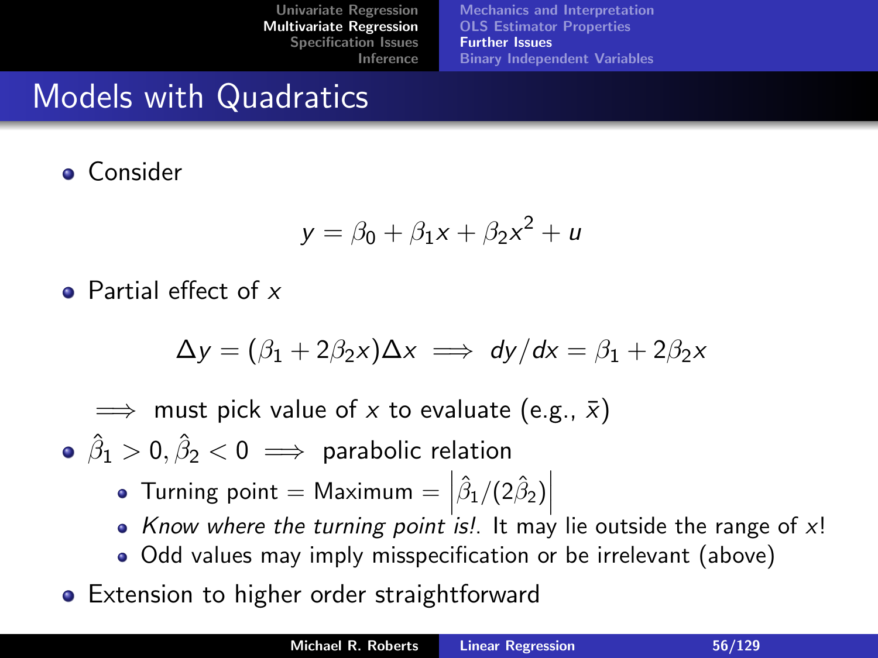## Models with Quadratics

- Consider

$$y = \beta_0 + \beta_1 x + \beta_2 x^2 + u$$

- Partial effect of $x$

$$\Delta y = (\beta_1 + 2\beta_2 x)\Delta x \implies dy/dx = \beta_1 + 2\beta_2 x$$

$\implies$ must pick value of $x$ to evaluate (e.g., $\bar{x}$)

- $\hat{\beta}_1 > 0, \hat{\beta}_2 < 0 \implies$ parabolic relation
  - Turning point = Maximum = $\left|\hat{\beta}_1/(2\hat{\beta}_2)\right|$
  - *Know where the turning point is!*. It may lie outside the range of $x$!
  - Odd values may imply misspecification or be irrelevant (above)
- Extension to higher order straightforward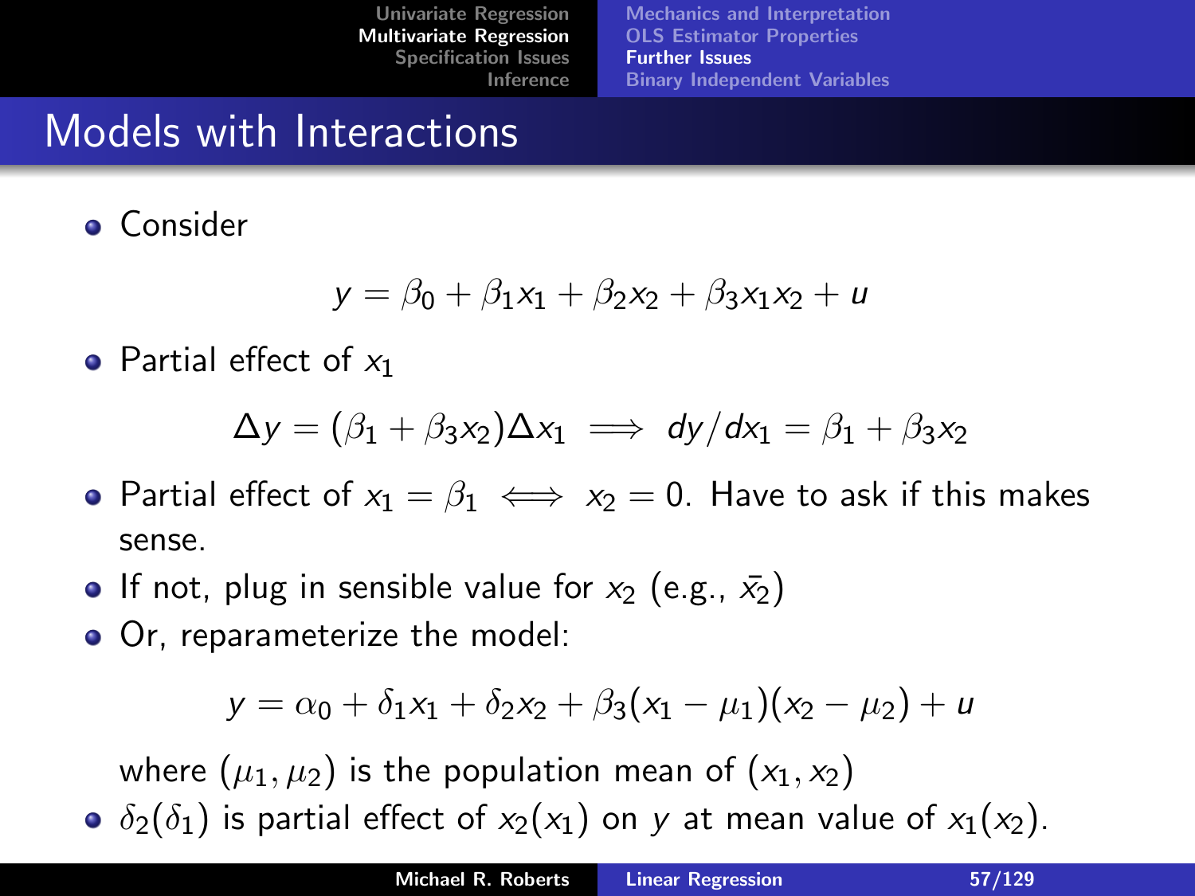# Models with Interactions

- Consider

$$y = \beta_0 + \beta_1 x_1 + \beta_2 x_2 + \beta_3 x_1 x_2 + u$$

- Partial effect of $x_1$

$$\Delta y = (\beta_1 + \beta_3 x_2)\Delta x_1 \implies dy/dx_1 = \beta_1 + \beta_3 x_2$$

- Partial effect of $x_1 = \beta_1 \iff x_2 = 0$. Have to ask if this makes sense.
- If not, plug in sensible value for $x_2$ (e.g., $\bar{x_2}$)
- Or, reparameterize the model:

$$y = \alpha_0 + \delta_1 x_1 + \delta_2 x_2 + \beta_3 (x_1 - \mu_1)(x_2 - \mu_2) + u$$

  where $(\mu_1, \mu_2)$ is the population mean of $(x_1, x_2)$
- $\delta_2(\delta_1)$ is partial effect of $x_2(x_1)$ on $y$ at mean value of $x_1(x_2)$.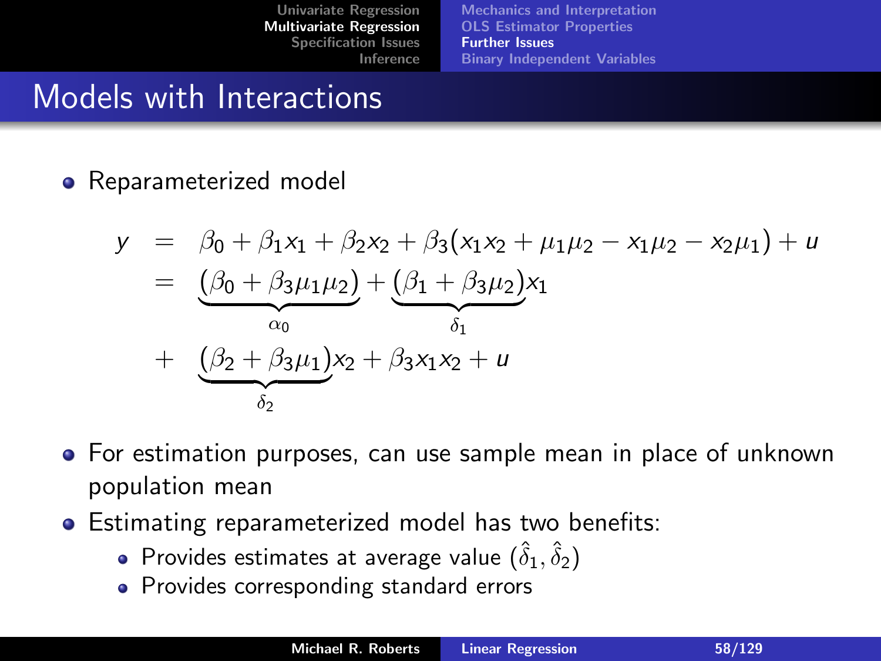## Models with Interactions

- Reparameterized model

$$
\begin{aligned}
y &= \beta_0 + \beta_1 x_1 + \beta_2 x_2 + \beta_3 (x_1 x_2 + \mu_1 \mu_2 - x_1 \mu_2 - x_2 \mu_1) + u \\
&= \underbrace{(\beta_0 + \beta_3 \mu_1 \mu_2)}_{\alpha_0} + \underbrace{(\beta_1 + \beta_3 \mu_2)}_{\delta_1} x_1 \\
&+ \underbrace{(\beta_2 + \beta_3 \mu_1)}_{\delta_2} x_2 + \beta_3 x_1 x_2 + u
\end{aligned}
$$

- For estimation purposes, can use sample mean in place of unknown population mean
- Estimating reparameterized model has two benefits:
  - Provides estimates at average value $(\hat{\delta}_1, \hat{\delta}_2)$
  - Provides corresponding standard errors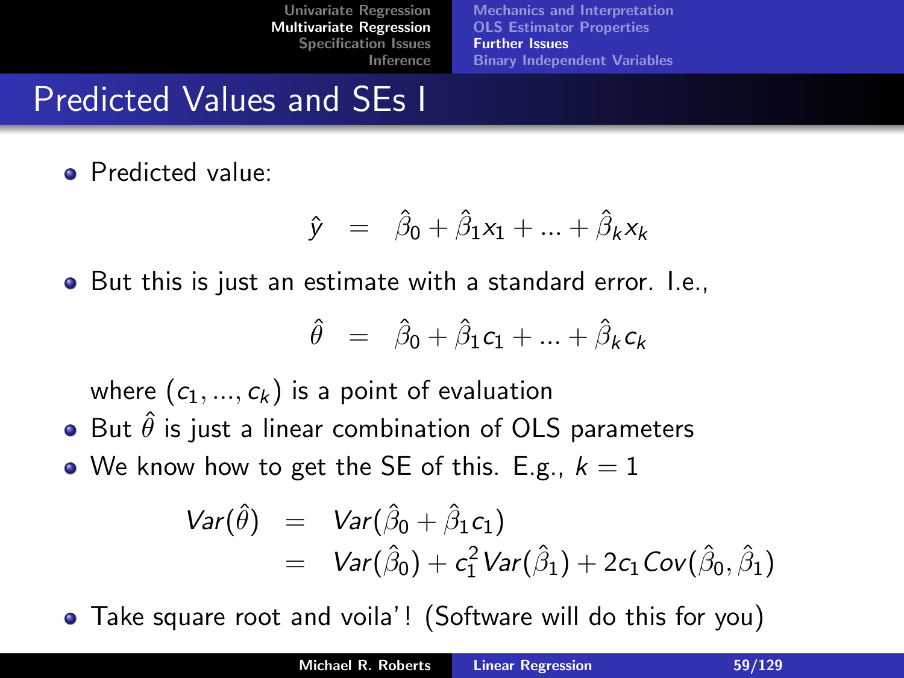# Predicted Values and SEs I

- Predicted value:

$$\hat{y} = \hat{\beta}_0 + \hat{\beta}_1 x_1 + ... + \hat{\beta}_k x_k$$

- But this is just an estimate with a standard error. I.e.,

$$\hat{\theta} = \hat{\beta}_0 + \hat{\beta}_1 c_1 + ... + \hat{\beta}_k c_k$$

  where $(c_1, ..., c_k)$ is a point of evaluation
- But $\hat{\theta}$ is just a linear combination of OLS parameters
- We know how to get the SE of this. E.g., $k = 1$

$$\begin{aligned} Var(\hat{\theta}) &= Var(\hat{\beta}_0 + \hat{\beta}_1 c_1) \\ &= Var(\hat{\beta}_0) + c_1^2 Var(\hat{\beta}_1) + 2c_1 Cov(\hat{\beta}_0, \hat{\beta}_1) \end{aligned}$$

- Take square root and voila'! (Software will do this for you)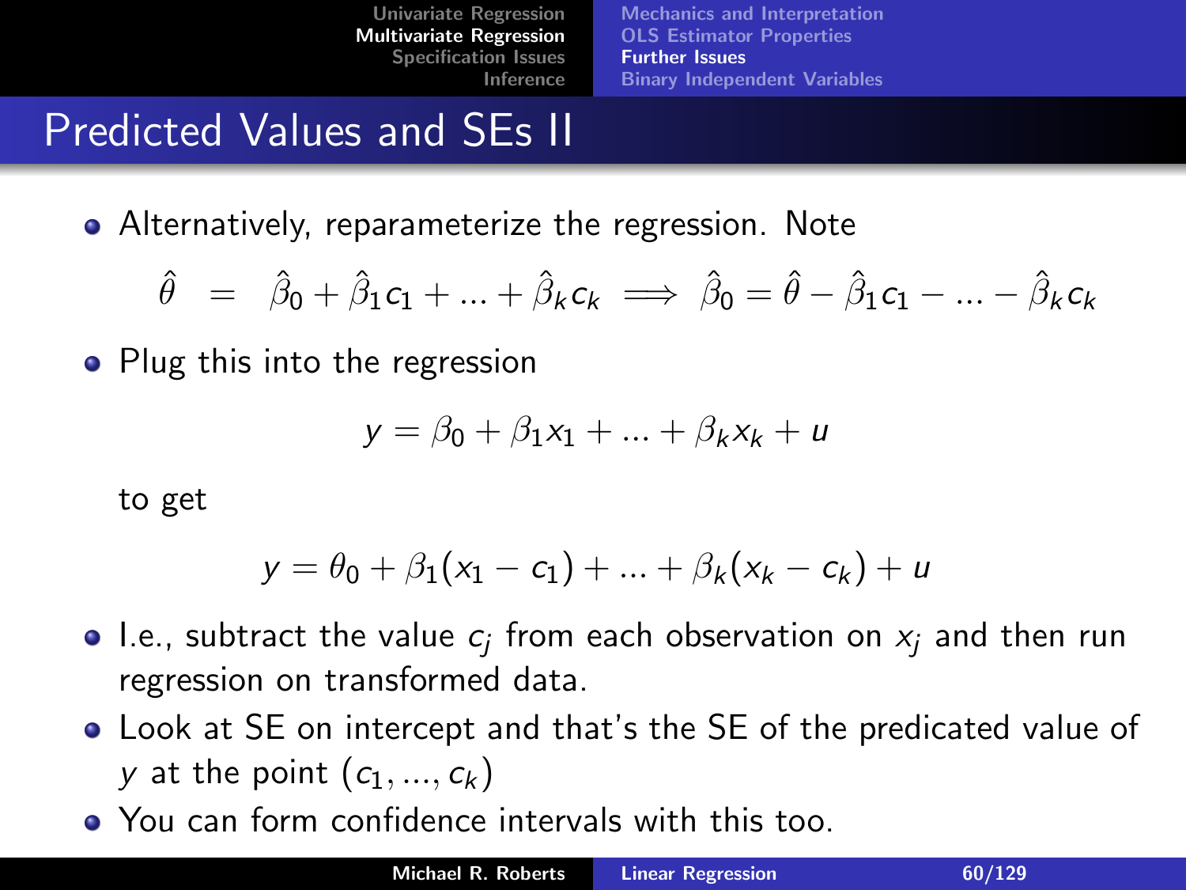# Predicted Values and SEs II

- Alternatively, reparameterize the regression. Note

$$\hat{\theta} \;\; = \;\; \hat{\beta}_0 + \hat{\beta}_1 c_1 + ... + \hat{\beta}_k c_k \implies \hat{\beta}_0 = \hat{\theta} - \hat{\beta}_1 c_1 - ... - \hat{\beta}_k c_k$$

- Plug this into the regression

$$y = \beta_0 + \beta_1 x_1 + ... + \beta_k x_k + u$$

to get

$$y = \theta_0 + \beta_1(x_1 - c_1) + ... + \beta_k(x_k - c_k) + u$$

- I.e., subtract the value $c_j$ from each observation on $x_j$ and then run regression on transformed data.
- Look at SE on intercept and that's the SE of the predicated value of $y$ at the point $(c_1, ..., c_k)$
- You can form confidence intervals with this too.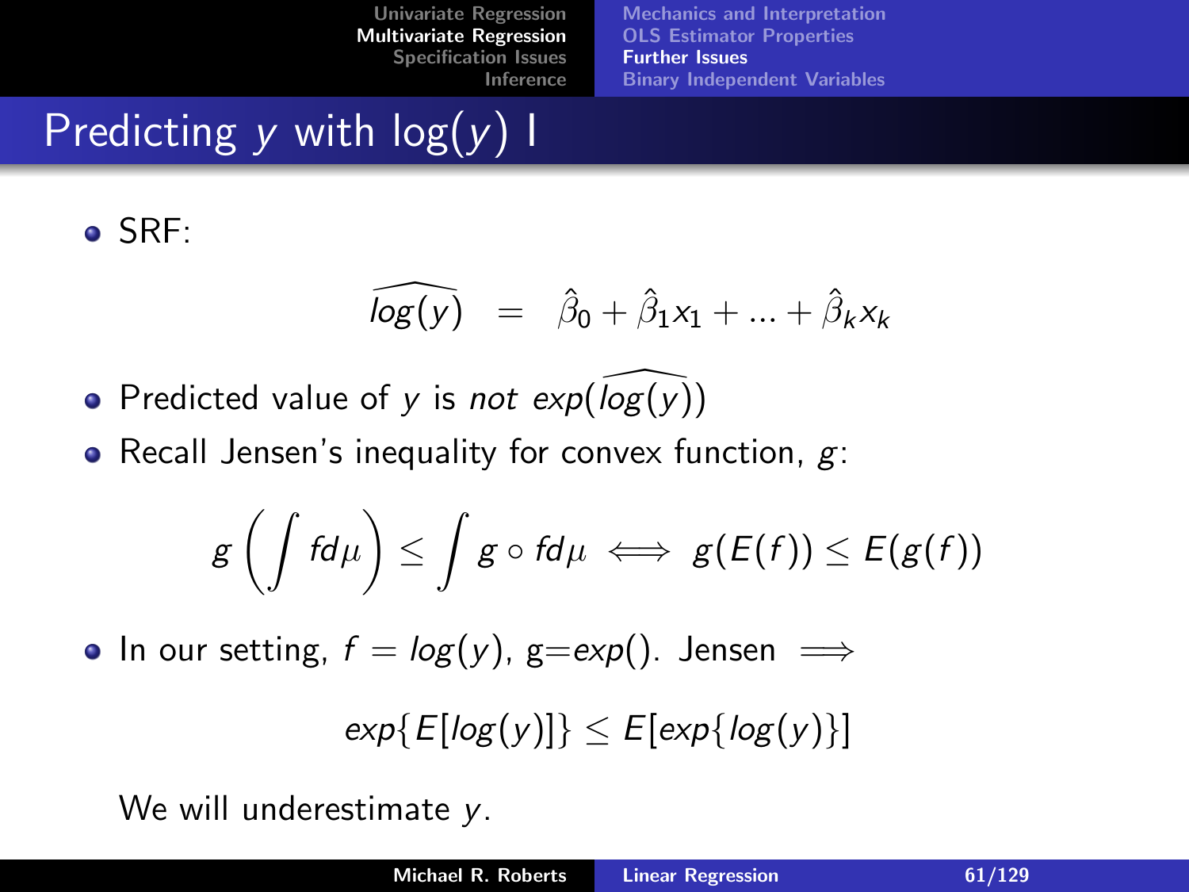# Predicting $y$ with $\log(y)$ I

- SRF:

$$\widehat{log(y)} = \hat{\beta}_0 + \hat{\beta}_1 x_1 + ... + \hat{\beta}_k x_k$$

- Predicted value of $y$ is *not* $exp(\widehat{log(y)})$
- Recall Jensen's inequality for convex function, $g$:

$$g\left(\int f d\mu\right) \leq \int g \circ f d\mu \iff g(E(f)) \leq E(g(f))$$

- In our setting, $f = log(y)$, g=$exp()$. Jensen $\implies$

$$exp\{E[log(y)]\} \leq E[exp\{log(y)\}]$$

We will underestimate $y$.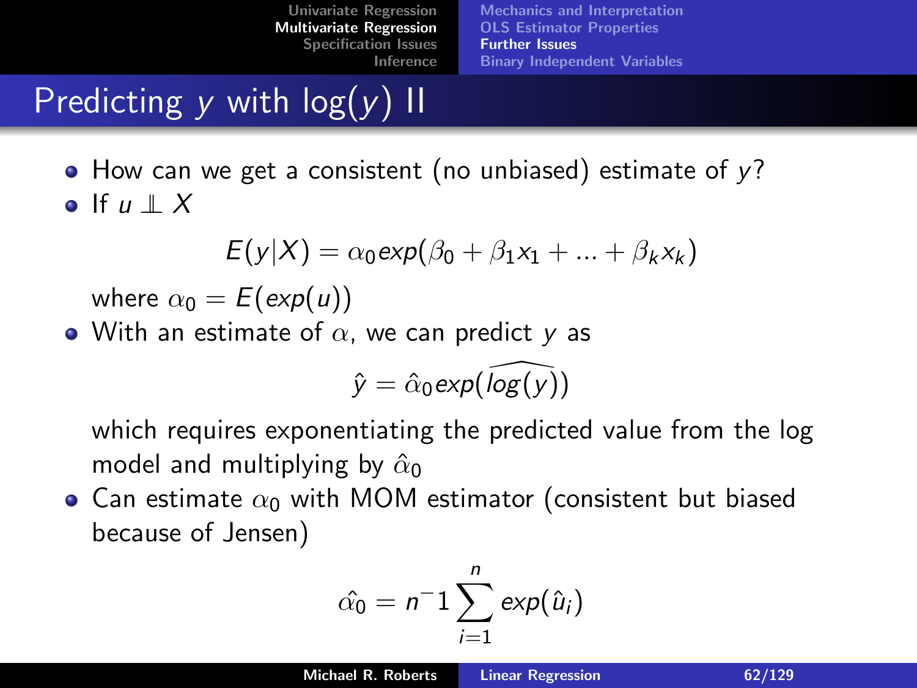# Predicting $y$ with $\log(y)$ II

- How can we get a consistent (no unbiased) estimate of $y$?
- If $u \perp\!\!\!\perp X$

$$E(y|X) = \alpha_0 exp(\beta_0 + \beta_1 x_1 + ... + \beta_k x_k)$$

  where $\alpha_0 = E(exp(u))$
- With an estimate of $\alpha$, we can predict $y$ as

$$\hat{y} = \hat{\alpha}_0 exp(\widehat{log(y)})$$

  which requires exponentiating the predicted value from the log model and multiplying by $\hat{\alpha}_0$
- Can estimate $\alpha_0$ with MOM estimator (consistent but biased because of Jensen)

$$\hat{\alpha_0} = n^-1 \sum_{i=1}^{n} exp(\hat{u}_i)$$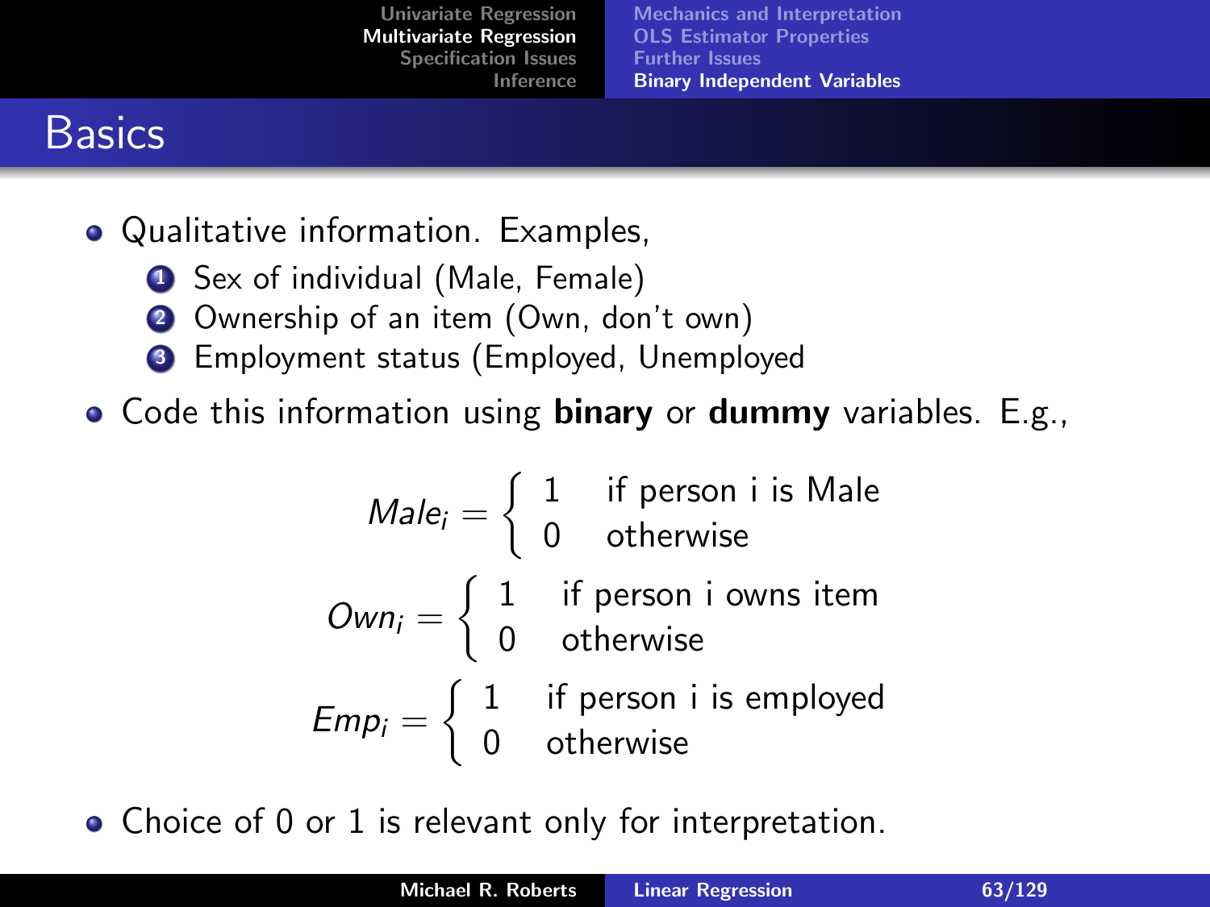## Basics

- Qualitative information. Examples,
  1. Sex of individual (Male, Female)
  2. Ownership of an item (Own, don't own)
  3. Employment status (Employed, Unemployed
- Code this information using **binary** or **dummy** variables. E.g.,

$$Male_i = \begin{cases} 1 & \text{if person i is Male} \\ 0 & \text{otherwise} \end{cases}$$

$$Own_i = \begin{cases} 1 & \text{if person i owns item} \\ 0 & \text{otherwise} \end{cases}$$

$$Emp_i = \begin{cases} 1 & \text{if person i is employed} \\ 0 & \text{otherwise} \end{cases}$$

- Choice of 0 or 1 is relevant only for interpretation.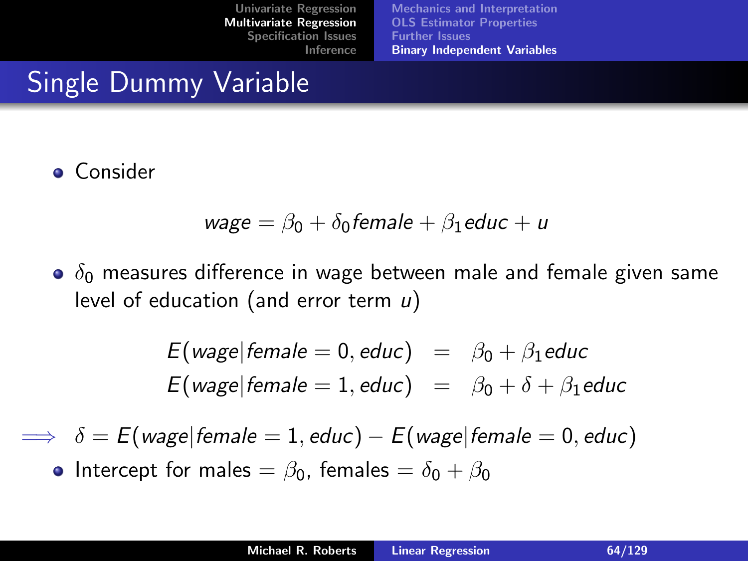## Single Dummy Variable

- Consider

$$wage = \beta_0 + \delta_0 female + \beta_1 educ + u$$

- $\delta_0$ measures difference in wage between male and female given same level of education (and error term $u$)

$$
\begin{aligned}
E(wage|female = 0, educ) &= \beta_0 + \beta_1 educ \\
E(wage|female = 1, educ) &= \beta_0 + \delta + \beta_1 educ
\end{aligned}
$$

$\implies$ $\delta = E(wage|female = 1, educ) - E(wage|female = 0, educ)$

- Intercept for males $= \beta_0$, females $= \delta_0 + \beta_0$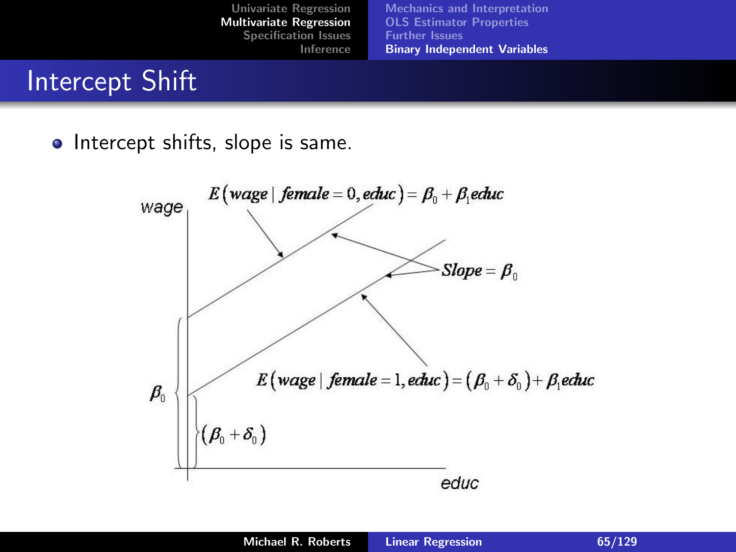## Intercept Shift

- Intercept shifts, slope is same.

wage

$E(wage \mid female = 0, educ) = \beta_0 + \beta_1 educ$

$Slope = \beta_0$

$E(wage \mid female = 1, educ) = (\beta_0 + \delta_0) + \beta_1 educ$

$\beta_0$

$(\beta_0 + \delta_0)$

educ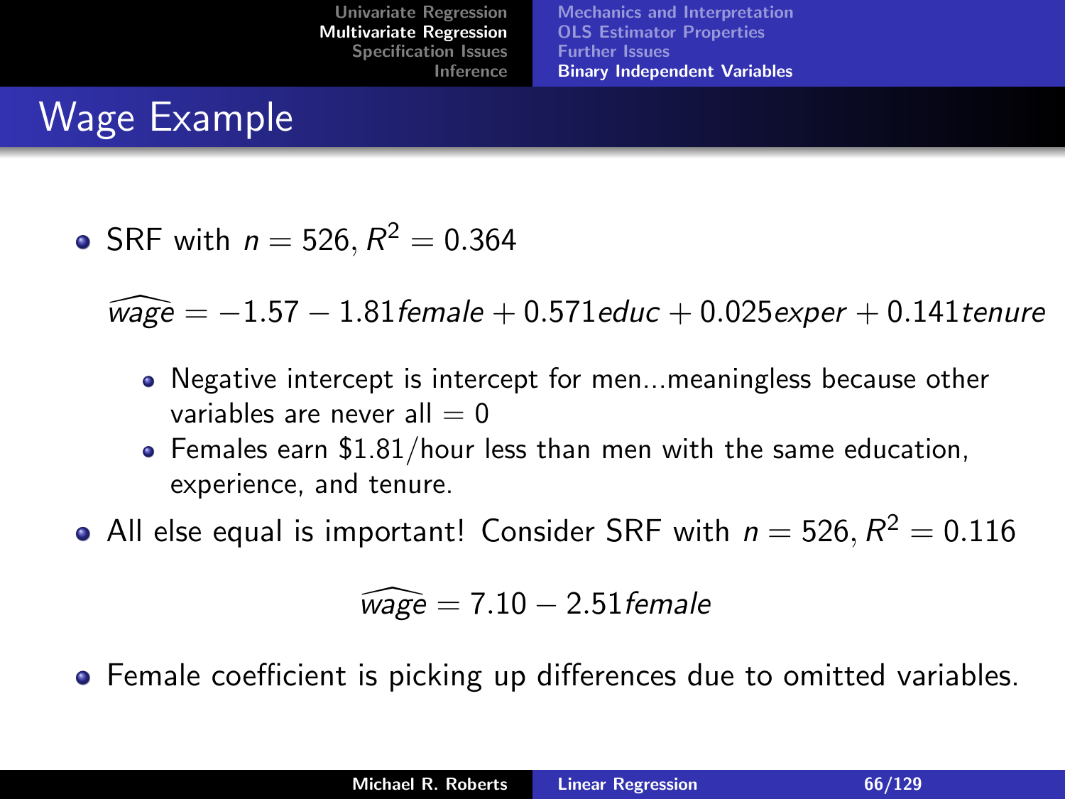# Wage Example

- SRF with $n = 526$, $R^2 = 0.364$

$$\widehat{wage} = -1.57 - 1.81 female + 0.571 educ + 0.025 exper + 0.141 tenure$$

  - Negative intercept is intercept for men...meaningless because other variables are never all $= 0$
  - Females earn \$1.81/hour less than men with the same education, experience, and tenure.

- All else equal is important! Consider SRF with $n = 526$, $R^2 = 0.116$

$$\widehat{wage} = 7.10 - 2.51 female$$

- Female coefficient is picking up differences due to omitted variables.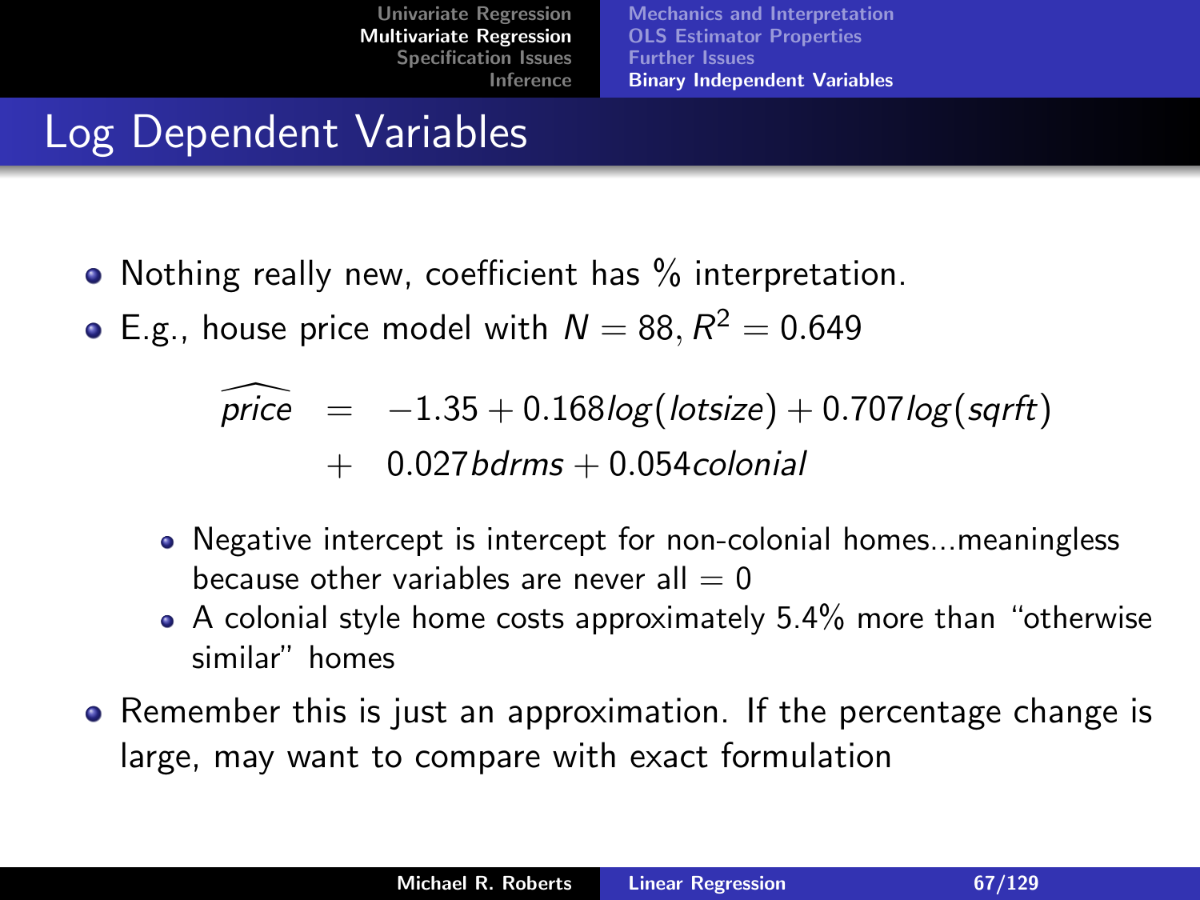# Log Dependent Variables

- Nothing really new, coefficient has % interpretation.
- E.g., house price model with $N = 88, R^2 = 0.649$

$$
\begin{aligned}
\widehat{price} &= -1.35 + 0.168 log(lotsize) + 0.707 log(sqrft) \\
&+ 0.027 bdrms + 0.054 colonial
\end{aligned}
$$

  - Negative intercept is intercept for non-colonial homes...meaningless because other variables are never all = 0
  - A colonial style home costs approximately 5.4% more than "otherwise similar" homes
- Remember this is just an approximation. If the percentage change is large, may want to compare with exact formulation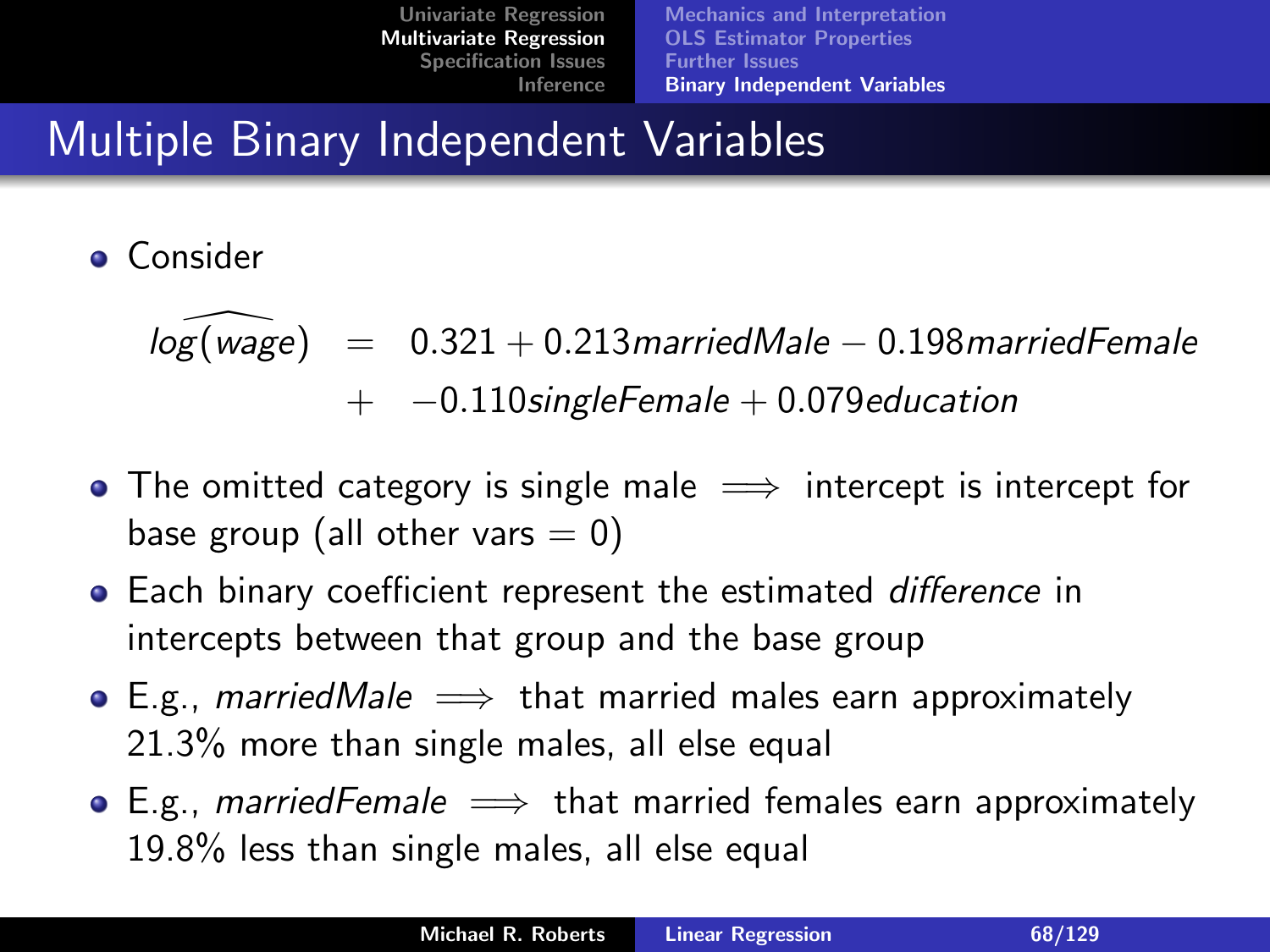# Multiple Binary Independent Variables

- Consider

$$\widehat{log(wage)} = 0.321 + 0.213 marriedMale - 0.198 marriedFemale + -0.110 singleFemale + 0.079 education$$

- The omitted category is single male $\implies$ intercept is intercept for base group (all other vars = 0)
- Each binary coefficient represent the estimated *difference* in intercepts between that group and the base group
- E.g., *marriedMale* $\implies$ that married males earn approximately 21.3% more than single males, all else equal
- E.g., *marriedFemale* $\implies$ that married females earn approximately 19.8% less than single males, all else equal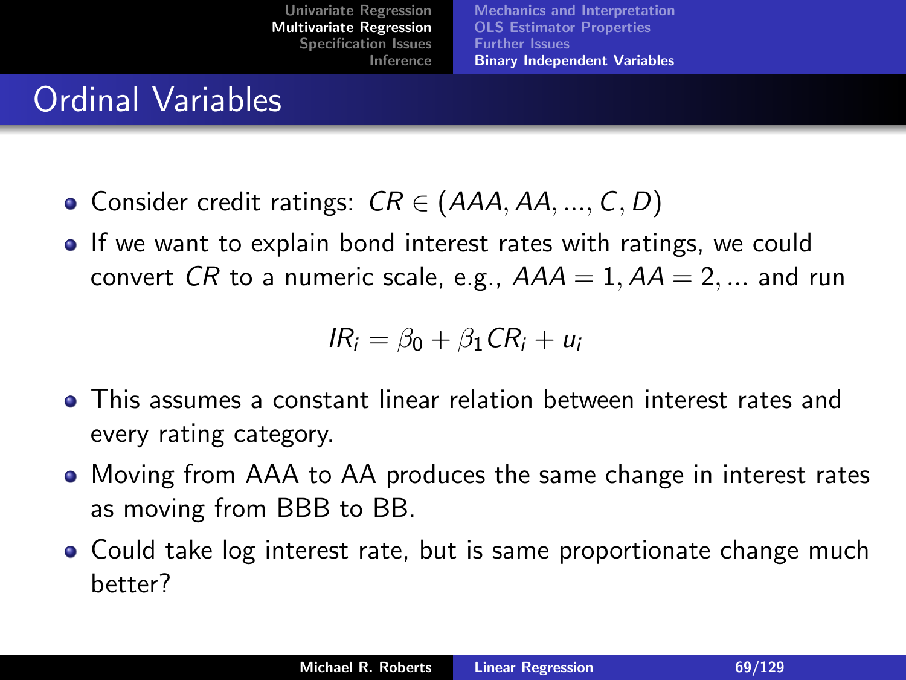# Ordinal Variables

- Consider credit ratings: $CR \in (AAA, AA, ..., C, D)$
- If we want to explain bond interest rates with ratings, we could convert $CR$ to a numeric scale, e.g., $AAA = 1, AA = 2, ...$ and run

$$IR_i = \beta_0 + \beta_1 CR_i + u_i$$

- This assumes a constant linear relation between interest rates and every rating category.
- Moving from AAA to AA produces the same change in interest rates as moving from BBB to BB.
- Could take log interest rate, but is same proportionate change much better?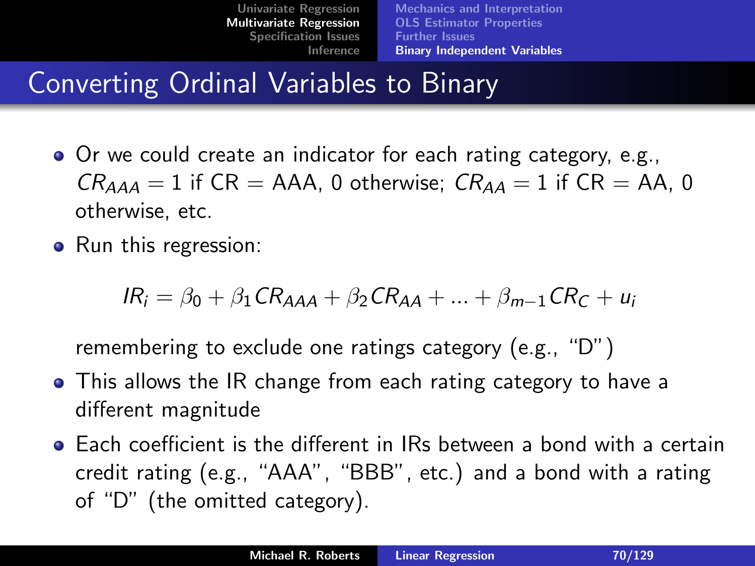# Converting Ordinal Variables to Binary

- Or we could create an indicator for each rating category, e.g., $CR_{AAA} = 1$ if CR = AAA, 0 otherwise; $CR_{AA} = 1$ if CR = AA, 0 otherwise, etc.
- Run this regression:

$$IR_i = \beta_0 + \beta_1 CR_{AAA} + \beta_2 CR_{AA} + ... + \beta_{m-1} CR_C + u_i$$

  remembering to exclude one ratings category (e.g., "D")
- This allows the IR change from each rating category to have a different magnitude
- Each coefficient is the different in IRs between a bond with a certain credit rating (e.g., "AAA", "BBB", etc.) and a bond with a rating of "D" (the omitted category).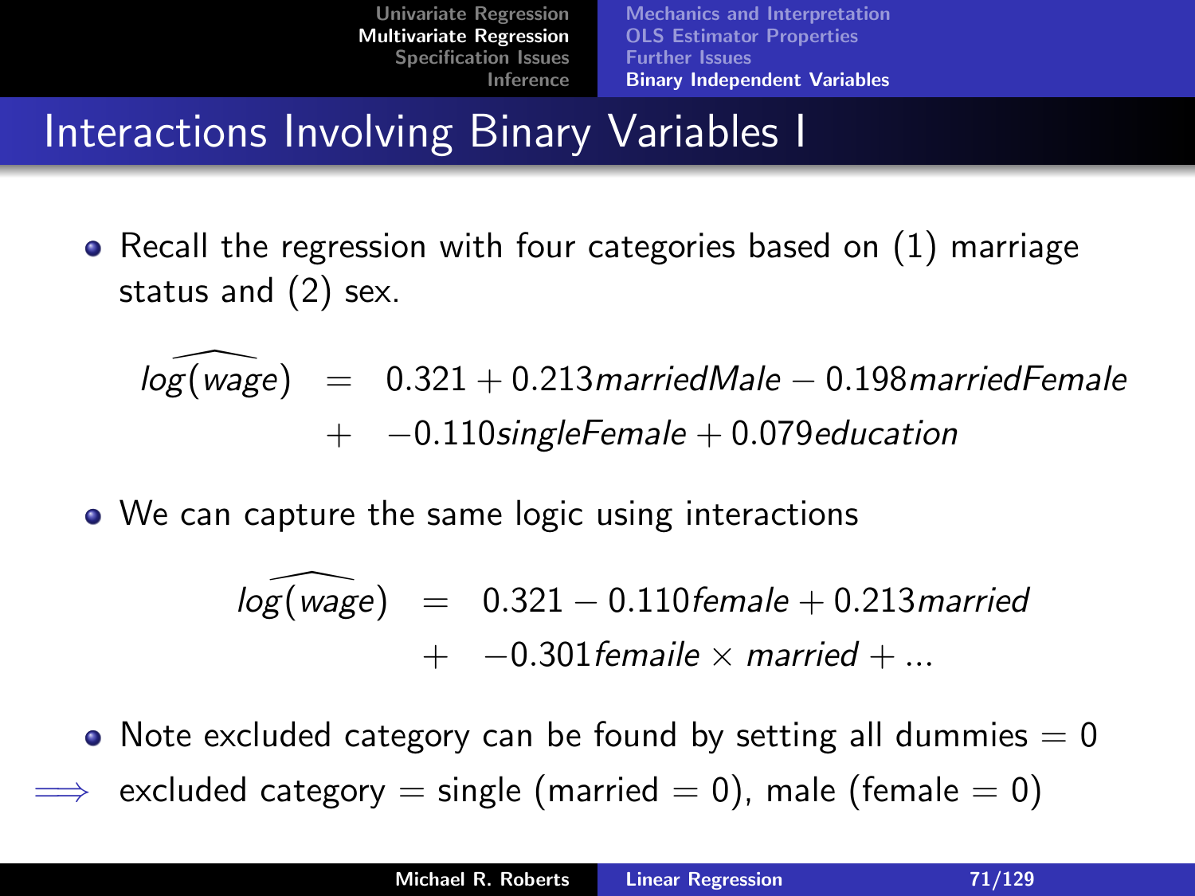# Interactions Involving Binary Variables I

- Recall the regression with four categories based on (1) marriage status and (2) sex.

$$
\begin{aligned}
\widehat{log(wage)} &= 0.321 + 0.213 marriedMale - 0.198 marriedFemale \\
&+ -0.110 singleFemale + 0.079 education
\end{aligned}
$$

- We can capture the same logic using interactions

$$
\begin{aligned}
\widehat{log(wage)} &= 0.321 - 0.110 female + 0.213 married \\
&+ -0.301 femaile \times married + \ldots
\end{aligned}
$$

- Note excluded category can be found by setting all dummies = 0

$\Longrightarrow$ excluded category = single (married = 0), male (female = 0)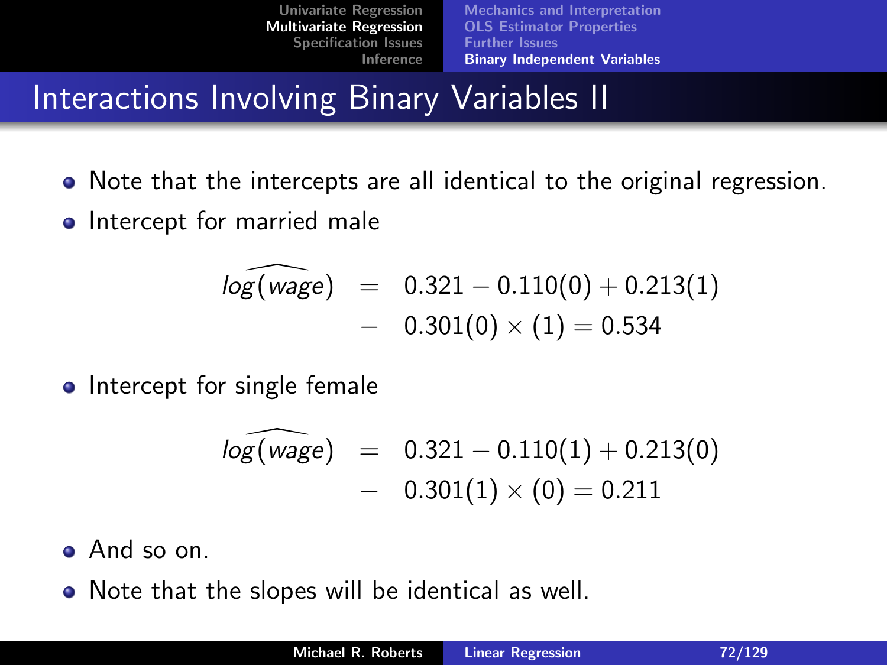# Interactions Involving Binary Variables II

- Note that the intercepts are all identical to the original regression.
- Intercept for married male

$$
\begin{aligned}
\widehat{log(wage)} &= 0.321 - 0.110(0) + 0.213(1) \\
&- 0.301(0) \times (1) = 0.534
\end{aligned}
$$

- Intercept for single female

$$
\begin{aligned}
\widehat{log(wage)} &= 0.321 - 0.110(1) + 0.213(0) \\
&- 0.301(1) \times (0) = 0.211
\end{aligned}
$$

- And so on.
- Note that the slopes will be identical as well.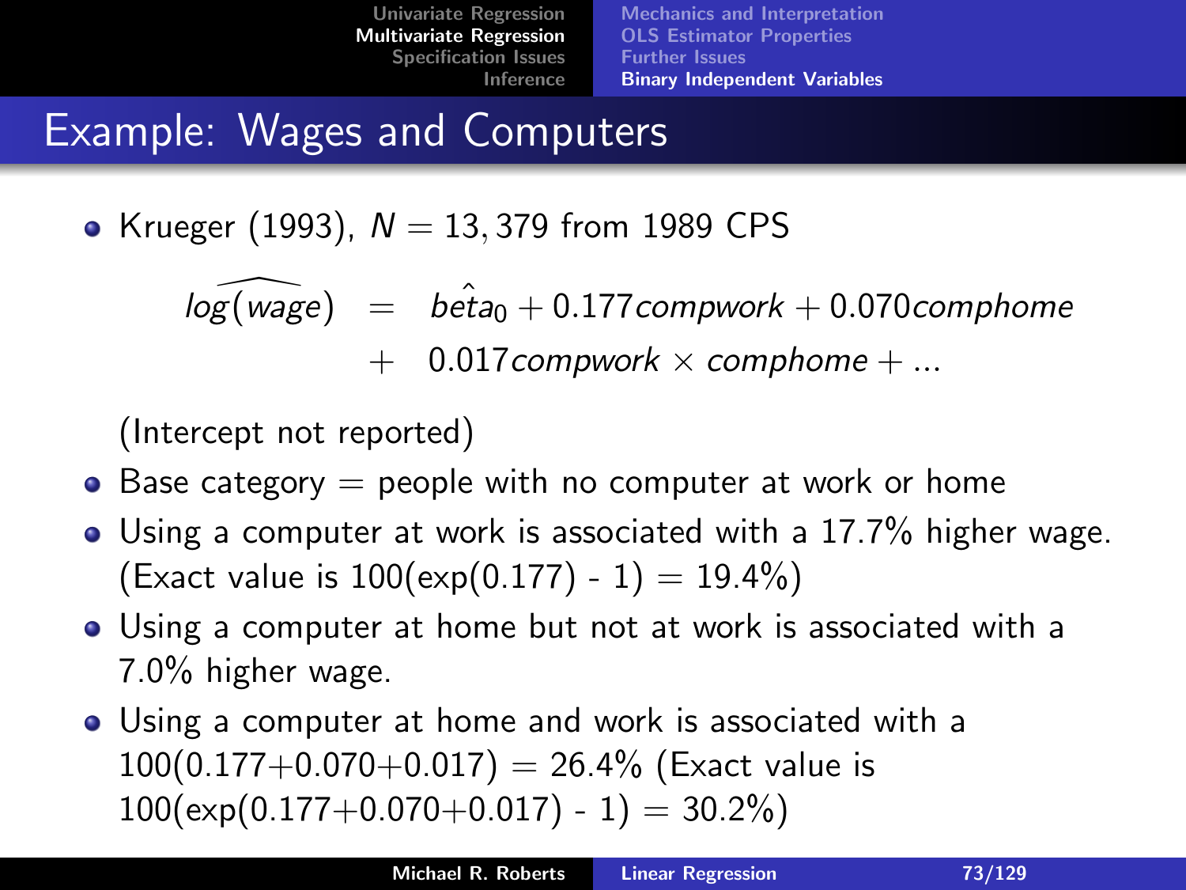# Example: Wages and Computers

- Krueger (1993), $N = 13,379$ from 1989 CPS

$$
\begin{aligned}
\widehat{log(wage)} &= \hat{beta}_0 + 0.177 compwork + 0.070 comphome \\
&+ 0.017 compwork \times comphome + ...
\end{aligned}
$$

  (Intercept not reported)

- Base category = people with no computer at work or home
- Using a computer at work is associated with a 17.7% higher wage. (Exact value is 100(exp(0.177) - 1) = 19.4%)
- Using a computer at home but not at work is associated with a 7.0% higher wage.
- Using a computer at home and work is associated with a 100(0.177+0.070+0.017) = 26.4% (Exact value is 100(exp(0.177+0.070+0.017) - 1) = 30.2%)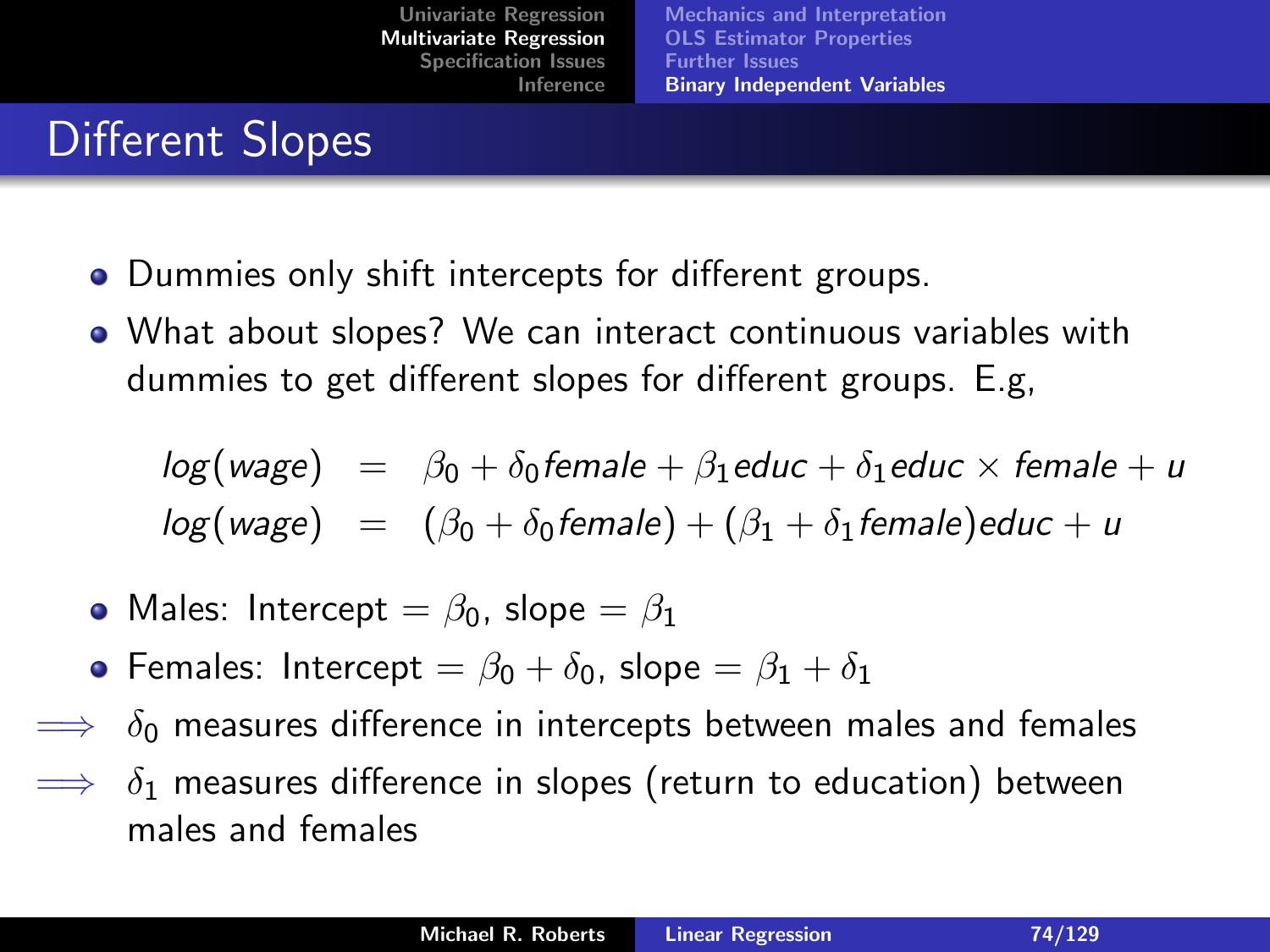# Different Slopes

- Dummies only shift intercepts for different groups.
- What about slopes? We can interact continuous variables with dummies to get different slopes for different groups. E.g,

$$
\begin{aligned}
log(wage) &= \beta_0 + \delta_0 female + \beta_1 educ + \delta_1 educ \times female + u \\
log(wage) &= (\beta_0 + \delta_0 female) + (\beta_1 + \delta_1 female) educ + u
\end{aligned}
$$

- Males: Intercept = $\beta_0$, slope = $\beta_1$
- Females: Intercept = $\beta_0 + \delta_0$, slope = $\beta_1 + \delta_1$

$\implies$ $\delta_0$ measures difference in intercepts between males and females

$\implies$ $\delta_1$ measures difference in slopes (return to education) between males and females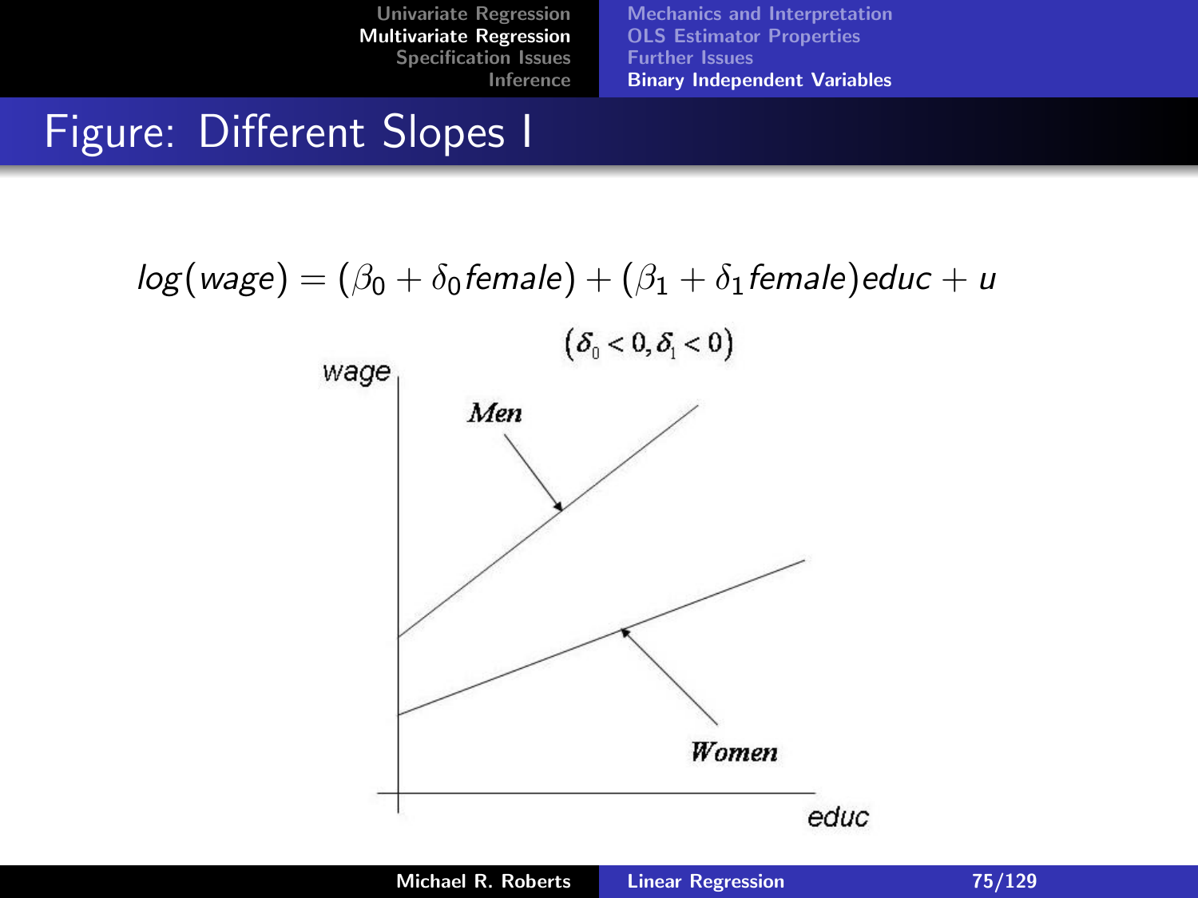# Figure: Different Slopes I

$$log(wage) = (\beta_0 + \delta_0 female) + (\beta_1 + \delta_1 female)educ + u$$

$(\delta_0 < 0, \delta_1 < 0)$

wage

Men

Women

educ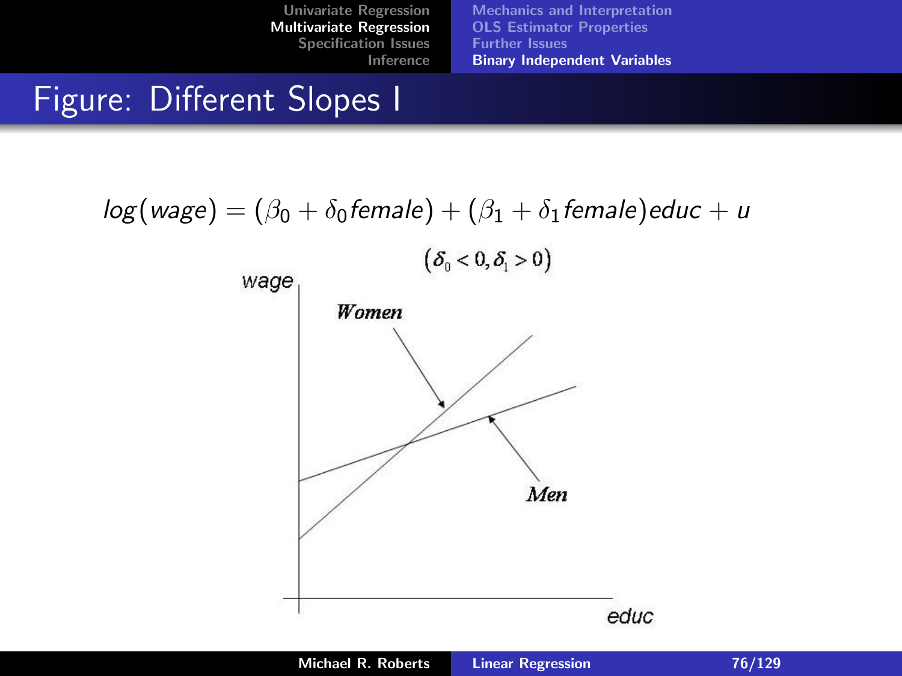# Figure: Different Slopes I

$$log(wage) = (\beta_0 + \delta_0 female) + (\beta_1 + \delta_1 female)educ + u$$

$(\delta_0 < 0, \delta_1 > 0)$

wage

Women

Men

educ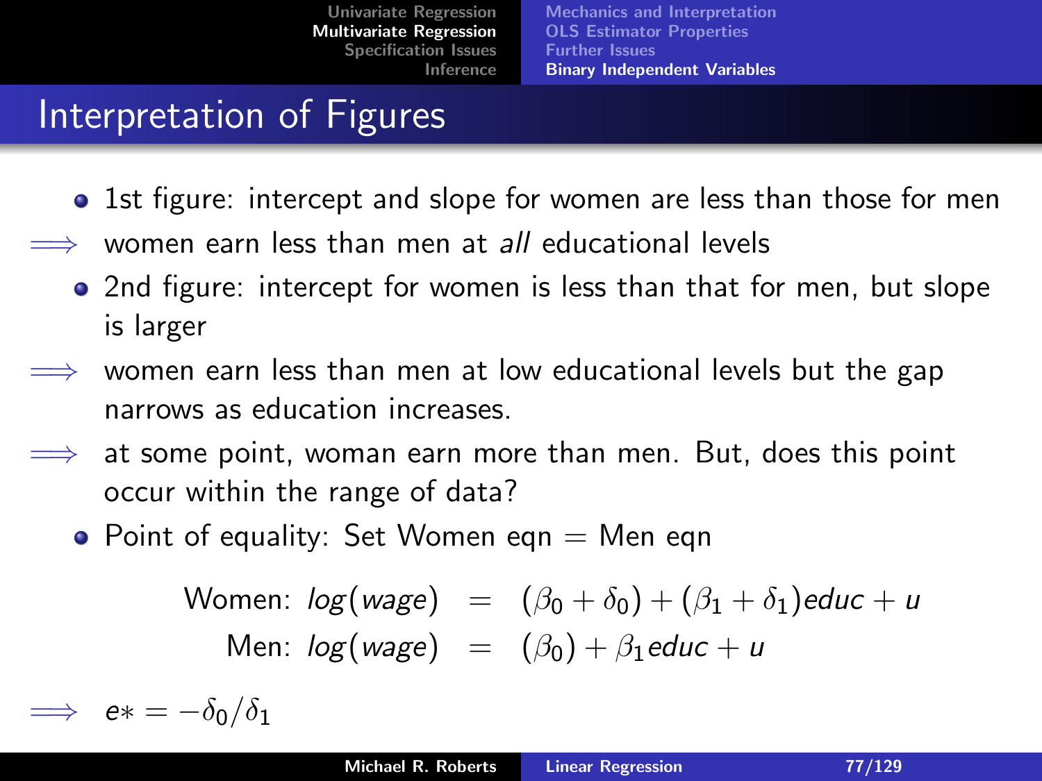# Interpretation of Figures

- 1st figure: intercept and slope for women are less than those for men

$\Longrightarrow$ women earn less than men at *all* educational levels

- 2nd figure: intercept for women is less than that for men, but slope is larger

$\Longrightarrow$ women earn less than men at low educational levels but the gap narrows as education increases.

$\Longrightarrow$ at some point, woman earn more than men. But, does this point occur within the range of data?

- Point of equality: Set Women eqn = Men eqn

$$
\begin{aligned}
\text{Women: } log(wage) &= (\beta_0 + \delta_0) + (\beta_1 + \delta_1)educ + u \\
\text{Men: } log(wage) &= (\beta_0) + \beta_1 educ + u
\end{aligned}
$$

$\Longrightarrow$ $e* = -\delta_0/\delta_1$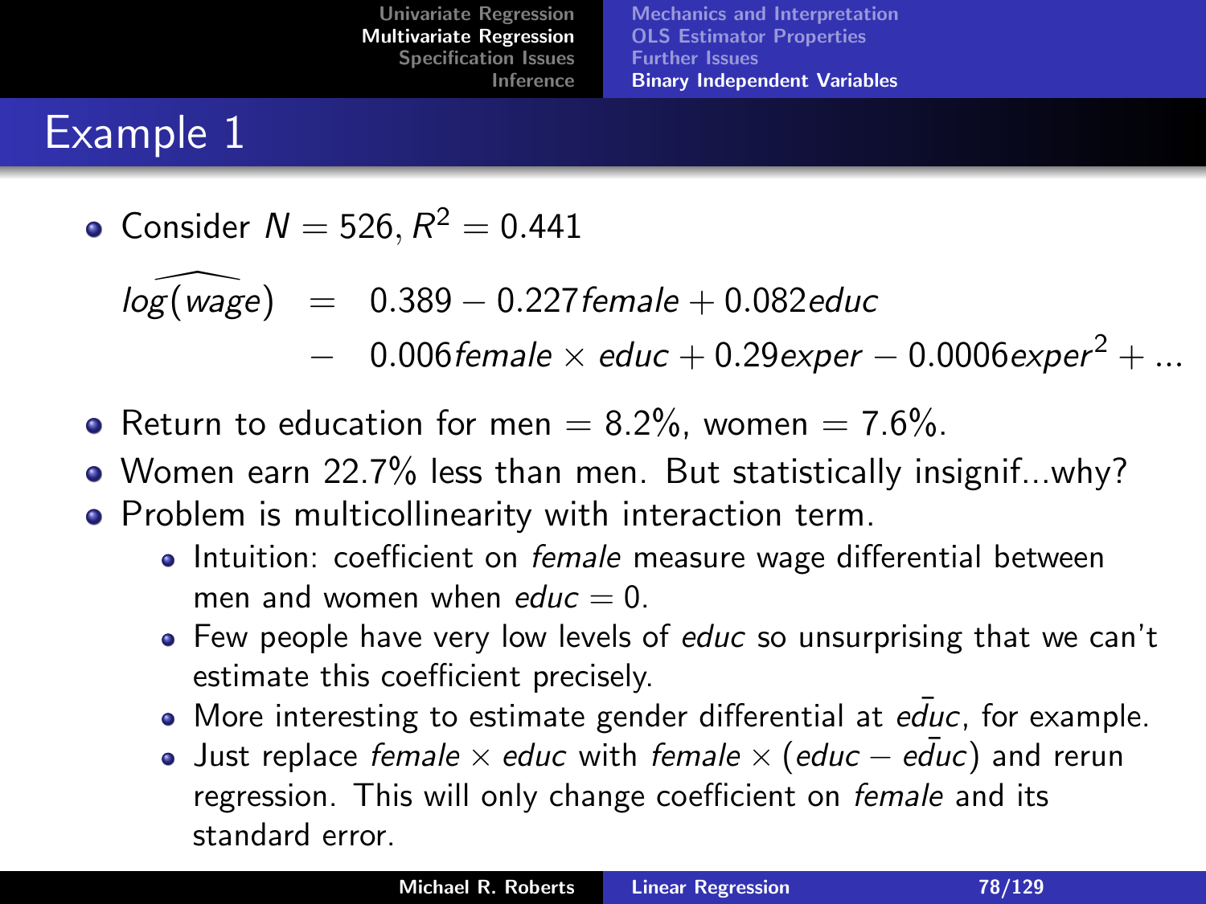## Example 1

- Consider $N = 526$, $R^2 = 0.441$

$$
\begin{aligned}
\widehat{log(wage)} &= 0.389 - 0.227 female + 0.082 educ \\
&- 0.006 female \times educ + 0.29 exper - 0.0006 exper^2 + ...
\end{aligned}
$$

- Return to education for men = 8.2%, women = 7.6%.
- Women earn 22.7% less than men. But statistically insignif...why?
- Problem is multicollinearity with interaction term.
  - Intuition: coefficient on *female* measure wage differential between men and women when $educ = 0$.
  - Few people have very low levels of *educ* so unsurprising that we can't estimate this coefficient precisely.
  - More interesting to estimate gender differential at $\bar{educ}$, for example.
  - Just replace $female \times educ$ with $female \times (educ - \bar{educ})$ and rerun regression. This will only change coefficient on *female* and its standard error.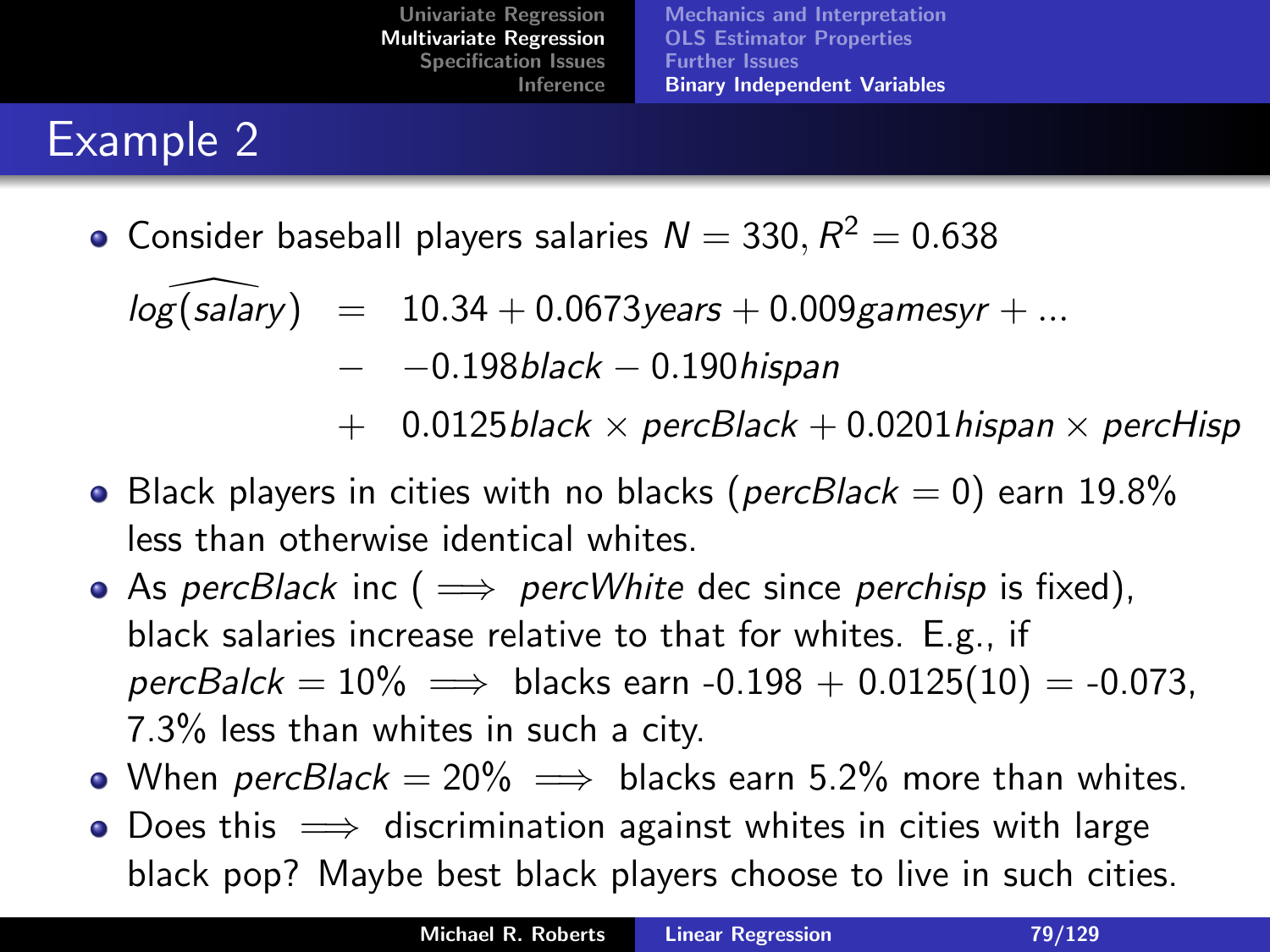# Example 2

- Consider baseball players salaries $N = 330$, $R^2 = 0.638$

$$
\begin{aligned}
\widehat{log(salary)} &= 10.34 + 0.0673 years + 0.009 gamesyr + \ldots \\
&- -0.198 black - 0.190 hispan \\
&+ 0.0125 black \times percBlack + 0.0201 hispan \times percHisp
\end{aligned}
$$

- Black players in cities with no blacks ($percBlack = 0$) earn 19.8% less than otherwise identical whites.
- As $percBlack$ inc ($\implies$ $percWhite$ dec since $perchisp$ is fixed), black salaries increase relative to that for whites. E.g., if $percBalck = 10\% \implies$ blacks earn -0.198 + 0.0125(10) = -0.073, 7.3% less than whites in such a city.
- When $percBlack = 20\% \implies$ blacks earn 5.2% more than whites.
- Does this $\implies$ discrimination against whites in cities with large black pop? Maybe best black players choose to live in such cities.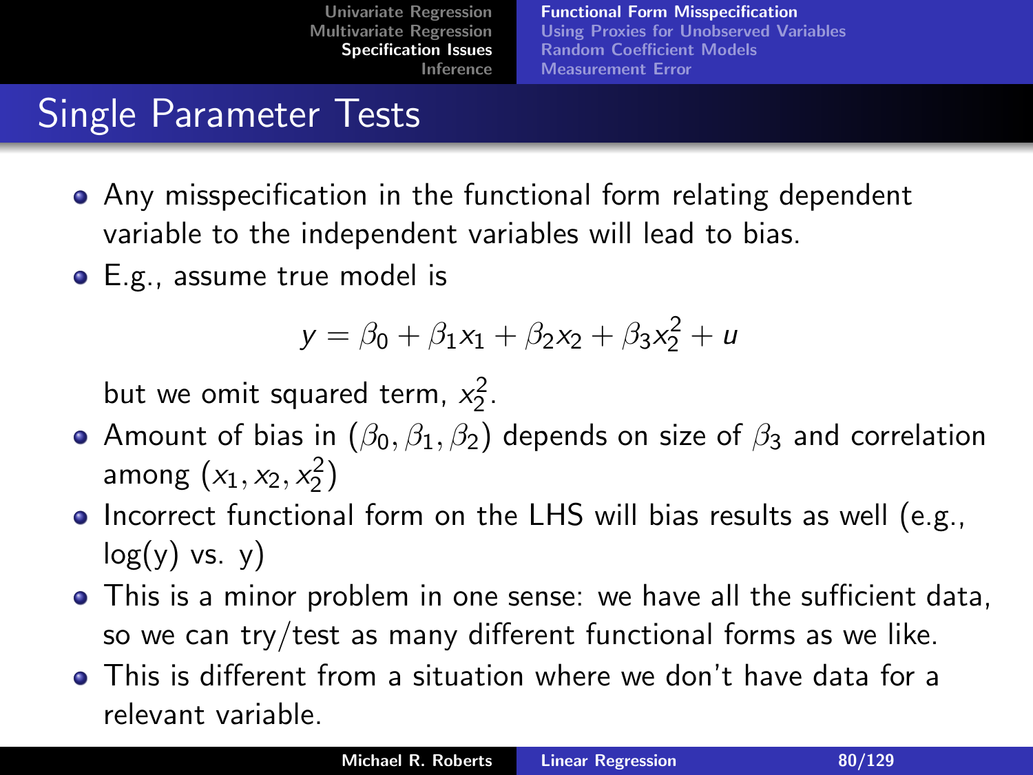# Single Parameter Tests

- Any misspecification in the functional form relating dependent variable to the independent variables will lead to bias.
- E.g., assume true model is

$$y = \beta_0 + \beta_1 x_1 + \beta_2 x_2 + \beta_3 x_2^2 + u$$

  but we omit squared term, $x_2^2$.
- Amount of bias in $(\beta_0, \beta_1, \beta_2)$ depends on size of $\beta_3$ and correlation among $(x_1, x_2, x_2^2)$
- Incorrect functional form on the LHS will bias results as well (e.g., log(y) vs. y)
- This is a minor problem in one sense: we have all the sufficient data, so we can try/test as many different functional forms as we like.
- This is different from a situation where we don't have data for a relevant variable.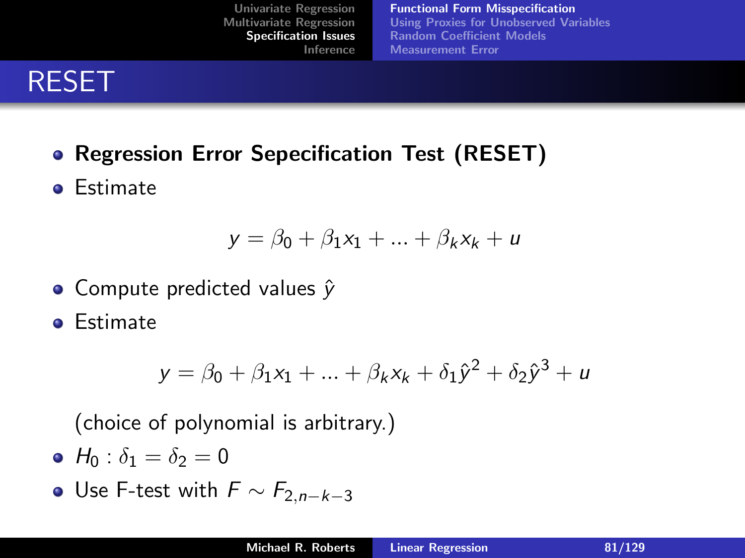# RESET

- **Regression Error Sepecification Test (RESET)**
- Estimate

$$y = \beta_0 + \beta_1 x_1 + ... + \beta_k x_k + u$$

- Compute predicted values $\hat{y}$
- Estimate

$$y = \beta_0 + \beta_1 x_1 + ... + \beta_k x_k + \delta_1 \hat{y}^2 + \delta_2 \hat{y}^3 + u$$

(choice of polynomial is arbitrary.)

- $H_0 : \delta_1 = \delta_2 = 0$
- Use F-test with $F \sim F_{2,n-k-3}$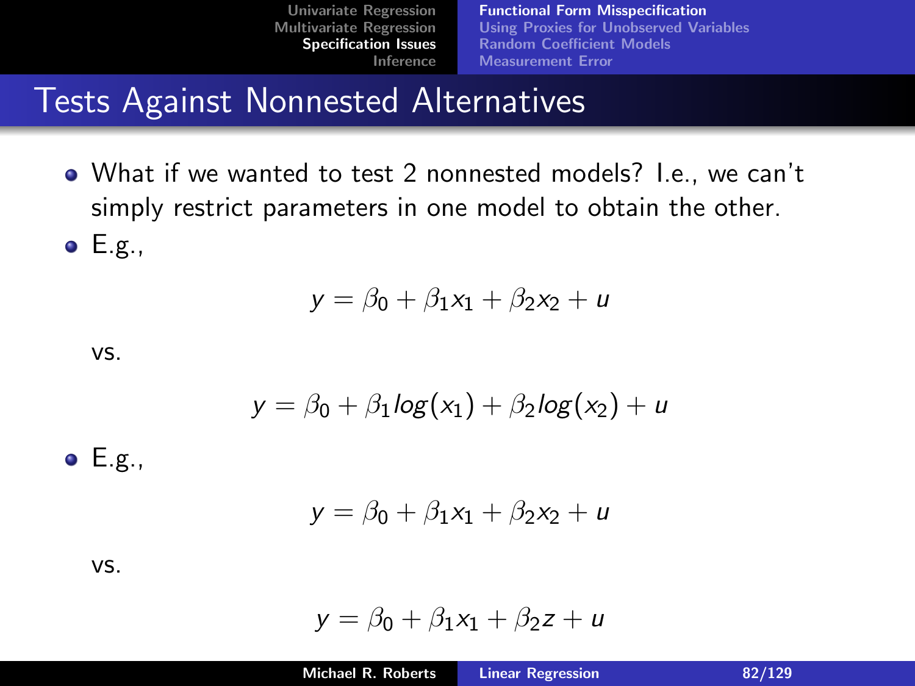# Tests Against Nonnested Alternatives

- What if we wanted to test 2 nonnested models? I.e., we can't simply restrict parameters in one model to obtain the other.
- E.g.,

$$y = \beta_0 + \beta_1 x_1 + \beta_2 x_2 + u$$

vs.

$$y = \beta_0 + \beta_1 log(x_1) + \beta_2 log(x_2) + u$$

- E.g.,

$$y = \beta_0 + \beta_1 x_1 + \beta_2 x_2 + u$$

vs.

$$y = \beta_0 + \beta_1 x_1 + \beta_2 z + u$$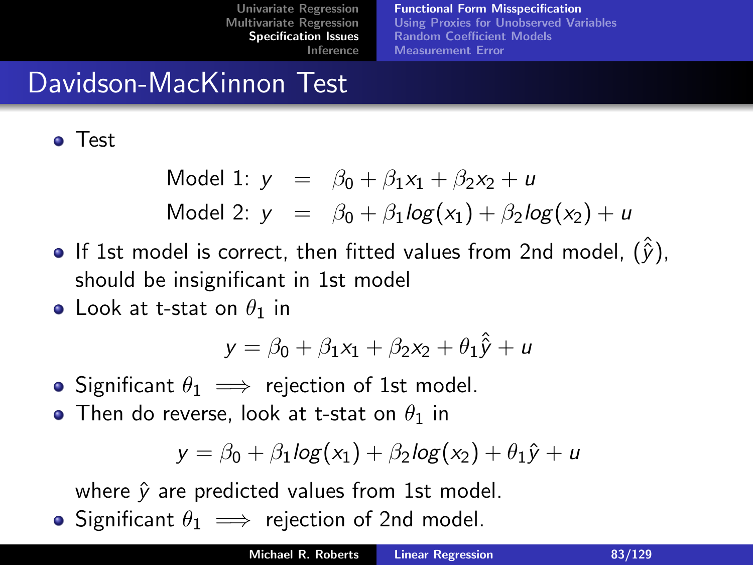## Davidson-MacKinnon Test

- Test

$$\text{Model 1: } y = \beta_0 + \beta_1 x_1 + \beta_2 x_2 + u$$
$$\text{Model 2: } y = \beta_0 + \beta_1 log(x_1) + \beta_2 log(x_2) + u$$

- If 1st model is correct, then fitted values from 2nd model, $(\hat{\hat{y}})$, should be insignificant in 1st model
- Look at t-stat on $\theta_1$ in

$$y = \beta_0 + \beta_1 x_1 + \beta_2 x_2 + \theta_1 \hat{\hat{y}} + u$$

- Significant $\theta_1 \implies$ rejection of 1st model.
- Then do reverse, look at t-stat on $\theta_1$ in

$$y = \beta_0 + \beta_1 log(x_1) + \beta_2 log(x_2) + \theta_1 \hat{y} + u$$

  where $\hat{y}$ are predicted values from 1st model.
- Significant $\theta_1 \implies$ rejection of 2nd model.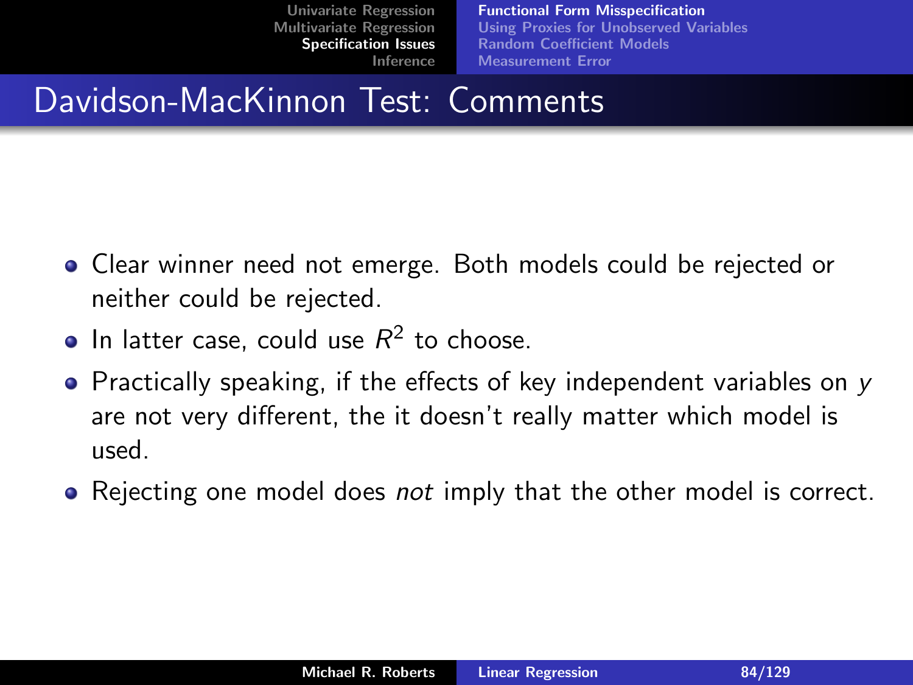# Davidson-MacKinnon Test: Comments

- Clear winner need not emerge. Both models could be rejected or neither could be rejected.
- In latter case, could use $R^2$ to choose.
- Practically speaking, if the effects of key independent variables on $y$ are not very different, the it doesn't really matter which model is used.
- Rejecting one model does *not* imply that the other model is correct.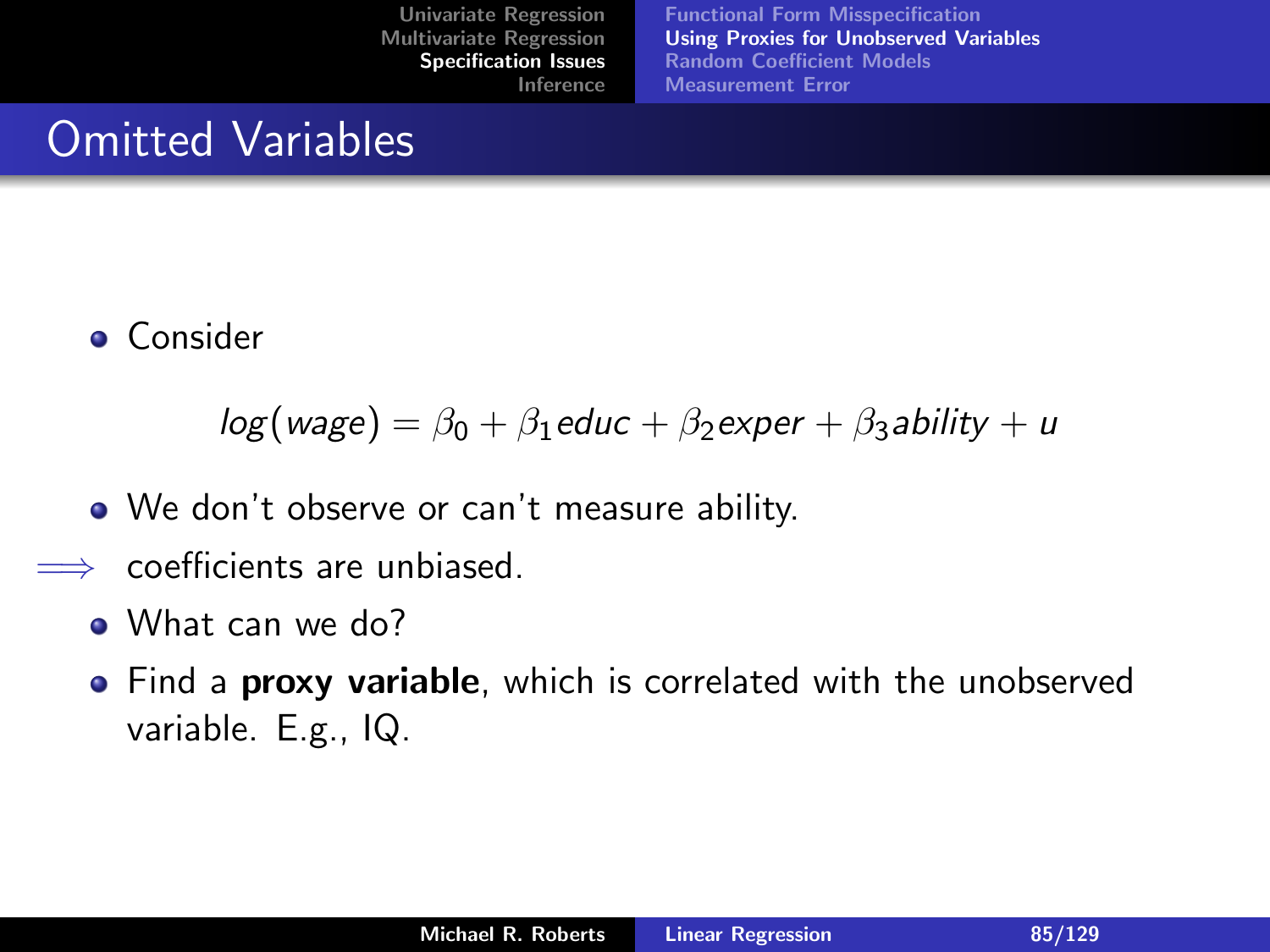## Omitted Variables

- Consider

$$log(wage) = \beta_0 + \beta_1 educ + \beta_2 exper + \beta_3 ability + u$$

- We don't observe or can't measure ability.

$\implies$ coefficients are unbiased.

- What can we do?
- Find a **proxy variable**, which is correlated with the unobserved variable. E.g., IQ.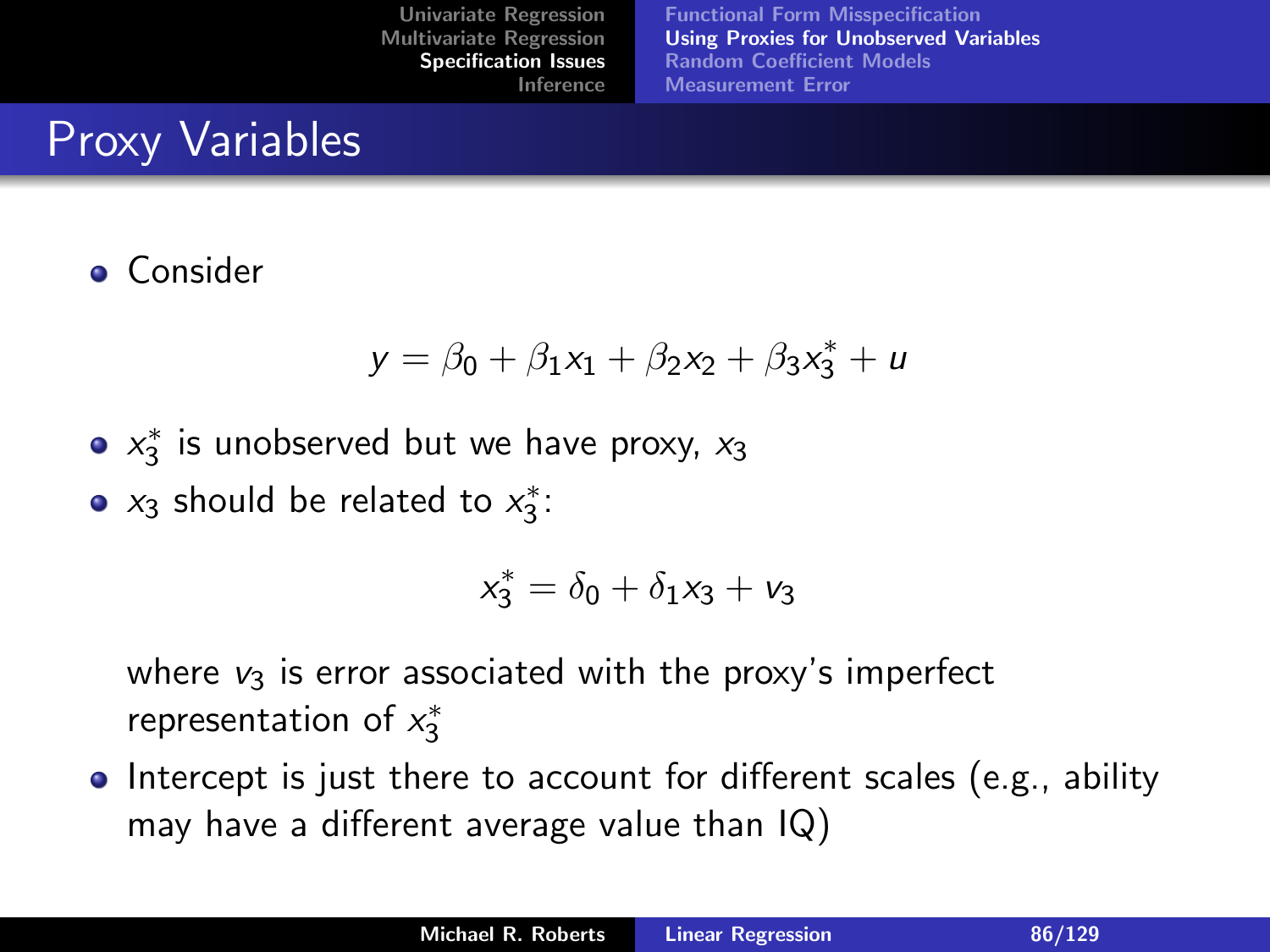# Proxy Variables

- Consider

$$y = \beta_0 + \beta_1 x_1 + \beta_2 x_2 + \beta_3 x_3^* + u$$

- $x_3^*$ is unobserved but we have proxy, $x_3$
- $x_3$ should be related to $x_3^*$:

$$x_3^* = \delta_0 + \delta_1 x_3 + v_3$$

  where $v_3$ is error associated with the proxy's imperfect representation of $x_3^*$

- Intercept is just there to account for different scales (e.g., ability may have a different average value than IQ)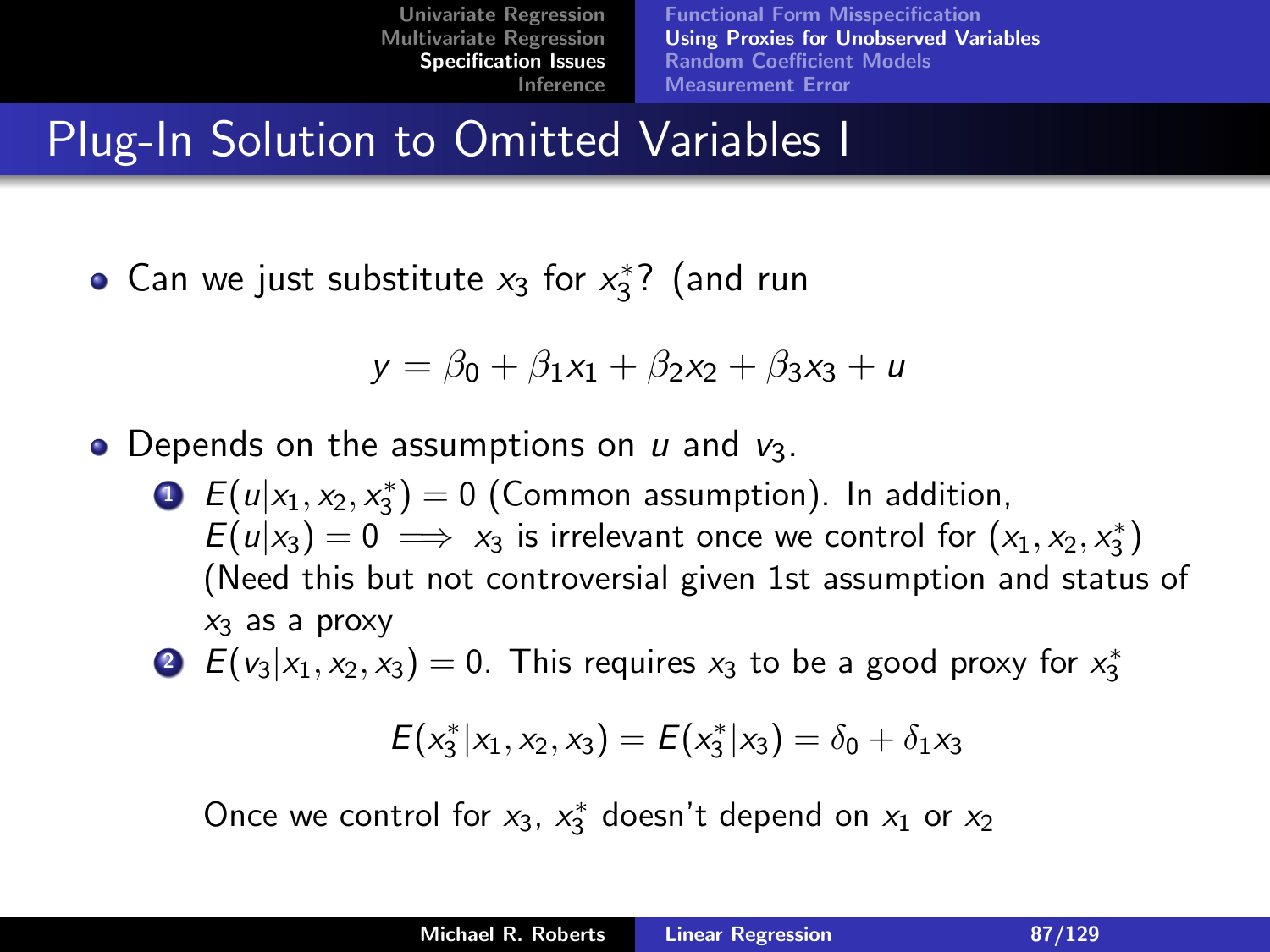# Plug-In Solution to Omitted Variables I

- Can we just substitute $x_3$ for $x_3^*$? (and run

$$y = \beta_0 + \beta_1 x_1 + \beta_2 x_2 + \beta_3 x_3 + u$$

- Depends on the assumptions on $u$ and $v_3$.
  1. $E(u|x_1, x_2, x_3^*) = 0$ (Common assumption). In addition, $E(u|x_3) = 0 \implies x_3$ is irrelevant once we control for $(x_1, x_2, x_3^*)$ (Need this but not controversial given 1st assumption and status of $x_3$ as a proxy
  2. $E(v_3|x_1, x_2, x_3) = 0$. This requires $x_3$ to be a good proxy for $x_3^*$

$$E(x_3^*|x_1, x_2, x_3) = E(x_3^*|x_3) = \delta_0 + \delta_1 x_3$$

Once we control for $x_3$, $x_3^*$ doesn't depend on $x_1$ or $x_2$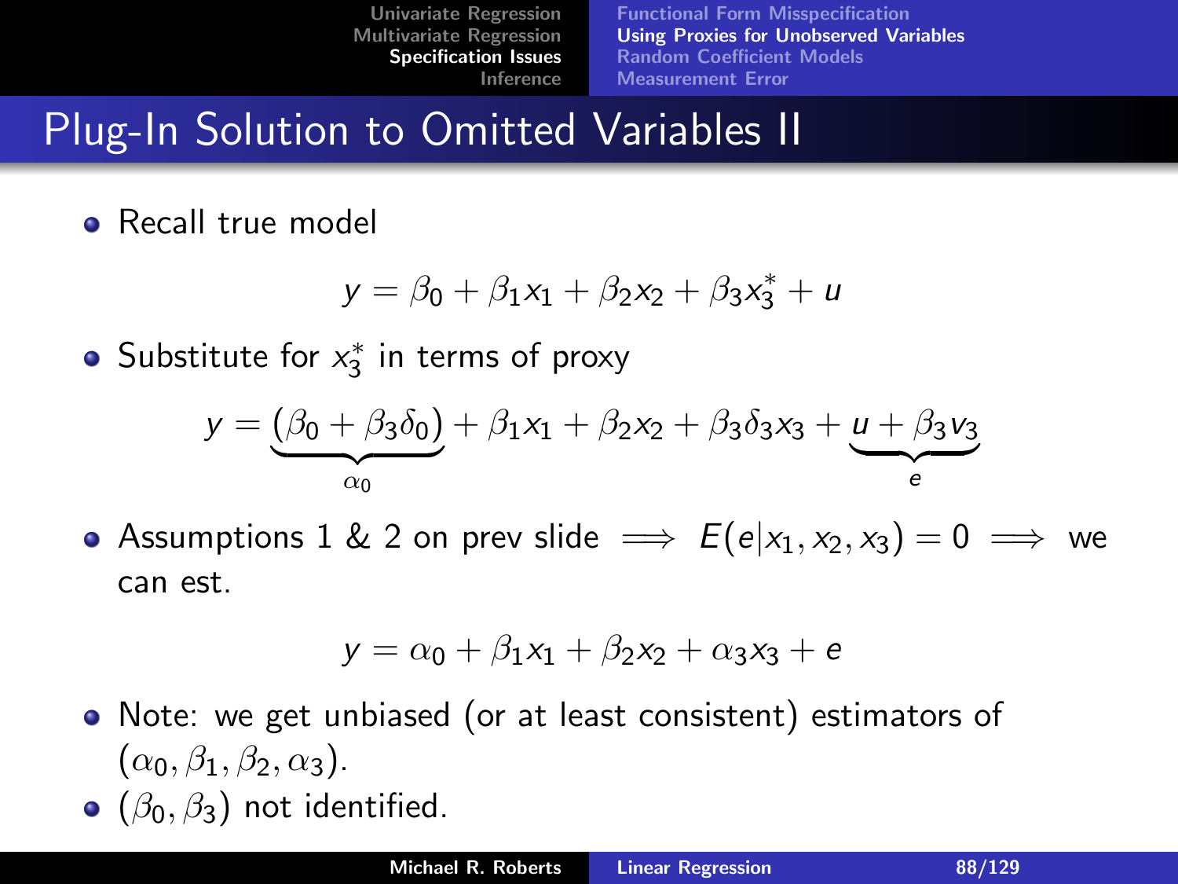# Plug-In Solution to Omitted Variables II

- Recall true model

$$y = \beta_0 + \beta_1 x_1 + \beta_2 x_2 + \beta_3 x_3^* + u$$

- Substitute for $x_3^*$ in terms of proxy

$$y = \underbrace{(\beta_0 + \beta_3 \delta_0)}_{\alpha_0} + \beta_1 x_1 + \beta_2 x_2 + \beta_3 \delta_3 x_3 + \underbrace{u + \beta_3 v_3}_{e}$$

- Assumptions 1 & 2 on prev slide $\implies E(e|x_1, x_2, x_3) = 0 \implies$ we can est.

$$y = \alpha_0 + \beta_1 x_1 + \beta_2 x_2 + \alpha_3 x_3 + e$$

- Note: we get unbiased (or at least consistent) estimators of $(\alpha_0, \beta_1, \beta_2, \alpha_3)$.
- $(\beta_0, \beta_3)$ not identified.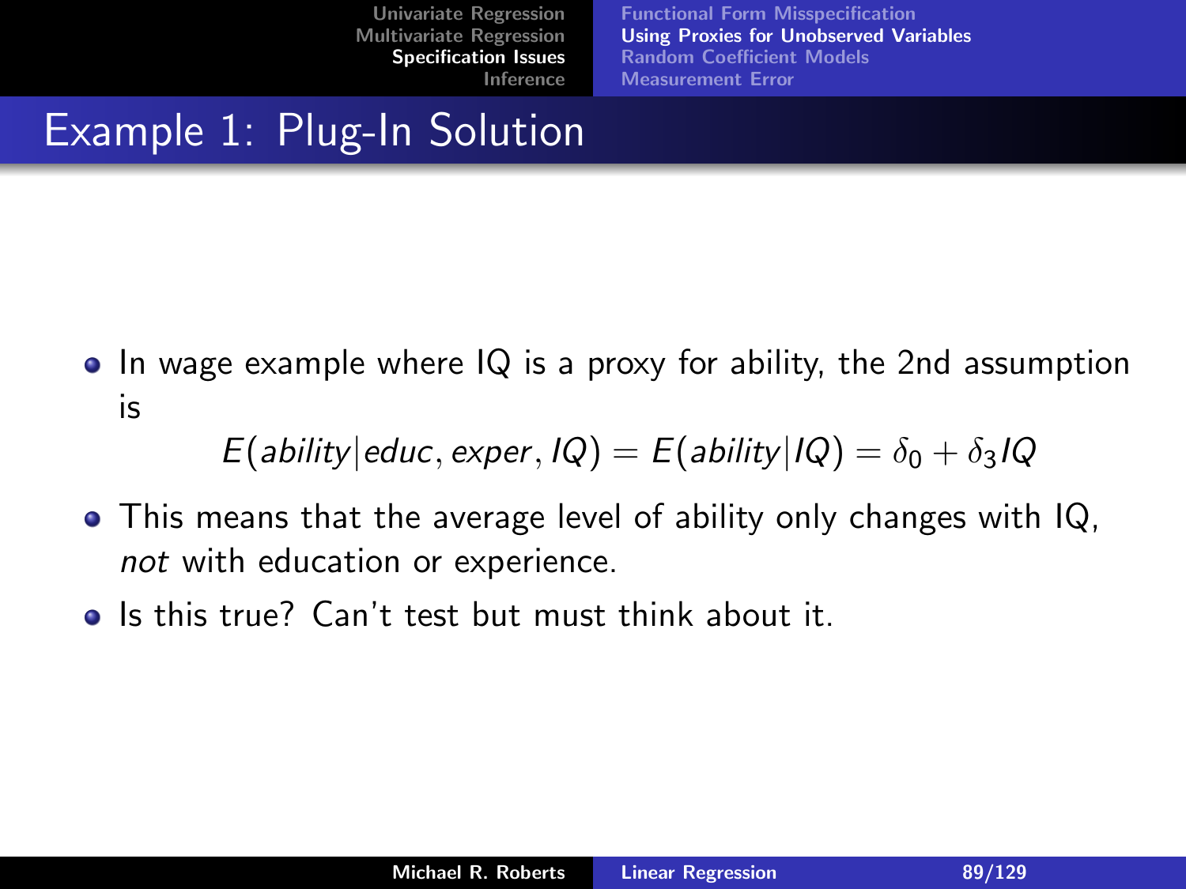# Example 1: Plug-In Solution

- In wage example where IQ is a proxy for ability, the 2nd assumption is

$$E(ability|educ, exper, IQ) = E(ability|IQ) = \delta_0 + \delta_3 IQ$$

- This means that the average level of ability only changes with IQ, *not* with education or experience.
- Is this true? Can't test but must think about it.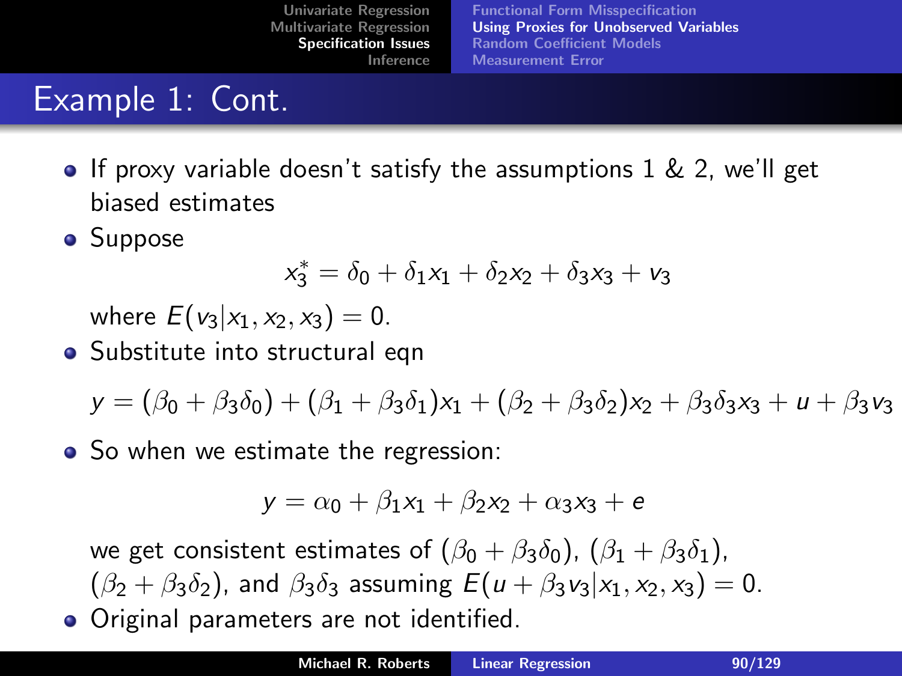# Example 1: Cont.

- If proxy variable doesn't satisfy the assumptions 1 & 2, we'll get biased estimates
- Suppose

$$x_3^* = \delta_0 + \delta_1 x_1 + \delta_2 x_2 + \delta_3 x_3 + v_3$$

  where $E(v_3|x_1, x_2, x_3) = 0$.

- Substitute into structural eqn

$$y = (\beta_0 + \beta_3\delta_0) + (\beta_1 + \beta_3\delta_1)x_1 + (\beta_2 + \beta_3\delta_2)x_2 + \beta_3\delta_3 x_3 + u + \beta_3 v_3$$

- So when we estimate the regression:

$$y = \alpha_0 + \beta_1 x_1 + \beta_2 x_2 + \alpha_3 x_3 + e$$

  we get consistent estimates of $(\beta_0 + \beta_3\delta_0)$, $(\beta_1 + \beta_3\delta_1)$, $(\beta_2 + \beta_3\delta_2)$, and $\beta_3\delta_3$ assuming $E(u + \beta_3 v_3|x_1, x_2, x_3) = 0$.

- Original parameters are not identified.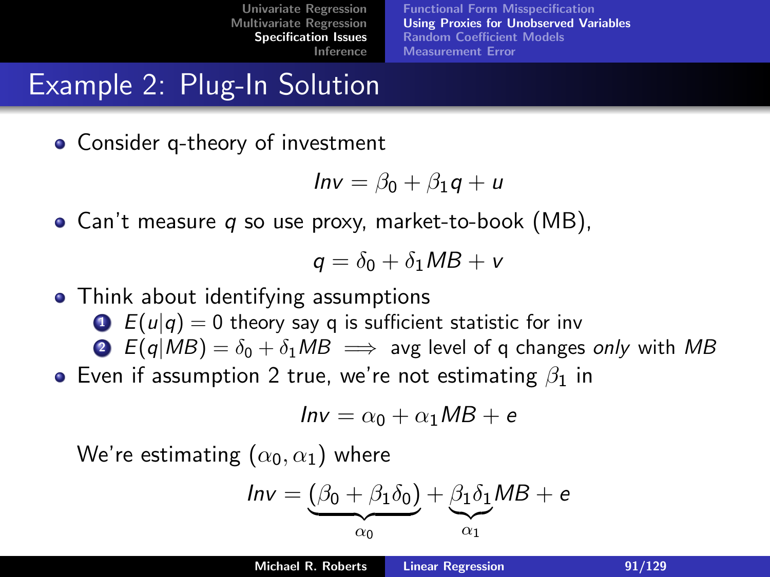# Example 2: Plug-In Solution

- Consider q-theory of investment

$$Inv = \beta_0 + \beta_1 q + u$$

- Can't measure $q$ so use proxy, market-to-book (MB),

$$q = \delta_0 + \delta_1 MB + v$$

- Think about identifying assumptions
  1. $E(u|q) = 0$ theory say q is sufficient statistic for inv
  2. $E(q|MB) = \delta_0 + \delta_1 MB \implies$ avg level of q changes *only* with $MB$
- Even if assumption 2 true, we're not estimating $\beta_1$ in

$$Inv = \alpha_0 + \alpha_1 MB + e$$

We're estimating $(\alpha_0, \alpha_1)$ where

$$Inv = \underbrace{(\beta_0 + \beta_1 \delta_0)}_{\alpha_0} + \underbrace{\beta_1 \delta_1}_{\alpha_1} MB + e$$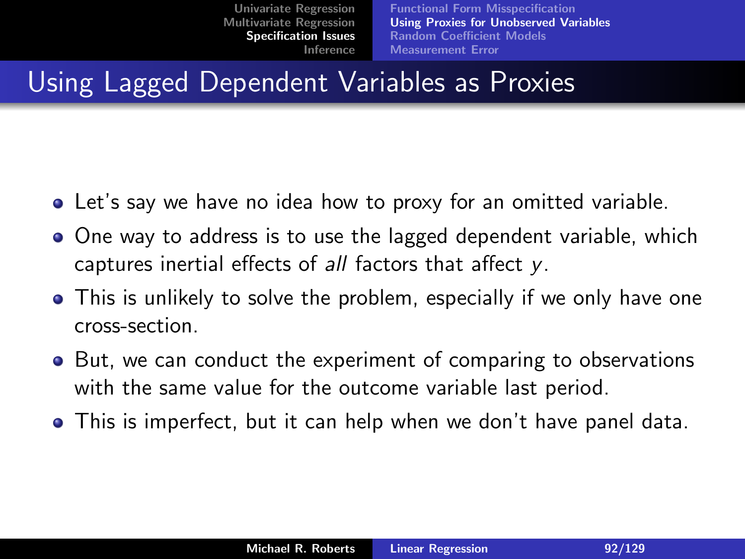## Using Lagged Dependent Variables as Proxies

- Let's say we have no idea how to proxy for an omitted variable.
- One way to address is to use the lagged dependent variable, which captures inertial effects of *all* factors that affect $y$.
- This is unlikely to solve the problem, especially if we only have one cross-section.
- But, we can conduct the experiment of comparing to observations with the same value for the outcome variable last period.
- This is imperfect, but it can help when we don't have panel data.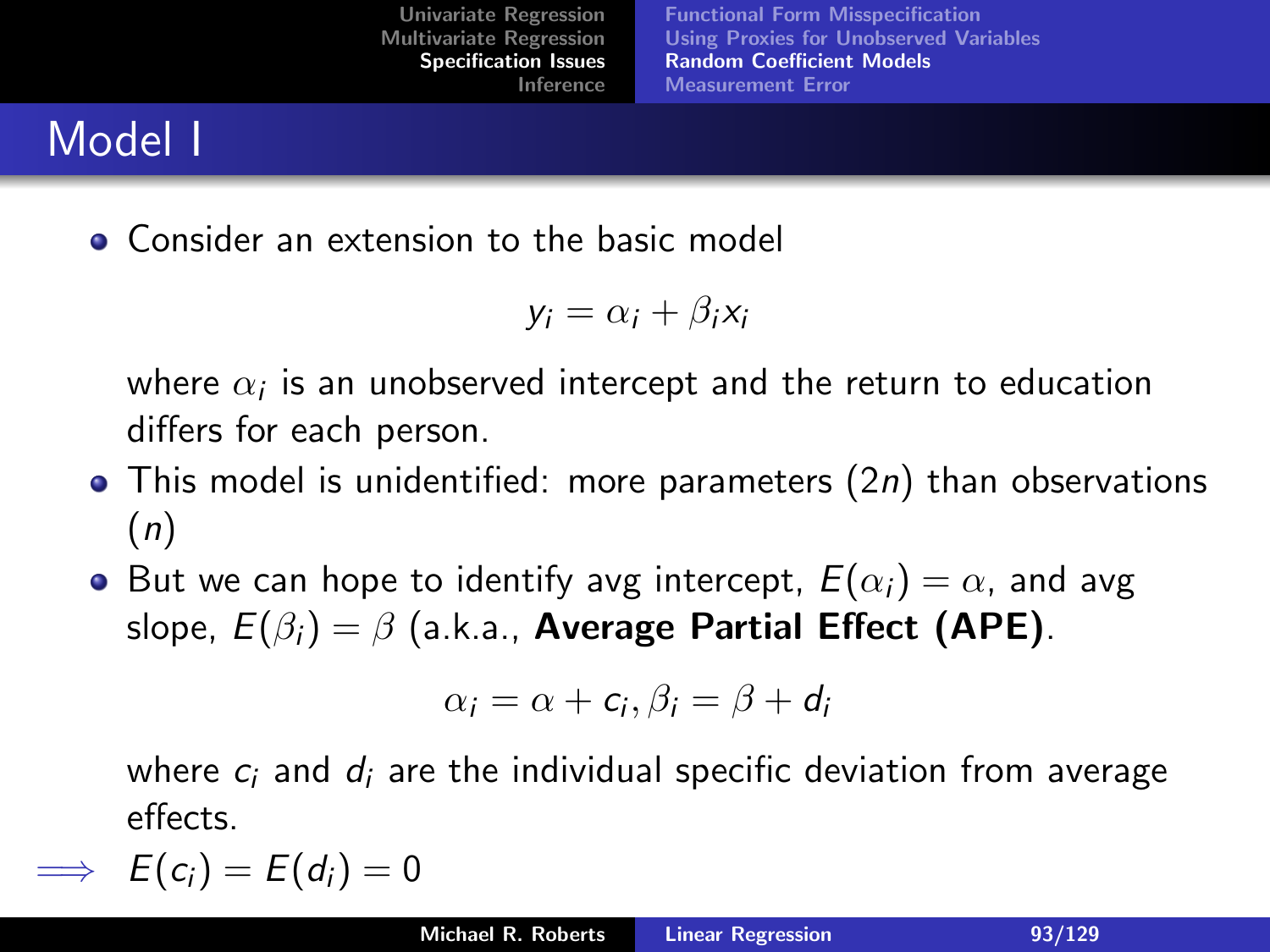# Model I

- Consider an extension to the basic model

$$y_i = \alpha_i + \beta_i x_i$$

where $\alpha_i$ is an unobserved intercept and the return to education differs for each person.

- This model is unidentified: more parameters ($2n$) than observations ($n$)
- But we can hope to identify avg intercept, $E(\alpha_i) = \alpha$, and avg slope, $E(\beta_i) = \beta$ (a.k.a., **Average Partial Effect (APE)**.

$$\alpha_i = \alpha + c_i, \beta_i = \beta + d_i$$

where $c_i$ and $d_i$ are the individual specific deviation from average effects.

$\implies \quad E(c_i) = E(d_i) = 0$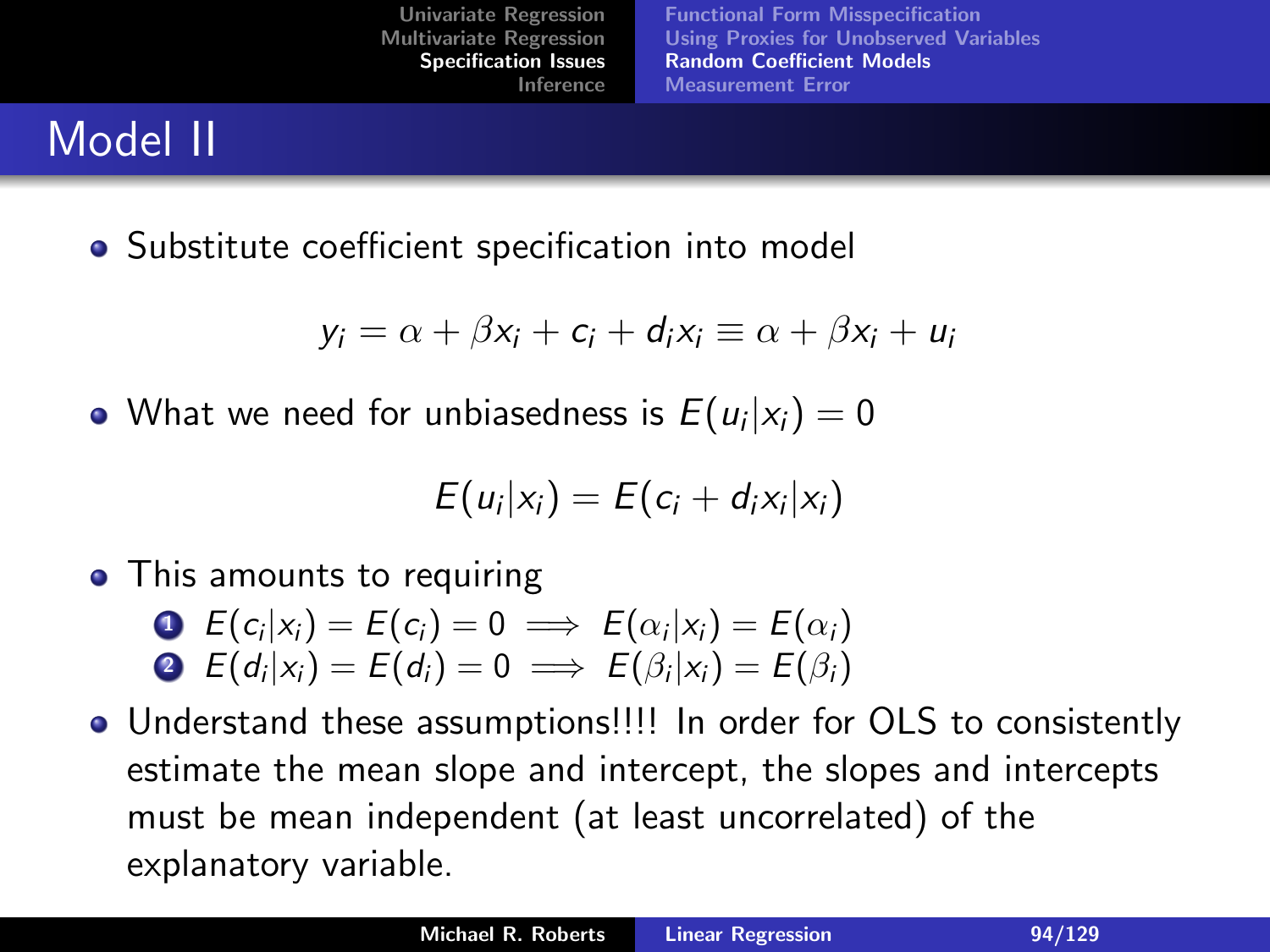# Model II

- Substitute coefficient specification into model

$$y_i = \alpha + \beta x_i + c_i + d_i x_i \equiv \alpha + \beta x_i + u_i$$

- What we need for unbiasedness is $E(u_i|x_i) = 0$

$$E(u_i|x_i) = E(c_i + d_i x_i|x_i)$$

- This amounts to requiring
  1. $E(c_i|x_i) = E(c_i) = 0 \implies E(\alpha_i|x_i) = E(\alpha_i)$
  2. $E(d_i|x_i) = E(d_i) = 0 \implies E(\beta_i|x_i) = E(\beta_i)$
- Understand these assumptions!!!! In order for OLS to consistently estimate the mean slope and intercept, the slopes and intercepts must be mean independent (at least uncorrelated) of the explanatory variable.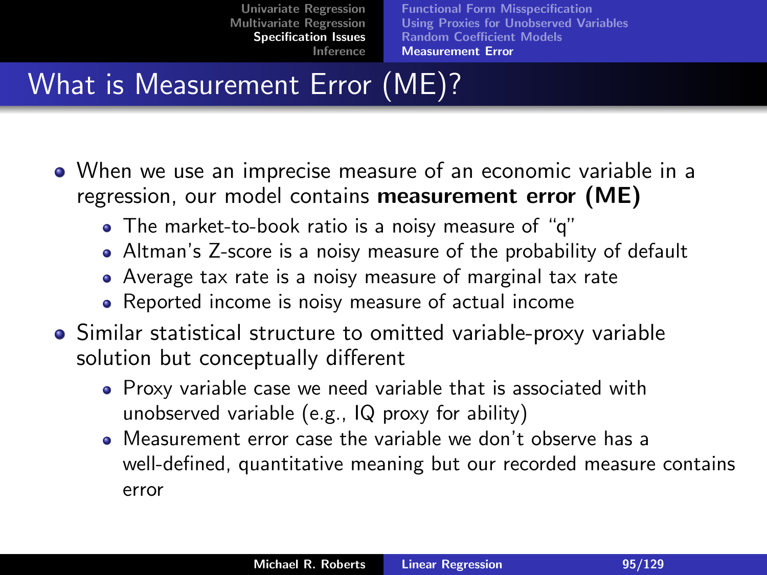# What is Measurement Error (ME)?

- When we use an imprecise measure of an economic variable in a regression, our model contains **measurement error (ME)**
  - The market-to-book ratio is a noisy measure of "q"
  - Altman's Z-score is a noisy measure of the probability of default
  - Average tax rate is a noisy measure of marginal tax rate
  - Reported income is noisy measure of actual income
- Similar statistical structure to omitted variable-proxy variable solution but conceptually different
  - Proxy variable case we need variable that is associated with unobserved variable (e.g., IQ proxy for ability)
  - Measurement error case the variable we don't observe has a well-defined, quantitative meaning but our recorded measure contains error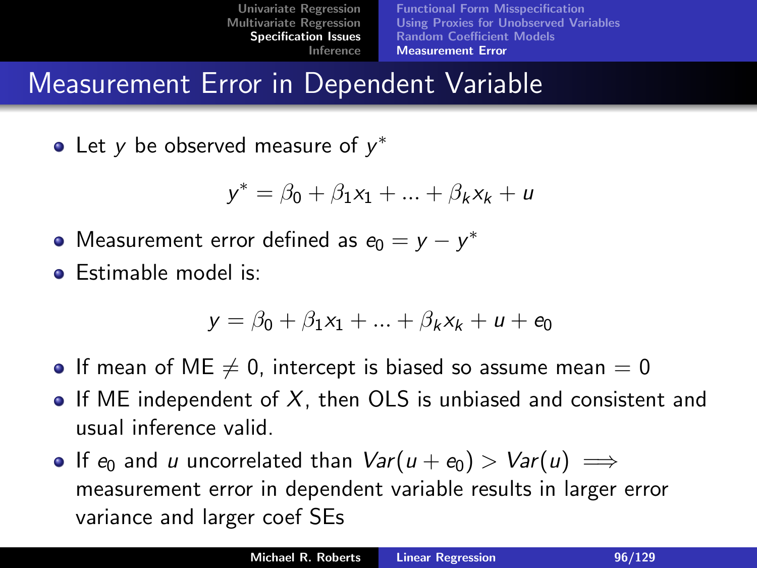# Measurement Error in Dependent Variable

- Let $y$ be observed measure of $y^*$

$$y^* = \beta_0 + \beta_1 x_1 + ... + \beta_k x_k + u$$

- Measurement error defined as $e_0 = y - y^*$
- Estimable model is:

$$y = \beta_0 + \beta_1 x_1 + ... + \beta_k x_k + u + e_0$$

- If mean of ME $\neq 0$, intercept is biased so assume mean $= 0$
- If ME independent of $X$, then OLS is unbiased and consistent and usual inference valid.
- If $e_0$ and $u$ uncorrelated than $Var(u + e_0) > Var(u) \implies$ measurement error in dependent variable results in larger error variance and larger coef SEs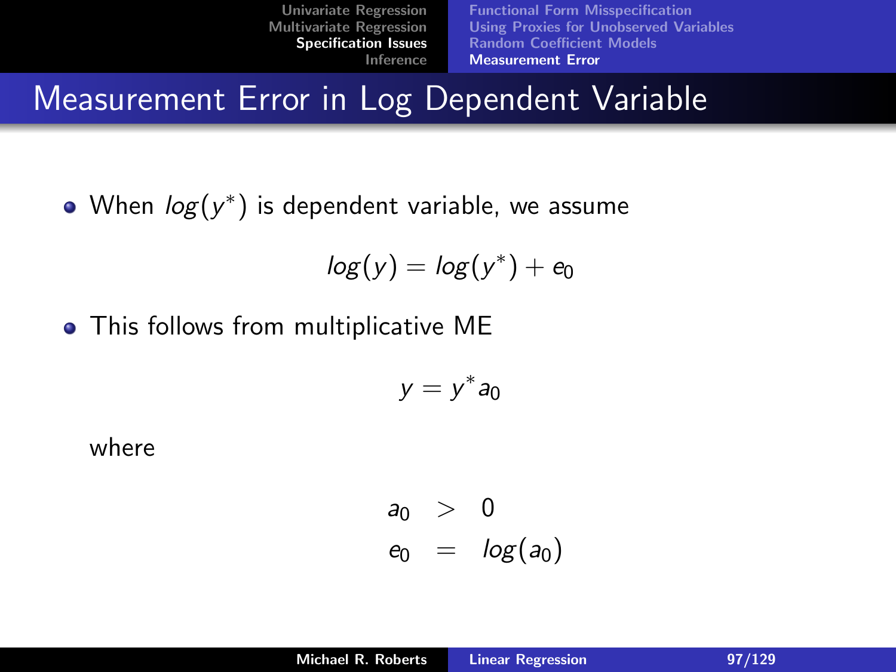# Measurement Error in Log Dependent Variable

- When $log(y^*)$ is dependent variable, we assume

$$log(y) = log(y^*) + e_0$$

- This follows from multiplicative ME

$$y = y^* a_0$$

where

$$\begin{aligned} a_0 &> 0 \\ e_0 &= log(a_0) \end{aligned}$$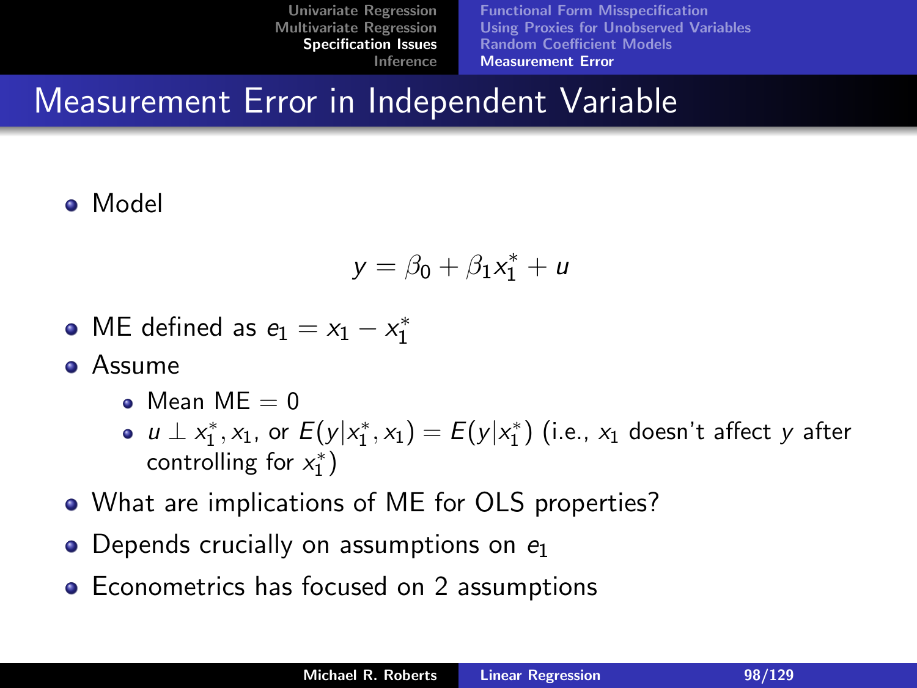# Measurement Error in Independent Variable

- Model

$$y = \beta_0 + \beta_1 x_1^* + u$$

- ME defined as $e_1 = x_1 - x_1^*$
- Assume
  - Mean ME = 0
  - $u \perp x_1^*, x_1$, or $E(y|x_1^*, x_1) = E(y|x_1^*)$ (i.e., $x_1$ doesn't affect $y$ after controlling for $x_1^*$)
- What are implications of ME for OLS properties?
- Depends crucially on assumptions on $e_1$
- Econometrics has focused on 2 assumptions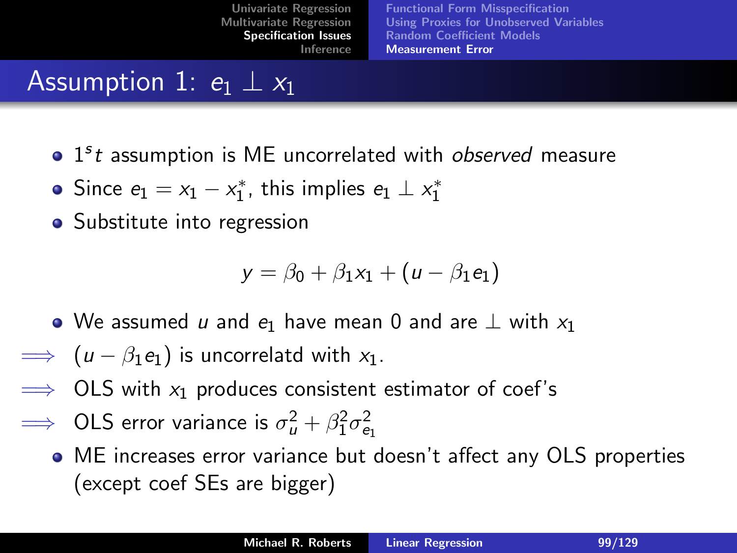## Assumption 1: $e_1 \perp x_1$

- $1^s t$ assumption is ME uncorrelated with *observed* measure
- Since $e_1 = x_1 - x_1^*$, this implies $e_1 \perp x_1^*$
- Substitute into regression

$$y = \beta_0 + \beta_1 x_1 + (u - \beta_1 e_1)$$

- We assumed $u$ and $e_1$ have mean 0 and are $\perp$ with $x_1$

$\Longrightarrow$ $(u - \beta_1 e_1)$ is uncorrelatd with $x_1$.

$\Longrightarrow$ OLS with $x_1$ produces consistent estimator of coef's

$\Longrightarrow$ OLS error variance is $\sigma_u^2 + \beta_1^2 \sigma_{e_1}^2$

- ME increases error variance but doesn't affect any OLS properties (except coef SEs are bigger)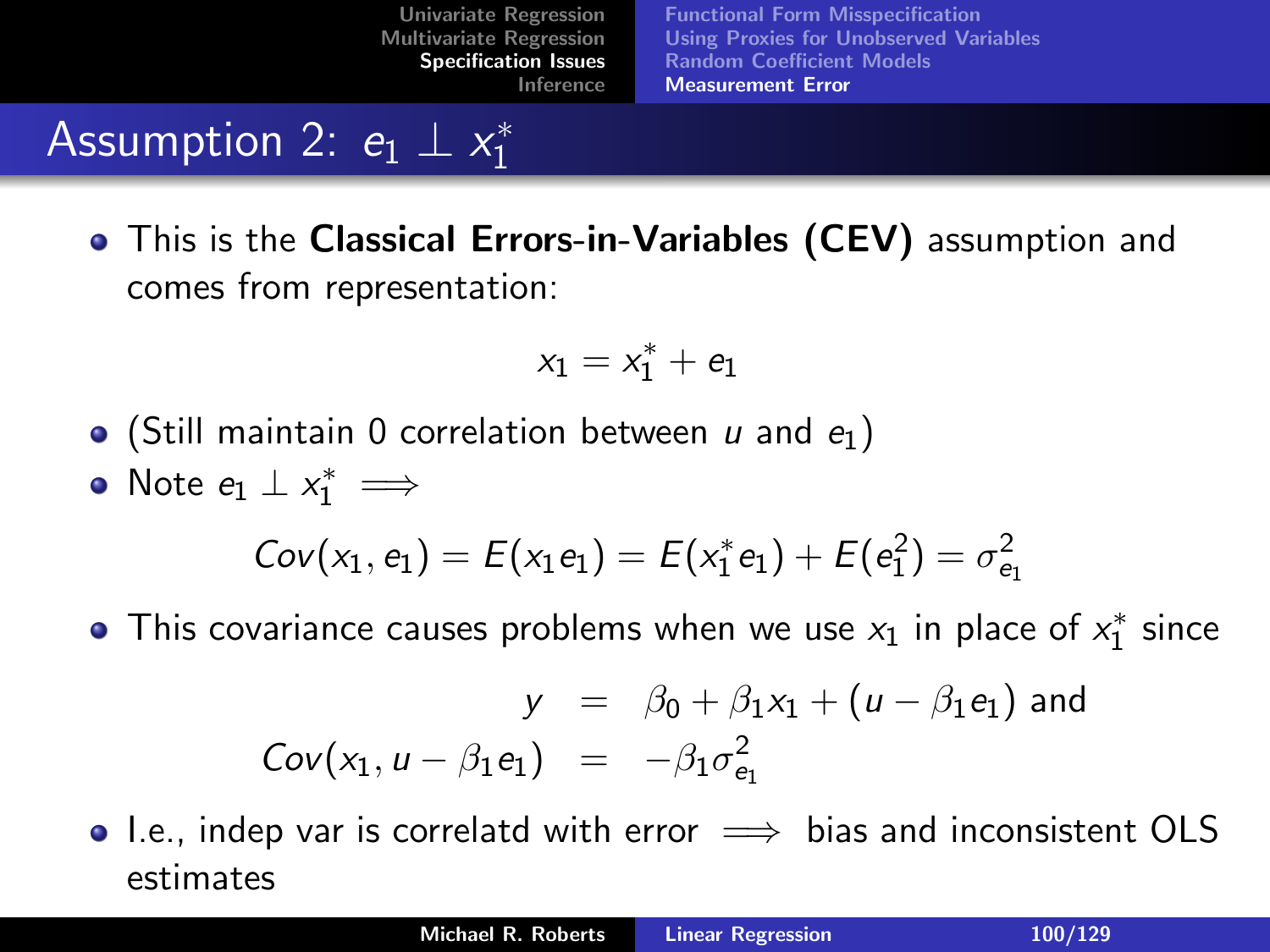## Assumption 2: $e_1 \perp x_1^*$

- This is the **Classical Errors-in-Variables (CEV)** assumption and comes from representation:

$$x_1 = x_1^* + e_1$$

- (Still maintain 0 correlation between $u$ and $e_1$)
- Note $e_1 \perp x_1^* \implies$

$$Cov(x_1, e_1) = E(x_1 e_1) = E(x_1^* e_1) + E(e_1^2) = \sigma_{e_1}^2$$

- This covariance causes problems when we use $x_1$ in place of $x_1^*$ since

$$\begin{aligned} y &= \beta_0 + \beta_1 x_1 + (u - \beta_1 e_1) \text{ and} \\ Cov(x_1, u - \beta_1 e_1) &= -\beta_1 \sigma_{e_1}^2 \end{aligned}$$

- I.e., indep var is correlatd with error $\implies$ bias and inconsistent OLS estimates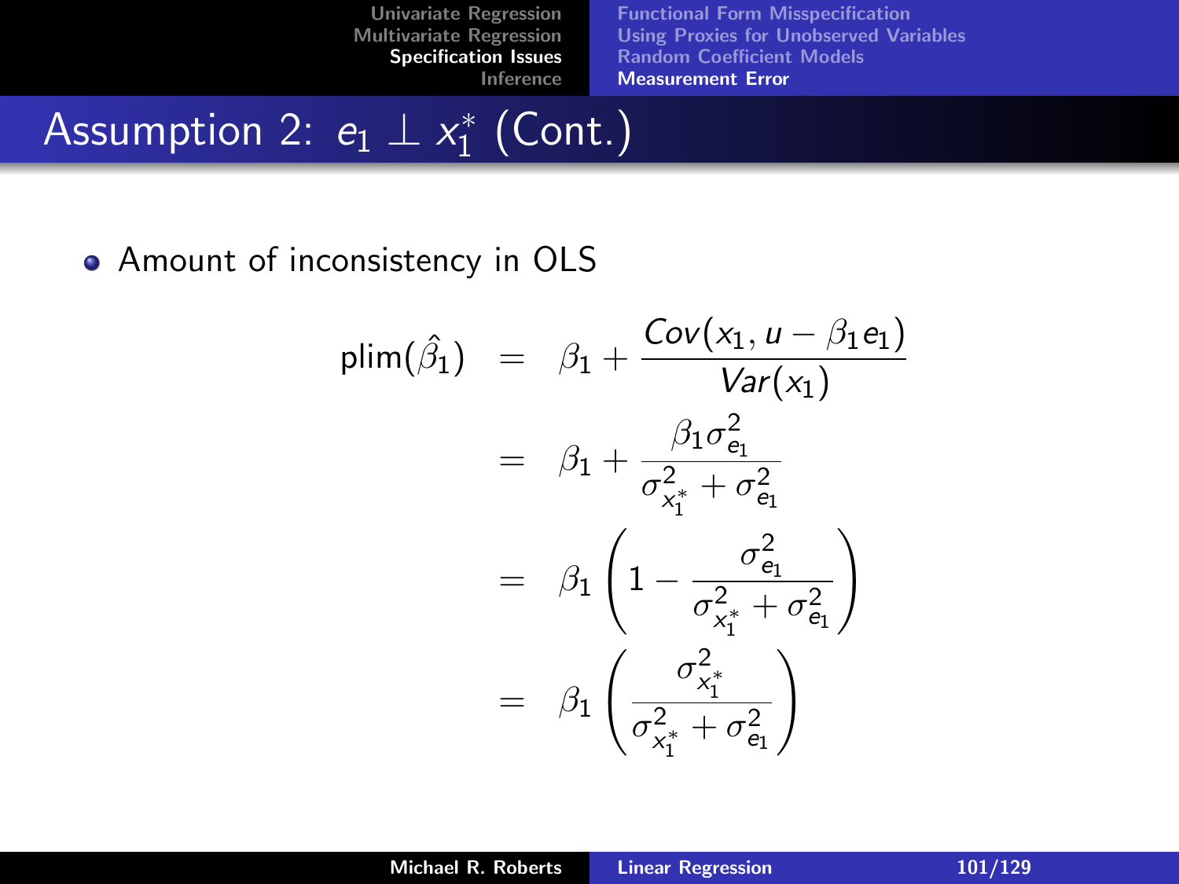# Assumption 2: $e_1 \perp x_1^*$ (Cont.)

- Amount of inconsistency in OLS

$$
\begin{aligned}
\text{plim}(\hat{\beta}_1) &= \beta_1 + \frac{Cov(x_1, u - \beta_1 e_1)}{Var(x_1)} \\
&= \beta_1 + \frac{\beta_1 \sigma_{e_1}^2}{\sigma_{x_1^*}^2 + \sigma_{e_1}^2} \\
&= \beta_1 \left( 1 - \frac{\sigma_{e_1}^2}{\sigma_{x_1^*}^2 + \sigma_{e_1}^2} \right) \\
&= \beta_1 \left( \frac{\sigma_{x_1^*}^2}{\sigma_{x_1^*}^2 + \sigma_{e_1}^2} \right)
\end{aligned}
$$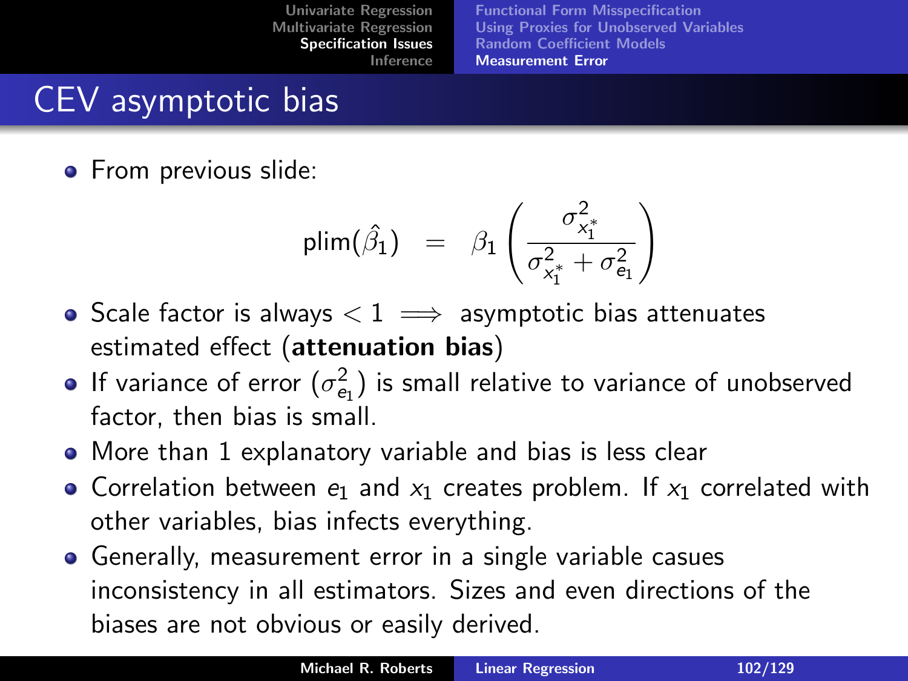# CEV asymptotic bias

- From previous slide:

$$\text{plim}(\hat{\beta}_1) \quad = \quad \beta_1 \left( \frac{\sigma^2_{x_1^*}}{\sigma^2_{x_1^*} + \sigma^2_{e_1}} \right)$$

- Scale factor is always $< 1 \implies$ asymptotic bias attenuates estimated effect (**attenuation bias**)
- If variance of error ($\sigma^2_{e_1}$) is small relative to variance of unobserved factor, then bias is small.
- More than 1 explanatory variable and bias is less clear
- Correlation between $e_1$ and $x_1$ creates problem. If $x_1$ correlated with other variables, bias infects everything.
- Generally, measurement error in a single variable casues inconsistency in all estimators. Sizes and even directions of the biases are not obvious or easily derived.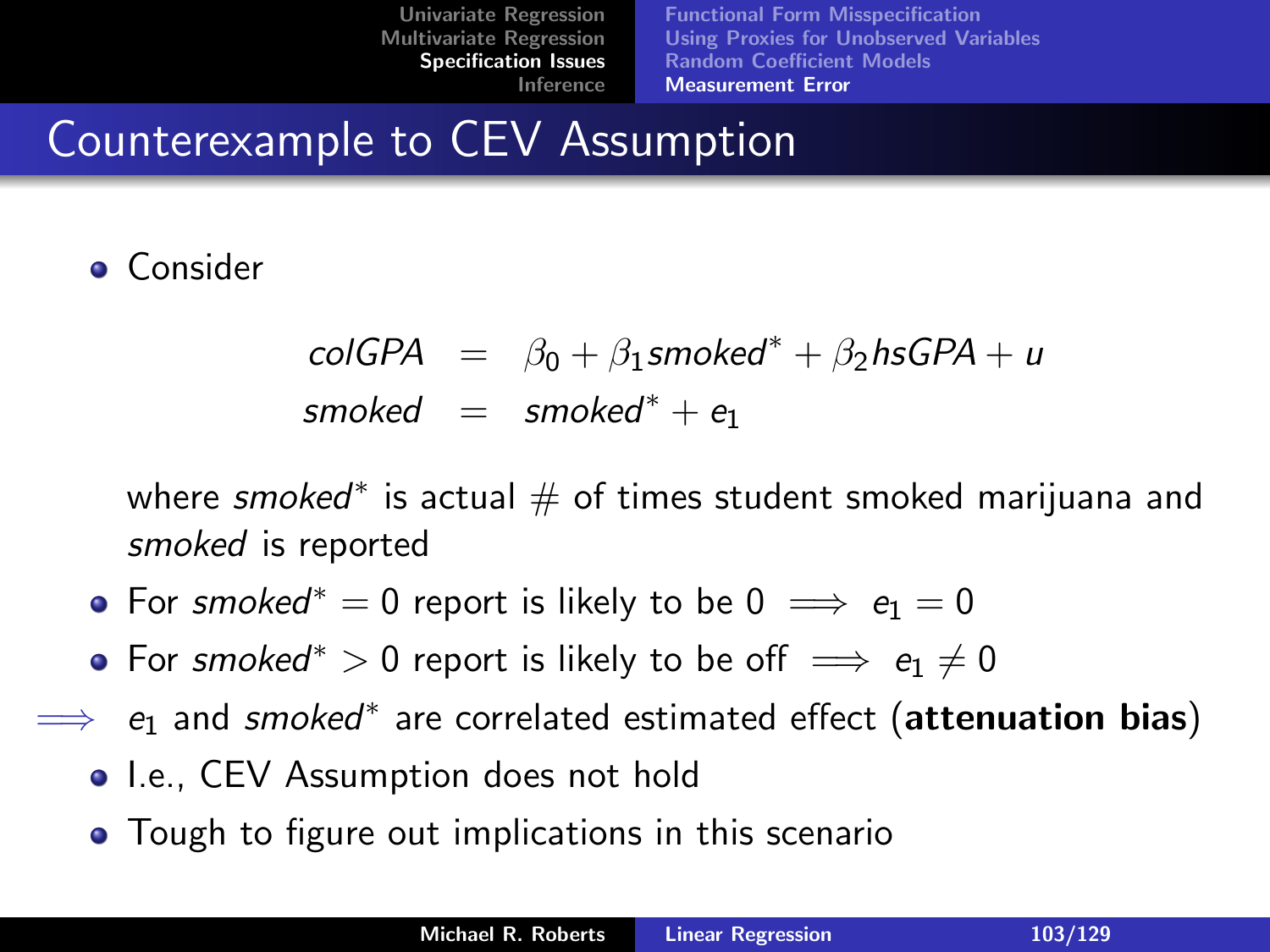# Counterexample to CEV Assumption

- Consider

$$
\begin{aligned}
colGPA &= \beta_0 + \beta_1 smoked^* + \beta_2 hsGPA + u \\
smoked &= smoked^* + e_1
\end{aligned}
$$

  where $smoked^*$ is actual # of times student smoked marijuana and *smoked* is reported

- For $smoked^* = 0$ report is likely to be 0 $\implies e_1 = 0$
- For $smoked^* > 0$ report is likely to be off $\implies e_1 \neq 0$

$\implies$ $e_1$ and $smoked^*$ are correlated estimated effect (**attenuation bias**)

- I.e., CEV Assumption does not hold
- Tough to figure out implications in this scenario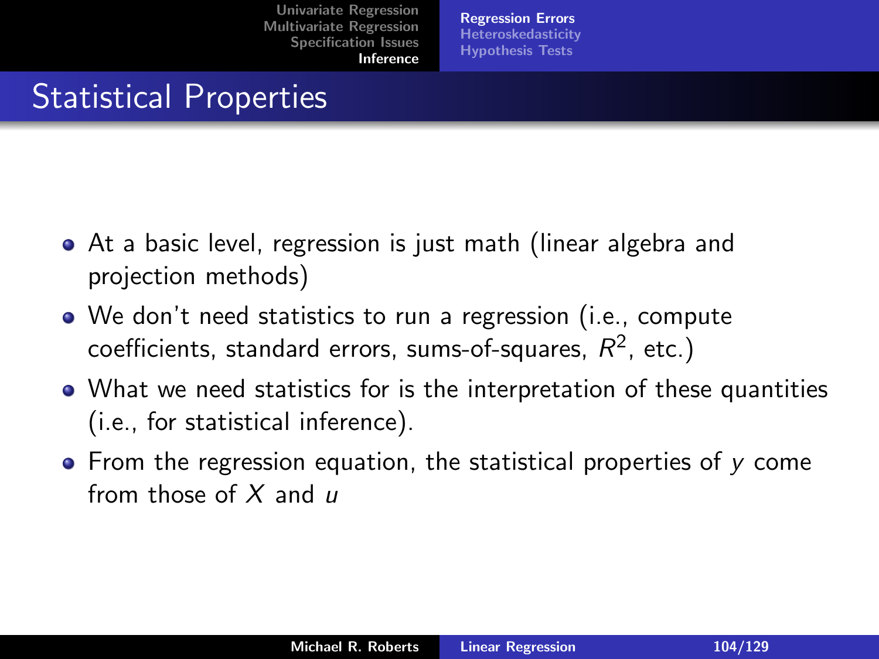# Statistical Properties

- At a basic level, regression is just math (linear algebra and projection methods)
- We don't need statistics to run a regression (i.e., compute coefficients, standard errors, sums-of-squares, $R^2$, etc.)
- What we need statistics for is the interpretation of these quantities (i.e., for statistical inference).
- From the regression equation, the statistical properties of $y$ come from those of $X$ and $u$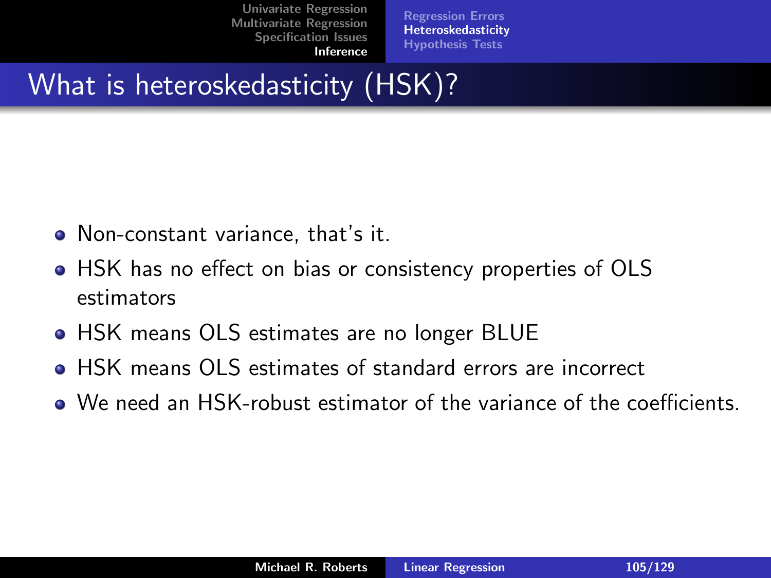# What is heteroskedasticity (HSK)?

- Non-constant variance, that's it.
- HSK has no effect on bias or consistency properties of OLS estimators
- HSK means OLS estimates are no longer BLUE
- HSK means OLS estimates of standard errors are incorrect
- We need an HSK-robust estimator of the variance of the coefficients.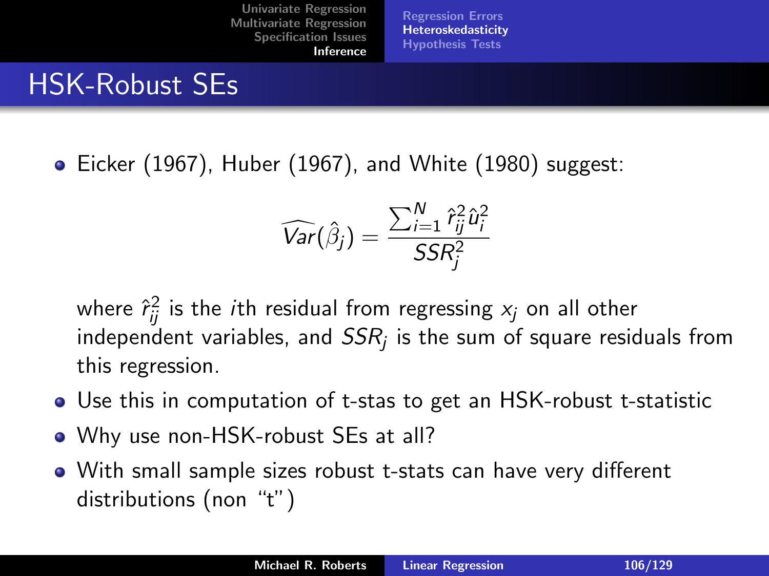# HSK-Robust SEs

- Eicker (1967), Huber (1967), and White (1980) suggest:

$$\widehat{Var}(\hat{\beta}_j) = \frac{\sum_{i=1}^{N} \hat{r}_{ij}^2 \hat{u}_i^2}{SSR_j^2}$$

  where $\hat{r}_{ij}^2$ is the $i$th residual from regressing $x_j$ on all other independent variables, and $SSR_j$ is the sum of square residuals from this regression.

- Use this in computation of t-stas to get an HSK-robust t-statistic
- Why use non-HSK-robust SEs at all?
- With small sample sizes robust t-stats can have very different distributions (non "t")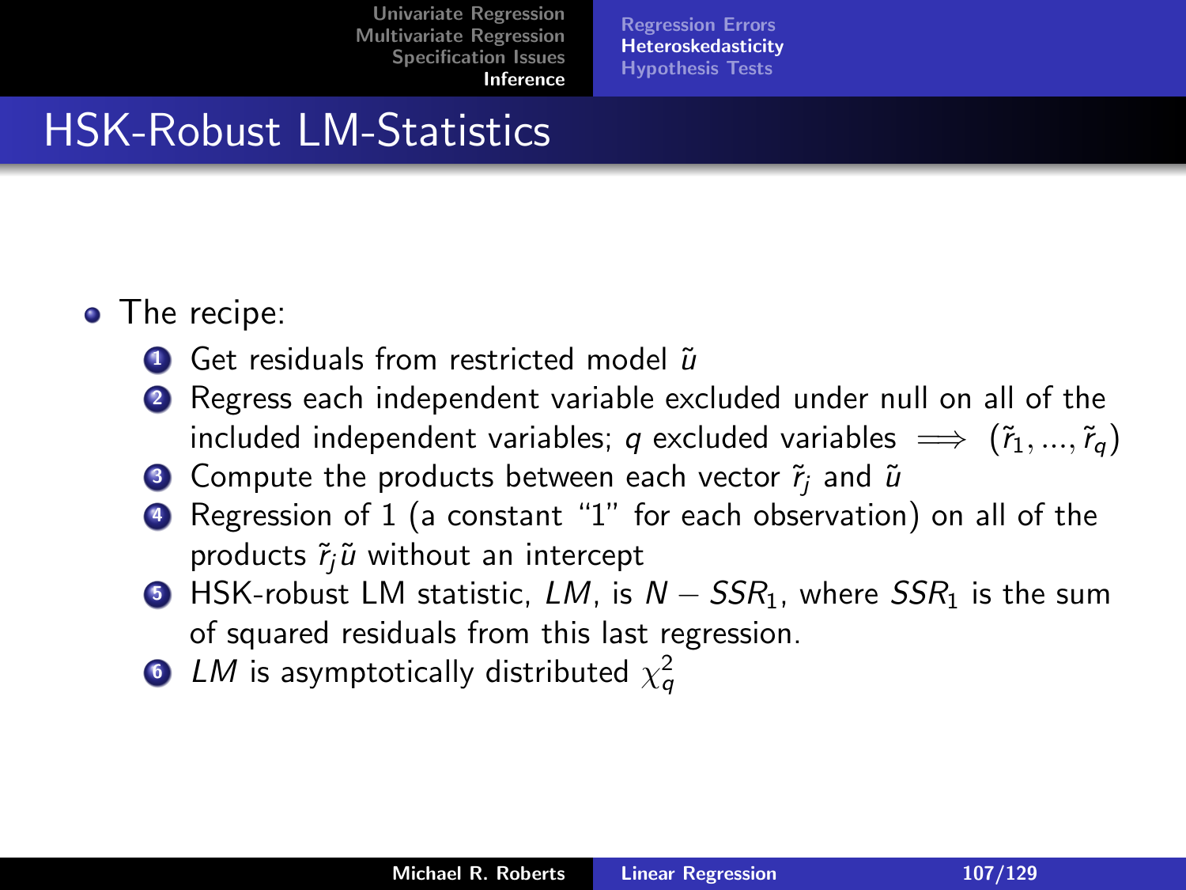# HSK-Robust LM-Statistics

- The recipe:
  1. Get residuals from restricted model $\tilde{u}$
  2. Regress each independent variable excluded under null on all of the included independent variables; $q$ excluded variables $\implies$ $(\tilde{r}_1, ..., \tilde{r}_q)$
  3. Compute the products between each vector $\tilde{r}_j$ and $\tilde{u}$
  4. Regression of 1 (a constant "1" for each observation) on all of the products $\tilde{r}_j \tilde{u}$ without an intercept
  5. HSK-robust LM statistic, $LM$, is $N - SSR_1$, where $SSR_1$ is the sum of squared residuals from this last regression.
  6. $LM$ is asymptotically distributed $\chi^2_q$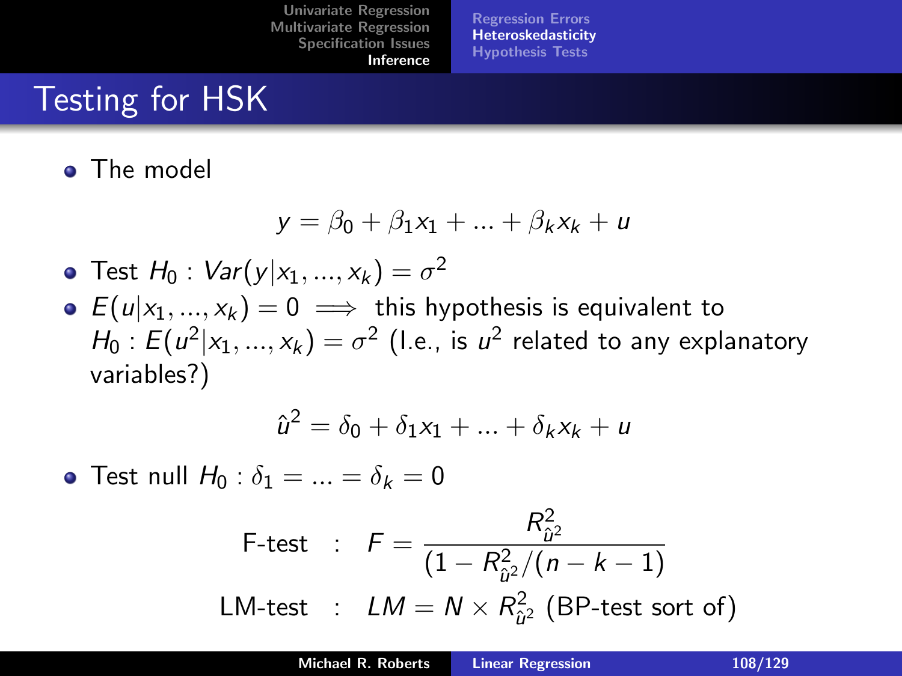# Testing for HSK

- The model

$$y = \beta_0 + \beta_1 x_1 + ... + \beta_k x_k + u$$

- Test $H_0 : Var(y|x_1, ..., x_k) = \sigma^2$
- $E(u|x_1, ..., x_k) = 0 \implies$ this hypothesis is equivalent to $H_0 : E(u^2|x_1, ..., x_k) = \sigma^2$ (I.e., is $u^2$ related to any explanatory variables?)

$$\hat{u}^2 = \delta_0 + \delta_1 x_1 + ... + \delta_k x_k + u$$

- Test null $H_0 : \delta_1 = ... = \delta_k = 0$

$$\text{F-test} \quad : \quad F = \frac{R^2_{\hat{u}^2}}{(1 - R^2_{\hat{u}^2}/(n - k - 1)}$$

$$\text{LM-test} \quad : \quad LM = N \times R^2_{\hat{u}^2} \text{ (BP-test sort of)}$$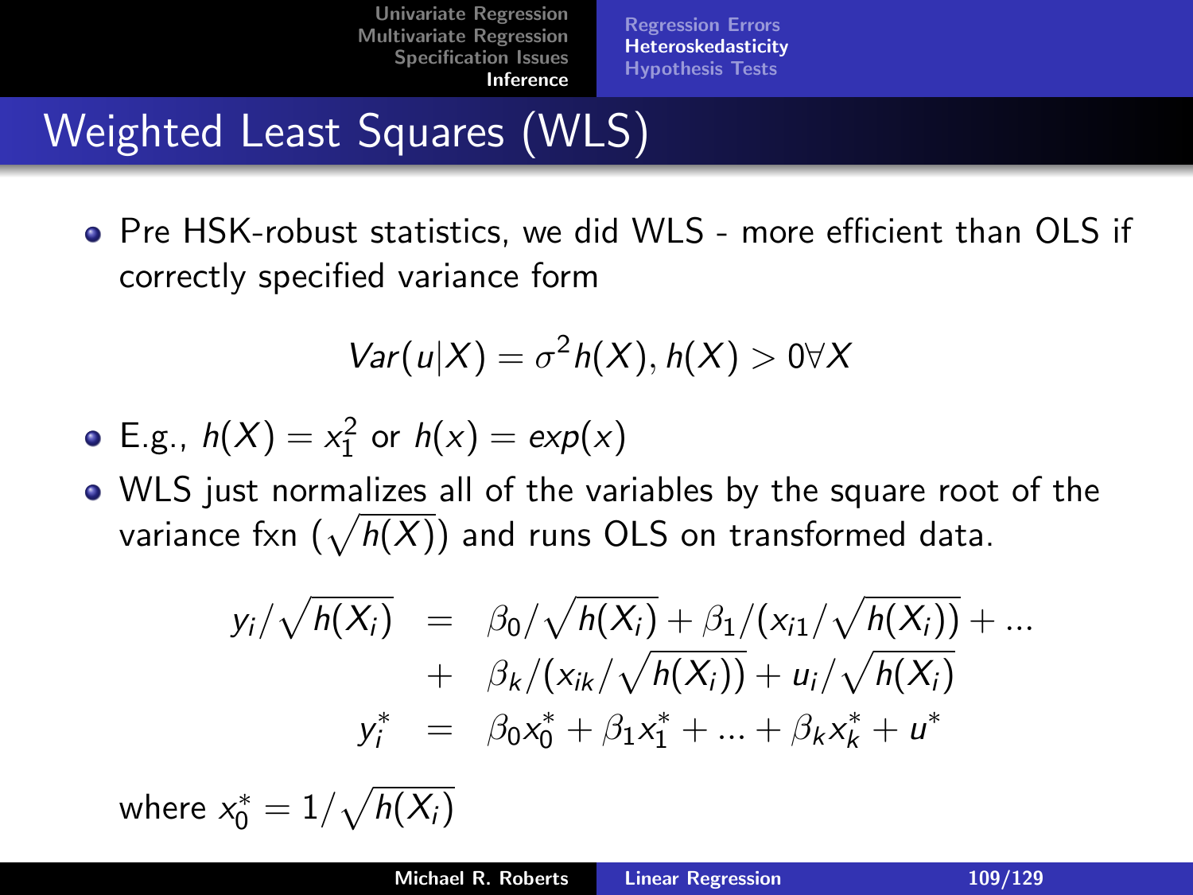# Weighted Least Squares (WLS)

- Pre HSK-robust statistics, we did WLS - more efficient than OLS if correctly specified variance form

$$Var(u|X) = \sigma^2 h(X), h(X) > 0 \forall X$$

- E.g., $h(X) = x_1^2$ or $h(x) = exp(x)$
- WLS just normalizes all of the variables by the square root of the variance fxn ($\sqrt{h(X)}$) and runs OLS on transformed data.

$$\begin{aligned} y_i/\sqrt{h(X_i)} &= \beta_0/\sqrt{h(X_i)} + \beta_1/(x_{i1}/\sqrt{h(X_i)}) + ... \\ &+ \beta_k/(x_{ik}/\sqrt{h(X_i)}) + u_i/\sqrt{h(X_i)} \\ y_i^* &= \beta_0 x_0^* + \beta_1 x_1^* + ... + \beta_k x_k^* + u^* \end{aligned}$$

where $x_0^* = 1/\sqrt{h(X_i)}$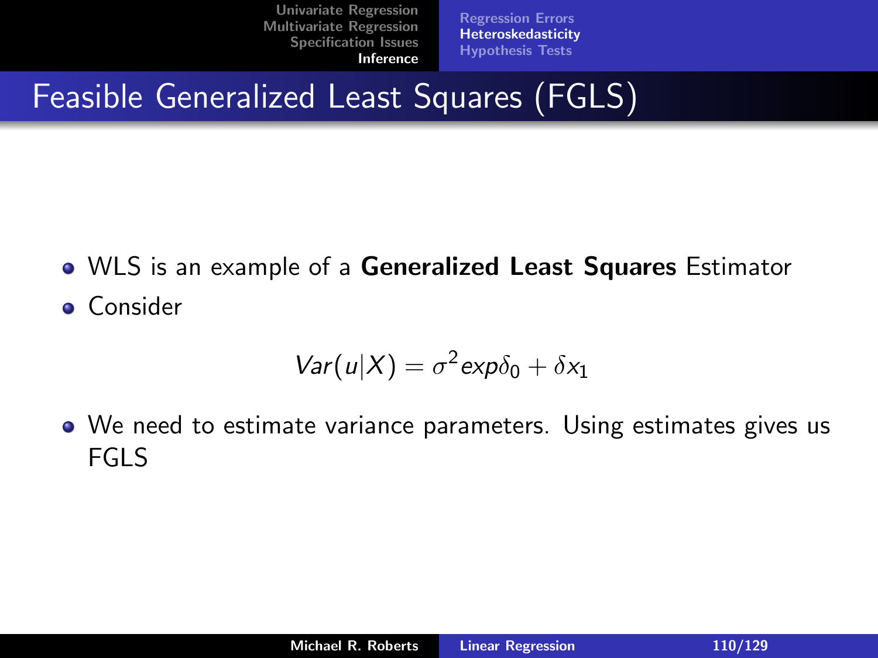# Feasible Generalized Least Squares (FGLS)

- WLS is an example of a **Generalized Least Squares** Estimator
- Consider

$$Var(u|X) = \sigma^2 exp\delta_0 + \delta x_1$$

- We need to estimate variance parameters. Using estimates gives us FGLS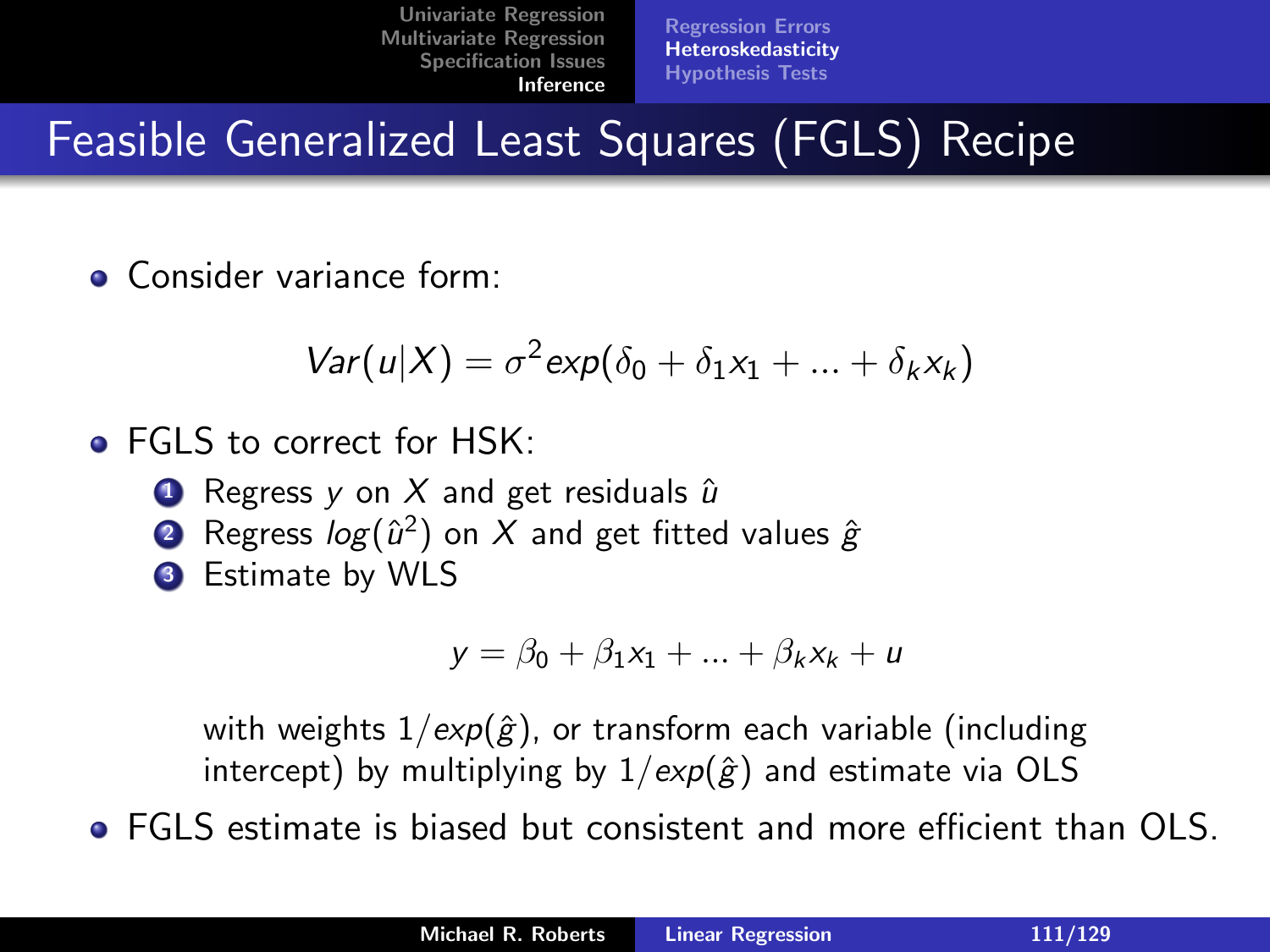# Feasible Generalized Least Squares (FGLS) Recipe

- Consider variance form:

$$Var(u|X) = \sigma^2 exp(\delta_0 + \delta_1 x_1 + ... + \delta_k x_k)$$

- FGLS to correct for HSK:
  1. Regress $y$ on $X$ and get residuals $\hat{u}$
  2. Regress $log(\hat{u}^2)$ on $X$ and get fitted values $\hat{g}$
  3. Estimate by WLS

$$y = \beta_0 + \beta_1 x_1 + ... + \beta_k x_k + u$$

  with weights $1/exp(\hat{g})$, or transform each variable (including intercept) by multiplying by $1/exp(\hat{g})$ and estimate via OLS

- FGLS estimate is biased but consistent and more efficient than OLS.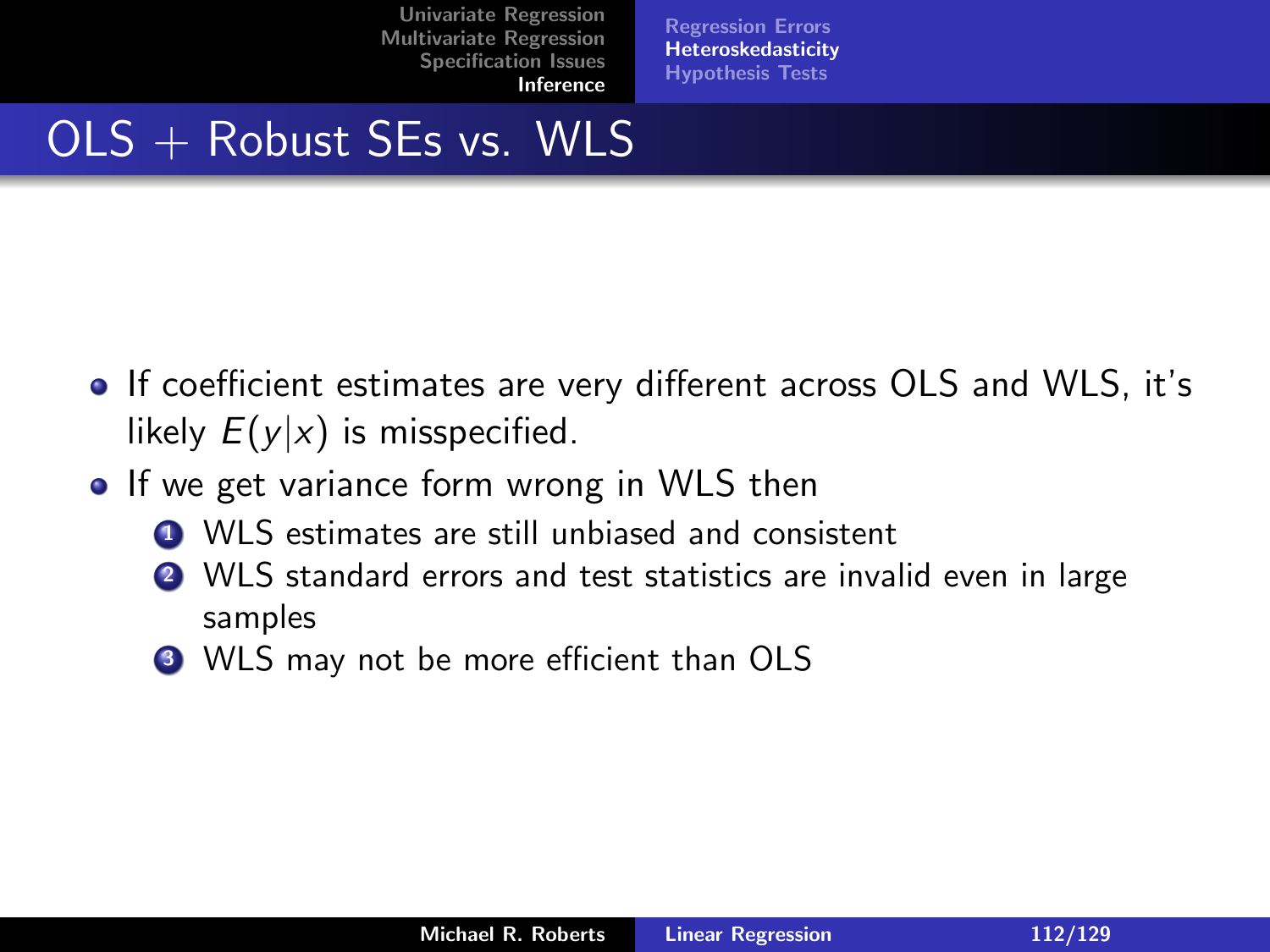# OLS + Robust SEs vs. WLS

- If coefficient estimates are very different across OLS and WLS, it's likely $E(y|x)$ is misspecified.
- If we get variance form wrong in WLS then
  1. WLS estimates are still unbiased and consistent
  2. WLS standard errors and test statistics are invalid even in large samples
  3. WLS may not be more efficient than OLS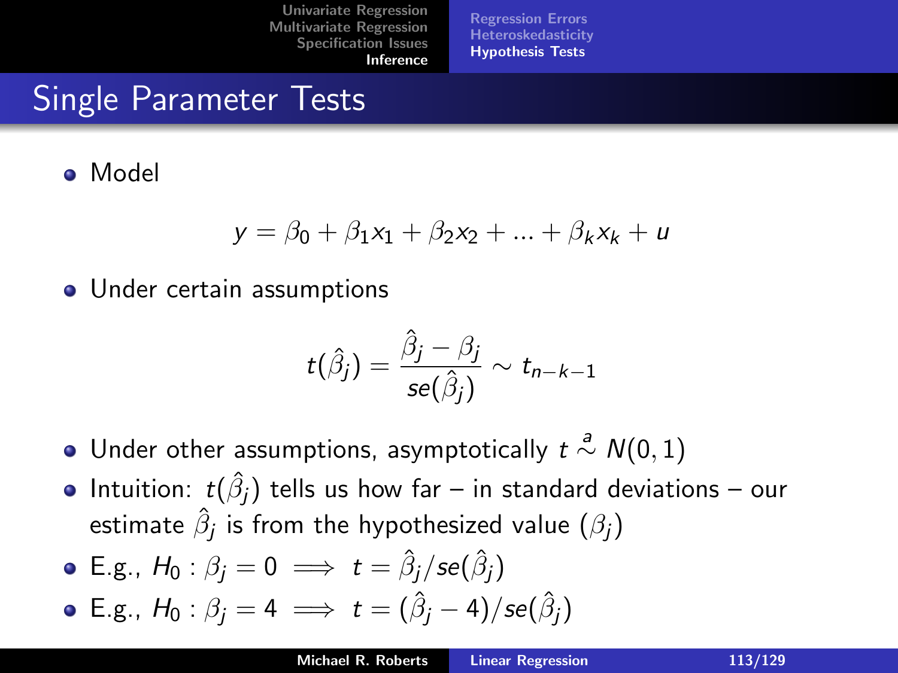## Single Parameter Tests

- Model

$$y = \beta_0 + \beta_1 x_1 + \beta_2 x_2 + ... + \beta_k x_k + u$$

- Under certain assumptions

$$t(\hat{\beta}_j) = \frac{\hat{\beta}_j - \beta_j}{se(\hat{\beta}_j)} \sim t_{n-k-1}$$

- Under other assumptions, asymptotically $t \overset{a}{\sim} N(0,1)$
- Intuition: $t(\hat{\beta}_j)$ tells us how far – in standard deviations – our estimate $\hat{\beta}_j$ is from the hypothesized value ($\beta_j$)
- E.g., $H_0 : \beta_j = 0 \implies t = \hat{\beta}_j / se(\hat{\beta}_j)$
- E.g., $H_0 : \beta_j = 4 \implies t = (\hat{\beta}_j - 4)/se(\hat{\beta}_j)$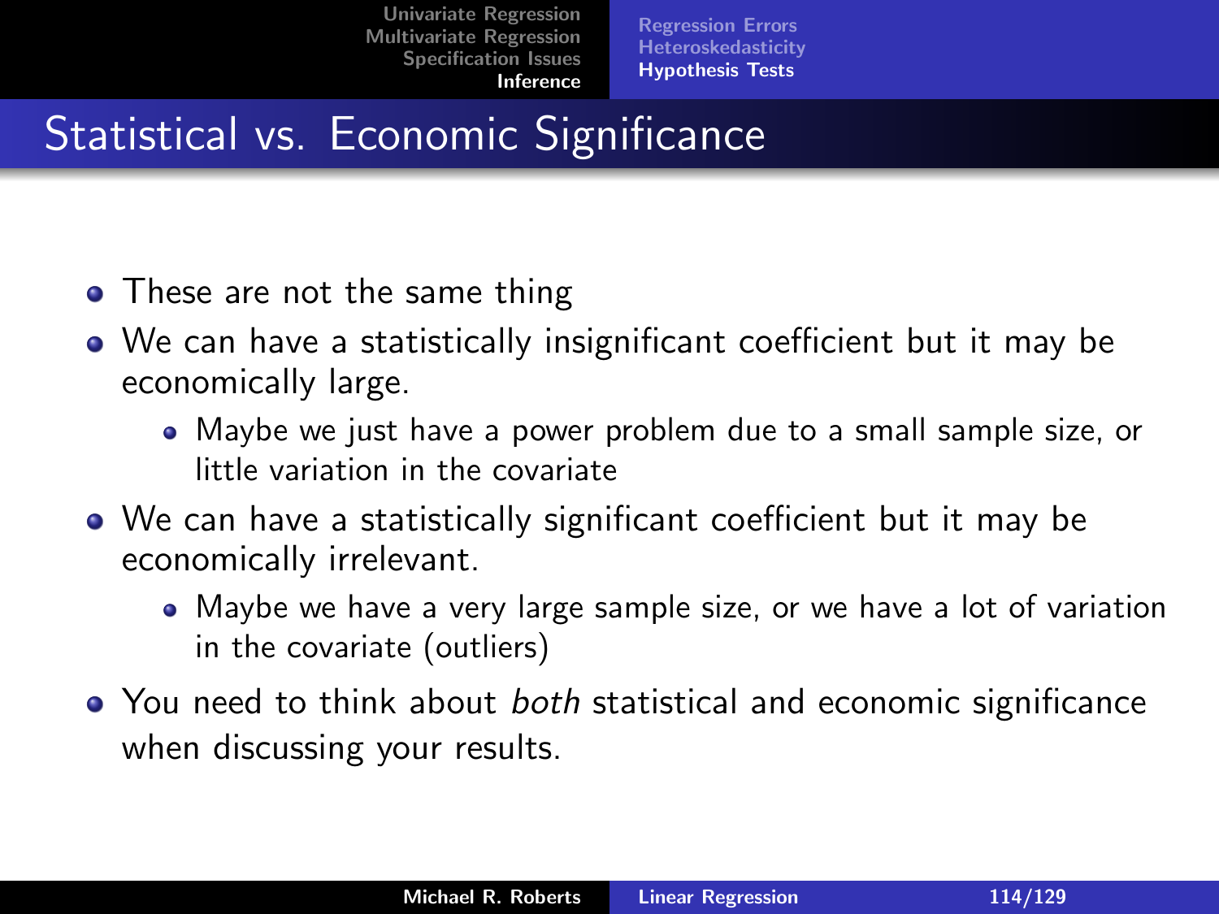# Statistical vs. Economic Significance

- These are not the same thing
- We can have a statistically insignificant coefficient but it may be economically large.
  - Maybe we just have a power problem due to a small sample size, or little variation in the covariate
- We can have a statistically significant coefficient but it may be economically irrelevant.
  - Maybe we have a very large sample size, or we have a lot of variation in the covariate (outliers)
- You need to think about *both* statistical and economic significance when discussing your results.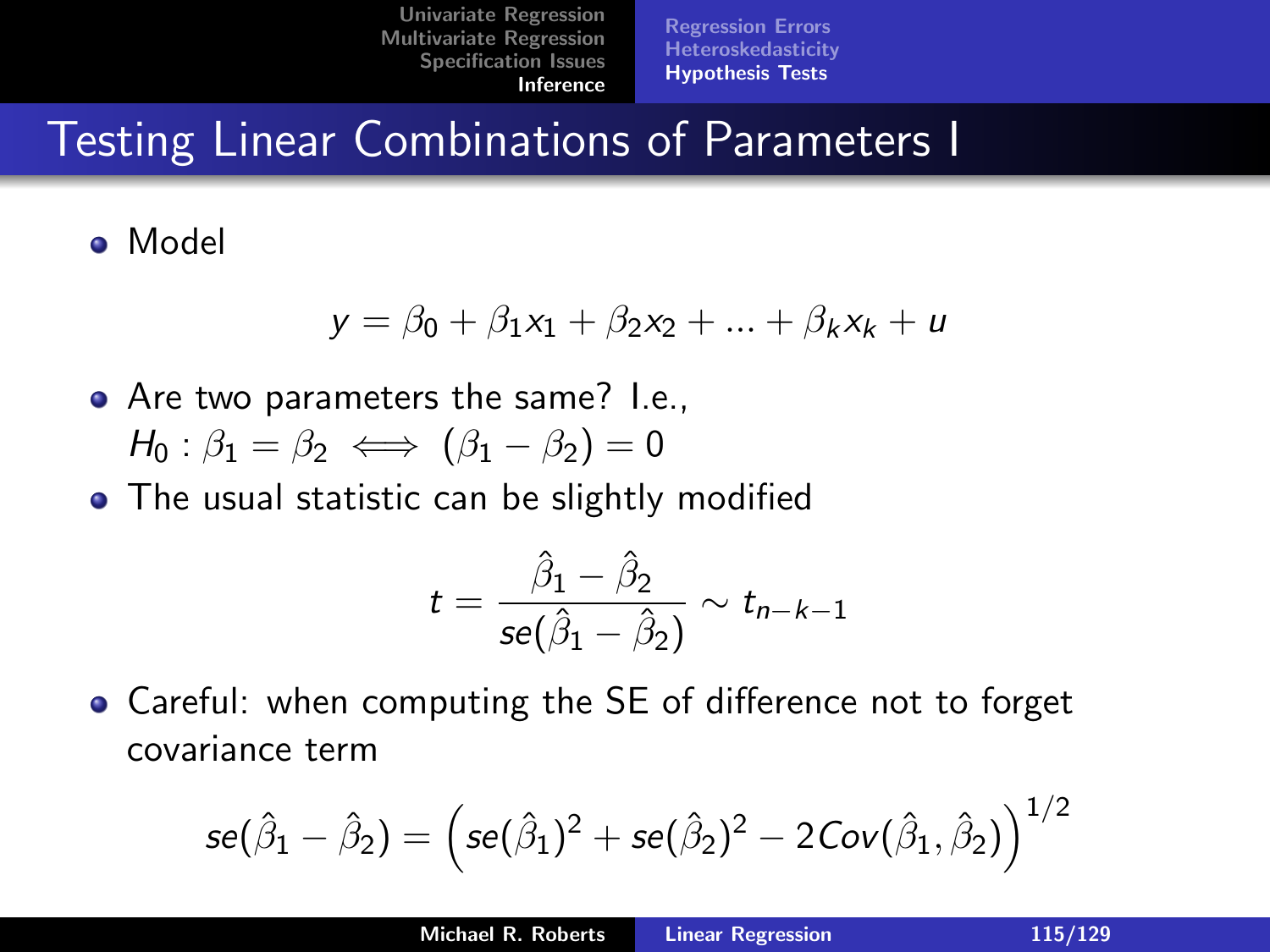# Testing Linear Combinations of Parameters I

- Model

$$y = \beta_0 + \beta_1 x_1 + \beta_2 x_2 + ... + \beta_k x_k + u$$

- Are two parameters the same? I.e., $H_0 : \beta_1 = \beta_2 \iff (\beta_1 - \beta_2) = 0$
- The usual statistic can be slightly modified

$$t = \frac{\hat{\beta}_1 - \hat{\beta}_2}{se(\hat{\beta}_1 - \hat{\beta}_2)} \sim t_{n-k-1}$$

- Careful: when computing the SE of difference not to forget covariance term

$$se(\hat{\beta}_1 - \hat{\beta}_2) = \left( se(\hat{\beta}_1)^2 + se(\hat{\beta}_2)^2 - 2Cov(\hat{\beta}_1, \hat{\beta}_2) \right)^{1/2}$$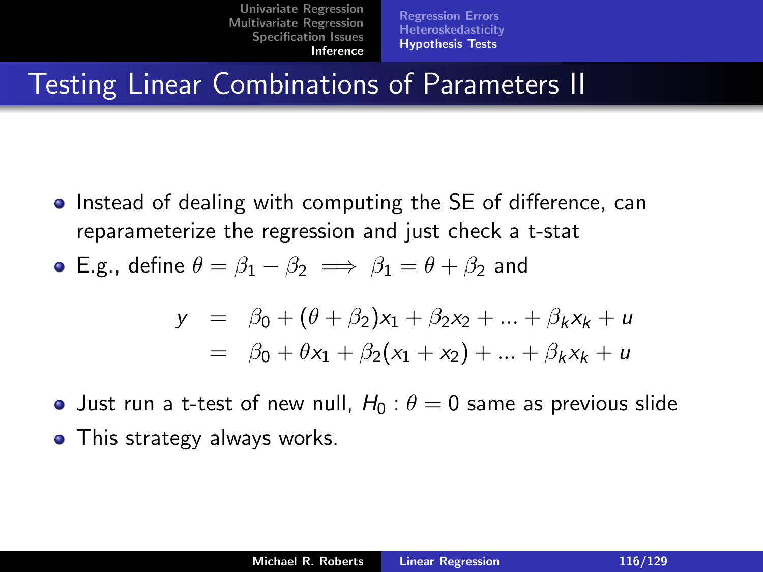# Testing Linear Combinations of Parameters II

- Instead of dealing with computing the SE of difference, can reparameterize the regression and just check a t-stat
- E.g., define $\theta = \beta_1 - \beta_2 \implies \beta_1 = \theta + \beta_2$ and

$$
\begin{aligned}
y &= \beta_0 + (\theta + \beta_2)x_1 + \beta_2 x_2 + ... + \beta_k x_k + u \\
&= \beta_0 + \theta x_1 + \beta_2(x_1 + x_2) + ... + \beta_k x_k + u
\end{aligned}
$$

- Just run a t-test of new null, $H_0 : \theta = 0$ same as previous slide
- This strategy always works.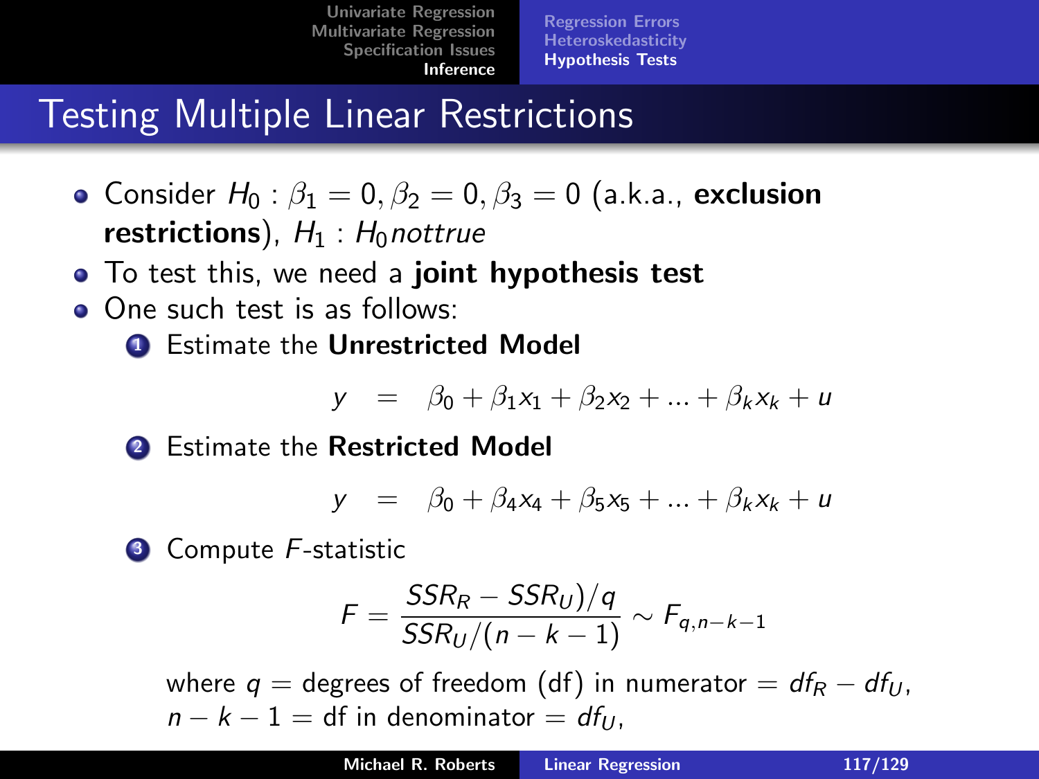# Testing Multiple Linear Restrictions

- Consider $H_0 : \beta_1 = 0, \beta_2 = 0, \beta_3 = 0$ (a.k.a., **exclusion restrictions**), $H_1 : H_0 not true$
- To test this, we need a **joint hypothesis test**
- One such test is as follows:
  1. Estimate the **Unrestricted Model**

     $$y = \beta_0 + \beta_1 x_1 + \beta_2 x_2 + ... + \beta_k x_k + u$$

  2. Estimate the **Restricted Model**

     $$y = \beta_0 + \beta_4 x_4 + \beta_5 x_5 + ... + \beta_k x_k + u$$

  3. Compute $F$-statistic

     $$F = \frac{SSR_R - SSR_U)/q}{SSR_U/(n-k-1)} \sim F_{q,n-k-1}$$

     where $q$ = degrees of freedom (df) in numerator = $df_R - df_U$, $n - k - 1$ = df in denominator = $df_U$,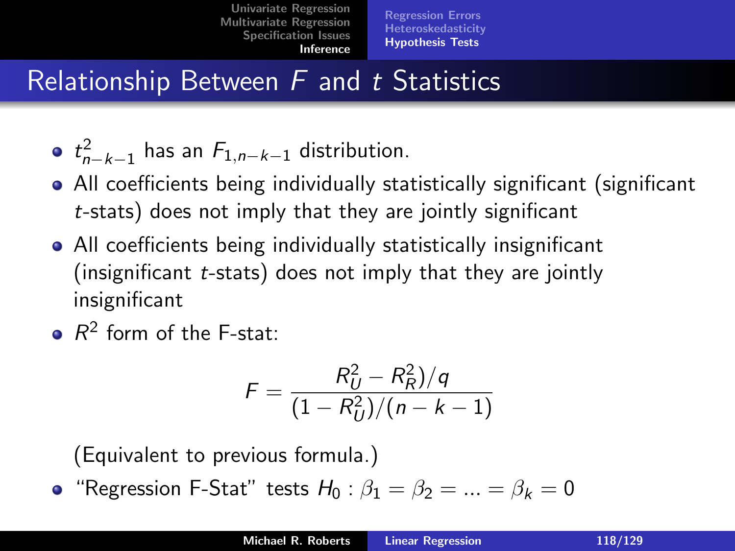# Relationship Between $F$ and $t$ Statistics

- $t^2_{n-k-1}$ has an $F_{1,n-k-1}$ distribution.
- All coefficients being individually statistically significant (significant $t$-stats) does not imply that they are jointly significant
- All coefficients being individually statistically insignificant (insignificant $t$-stats) does not imply that they are jointly insignificant
- $R^2$ form of the F-stat:

$$F = \frac{R^2_U - R^2_R)/q}{(1 - R^2_U)/(n-k-1)}$$

  (Equivalent to previous formula.)
- "Regression F-Stat" tests $H_0 : \beta_1 = \beta_2 = ... = \beta_k = 0$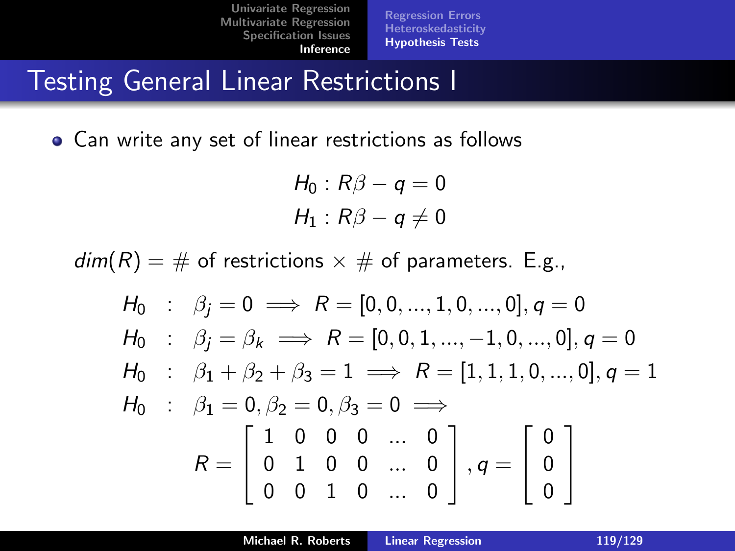# Testing General Linear Restrictions I

- Can write any set of linear restrictions as follows

$$H_0 : R\beta - q = 0$$
$$H_1 : R\beta - q \neq 0$$

$dim(R) = \#$ of restrictions $\times$ $\#$ of parameters. E.g.,

$$H_0 \;:\; \beta_j = 0 \implies R = [0, 0, ..., 1, 0, ..., 0], q = 0$$

$$H_0 \;:\; \beta_j = \beta_k \implies R = [0, 0, 1, ..., -1, 0, ..., 0], q = 0$$

$$H_0 \;:\; \beta_1 + \beta_2 + \beta_3 = 1 \implies R = [1, 1, 1, 0, ..., 0], q = 1$$

$$H_0 \;:\; \beta_1 = 0, \beta_2 = 0, \beta_3 = 0 \implies$$

$$R = \begin{bmatrix} 1 & 0 & 0 & 0 & ... & 0 \\ 0 & 1 & 0 & 0 & ... & 0 \\ 0 & 0 & 1 & 0 & ... & 0 \end{bmatrix}, q = \begin{bmatrix} 0 \\ 0 \\ 0 \end{bmatrix}$$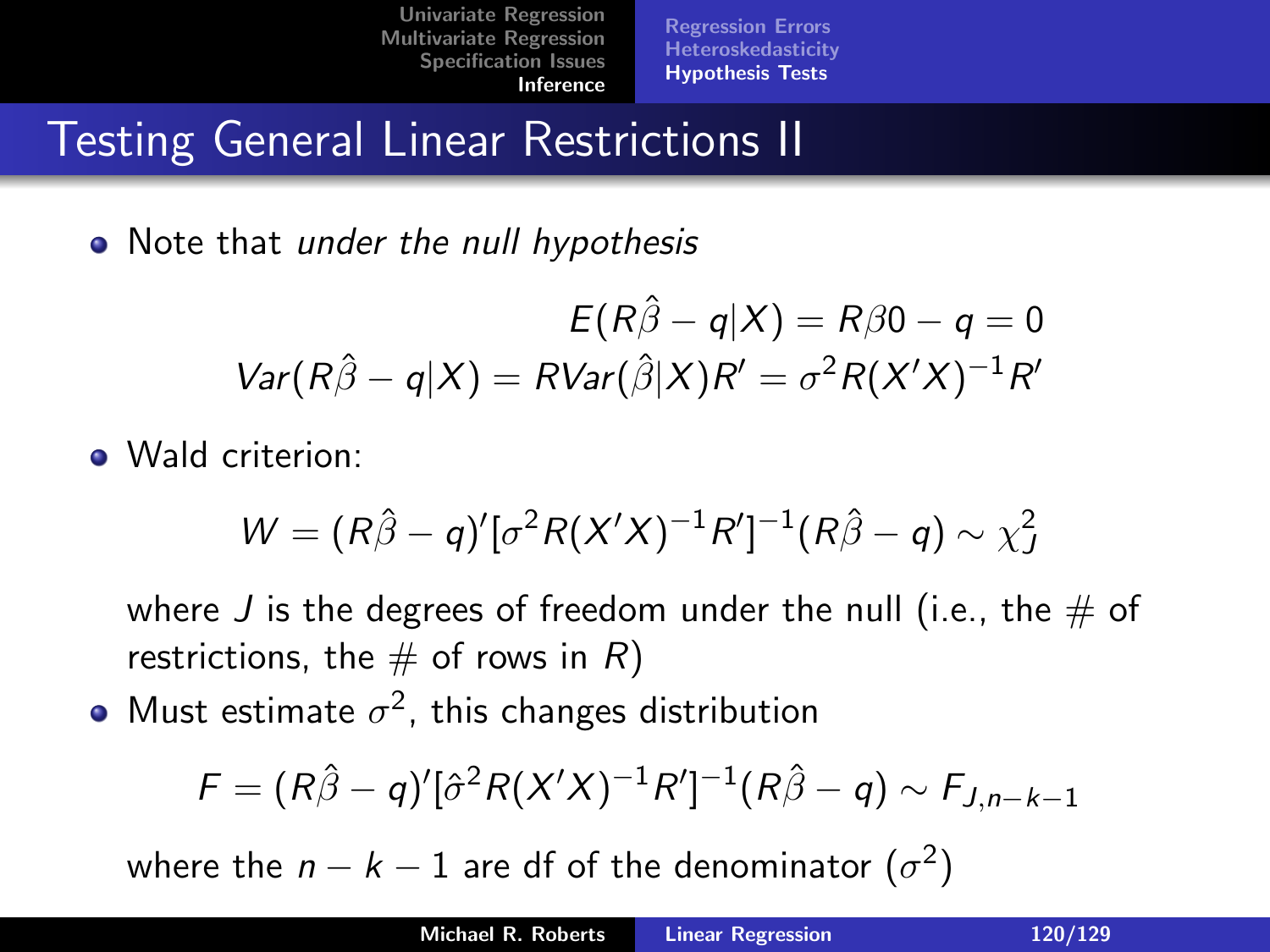# Testing General Linear Restrictions II

- Note that *under the null hypothesis*

$$E(R\hat{\beta} - q|X) = R\beta 0 - q = 0$$
$$Var(R\hat{\beta} - q|X) = RVar(\hat{\beta}|X)R' = \sigma^2 R(X'X)^{-1}R'$$

- Wald criterion:

$$W = (R\hat{\beta} - q)'[\sigma^2 R(X'X)^{-1}R']^{-1}(R\hat{\beta} - q) \sim \chi^2_J$$

  where $J$ is the degrees of freedom under the null (i.e., the # of restrictions, the # of rows in $R$)

- Must estimate $\sigma^2$, this changes distribution

$$F = (R\hat{\beta} - q)'[\hat{\sigma}^2 R(X'X)^{-1}R']^{-1}(R\hat{\beta} - q) \sim F_{J,n-k-1}$$

  where the $n - k - 1$ are df of the denominator ($\sigma^2$)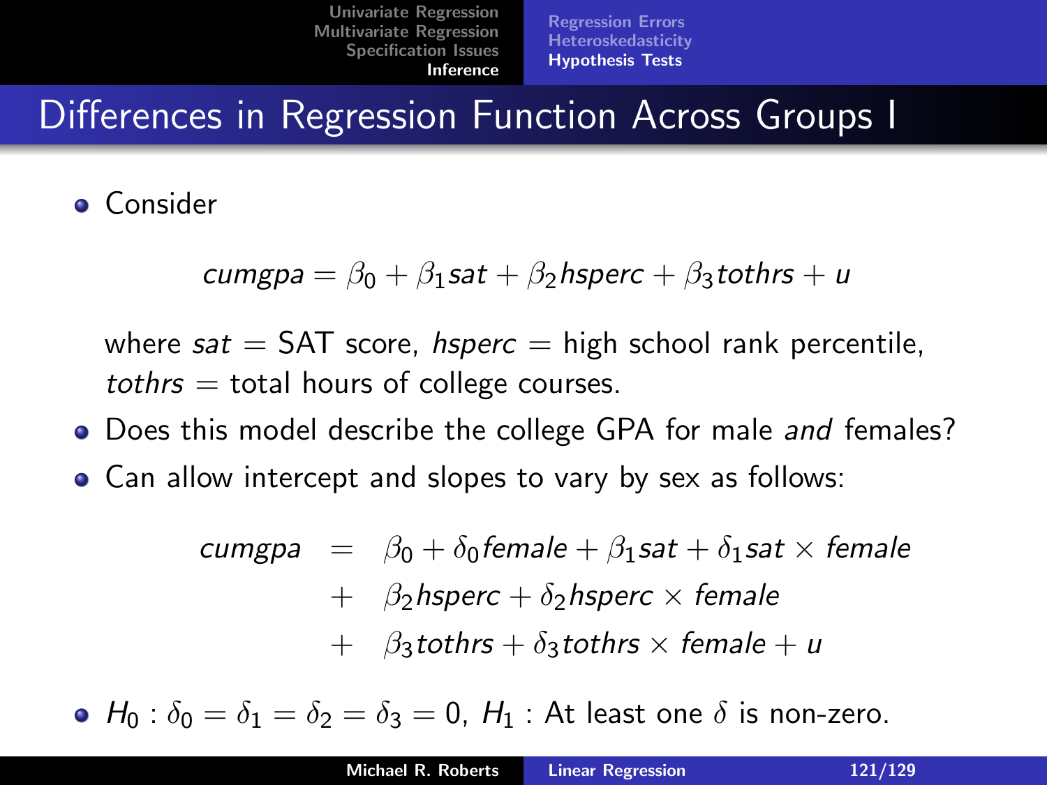# Differences in Regression Function Across Groups I

- Consider

$$cumgpa = \beta_0 + \beta_1 sat + \beta_2 hsperc + \beta_3 tothrs + u$$

  where $sat$ = SAT score, $hsperc$ = high school rank percentile, $tothrs$ = total hours of college courses.

- Does this model describe the college GPA for male *and* females?
- Can allow intercept and slopes to vary by sex as follows:

$$\begin{aligned} cumgpa &= \beta_0 + \delta_0 female + \beta_1 sat + \delta_1 sat \times female \\ &+ \beta_2 hsperc + \delta_2 hsperc \times female \\ &+ \beta_3 tothrs + \delta_3 tothrs \times female + u \end{aligned}$$

- $H_0 : \delta_0 = \delta_1 = \delta_2 = \delta_3 = 0$, $H_1$ : At least one $\delta$ is non-zero.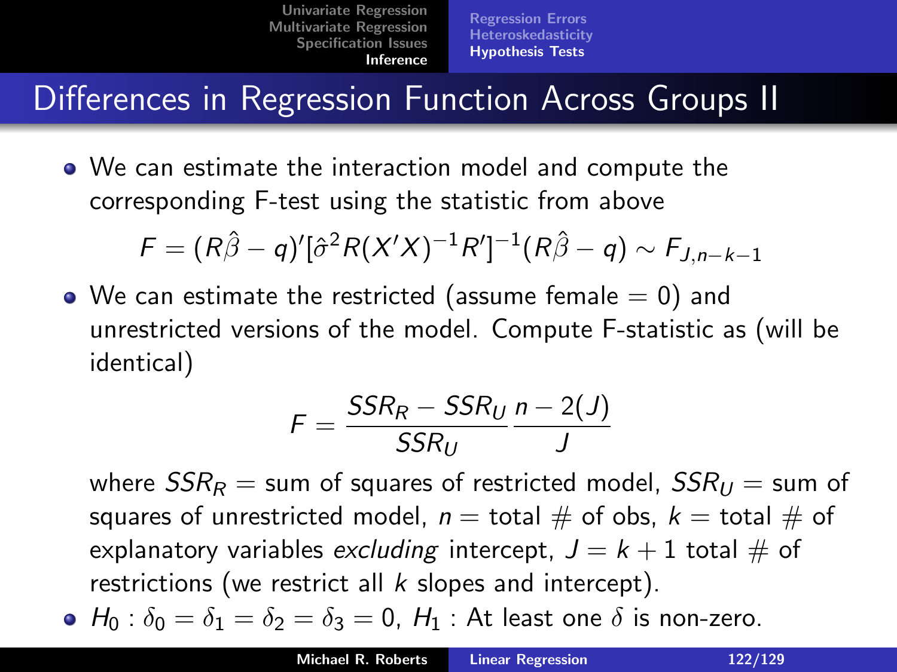# Differences in Regression Function Across Groups II

- We can estimate the interaction model and compute the corresponding F-test using the statistic from above

$$F = (R\hat{\beta} - q)'[\hat{\sigma}^2 R(X'X)^{-1}R']^{-1}(R\hat{\beta} - q) \sim F_{J,n-k-1}$$

- We can estimate the restricted (assume female = 0) and unrestricted versions of the model. Compute F-statistic as (will be identical)

$$F = \frac{SSR_R - SSR_U}{SSR_U} \frac{n - 2(J)}{J}$$

  where $SSR_R$ = sum of squares of restricted model, $SSR_U$ = sum of squares of unrestricted model, $n$ = total # of obs, $k$ = total # of explanatory variables *excluding* intercept, $J = k + 1$ total # of restrictions (we restrict all $k$ slopes and intercept).

- $H_0 : \delta_0 = \delta_1 = \delta_2 = \delta_3 = 0$, $H_1$ : At least one $\delta$ is non-zero.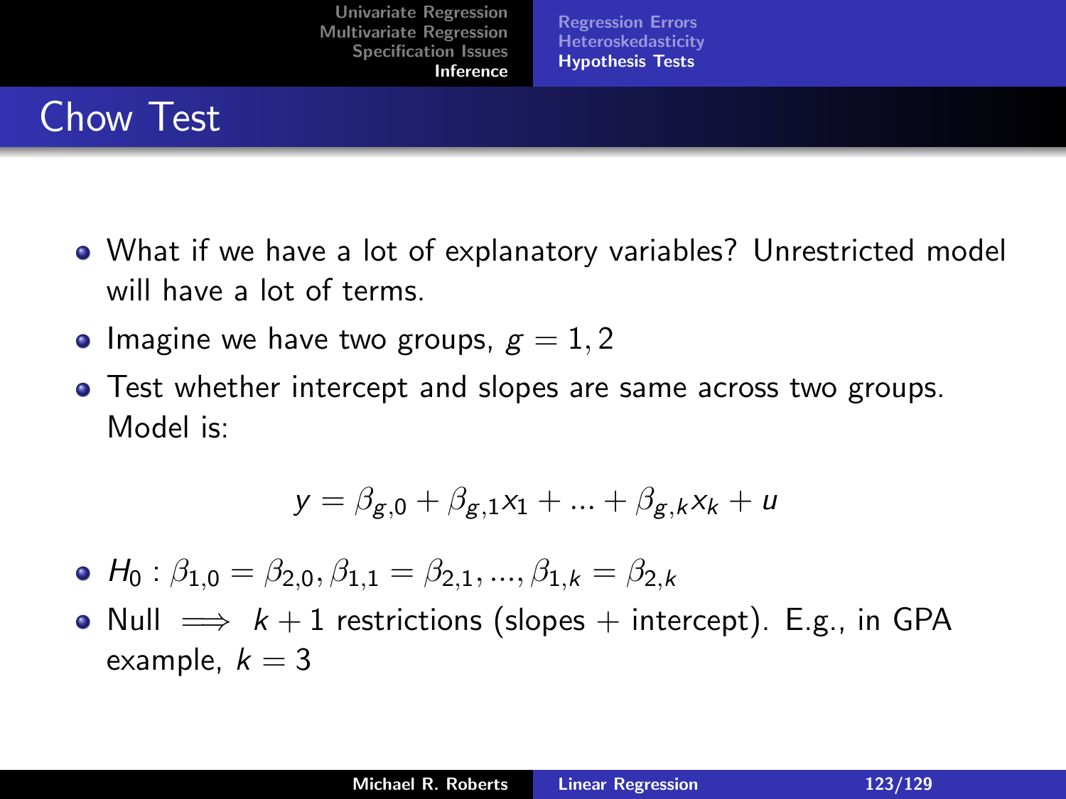# Chow Test

- What if we have a lot of explanatory variables? Unrestricted model will have a lot of terms.
- Imagine we have two groups, $g = 1, 2$
- Test whether intercept and slopes are same across two groups. Model is:

$$y = \beta_{g,0} + \beta_{g,1}x_1 + ... + \beta_{g,k}x_k + u$$

- $H_0 : \beta_{1,0} = \beta_{2,0}, \beta_{1,1} = \beta_{2,1}, ..., \beta_{1,k} = \beta_{2,k}$
- Null $\implies$ $k + 1$ restrictions (slopes + intercept). E.g., in GPA example, $k = 3$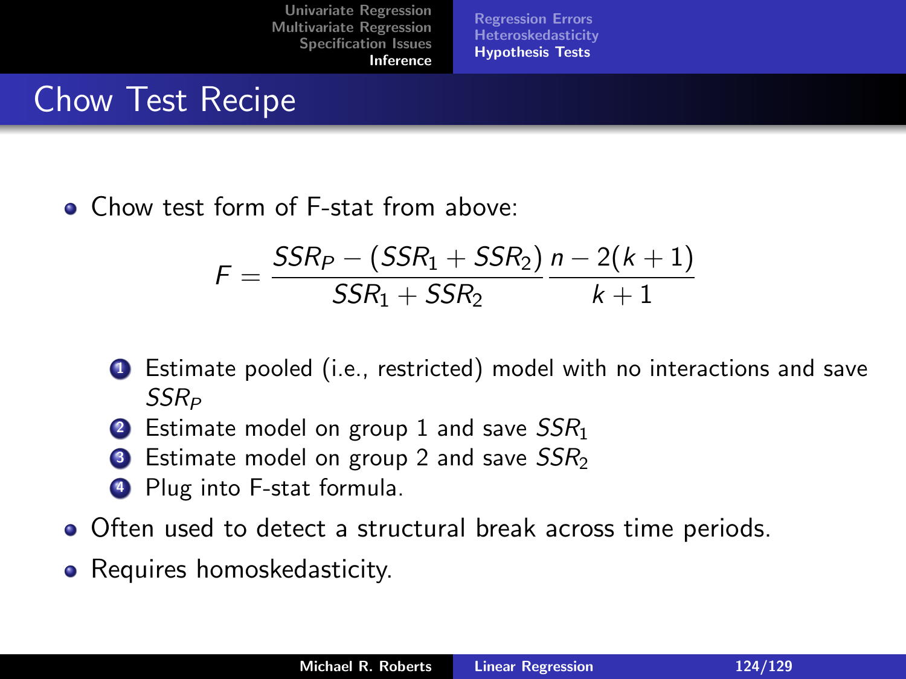## Chow Test Recipe

- Chow test form of F-stat from above:

$$F = \frac{SSR_P - (SSR_1 + SSR_2)}{SSR_1 + SSR_2} \frac{n - 2(k+1)}{k+1}$$

1. Estimate pooled (i.e., restricted) model with no interactions and save $SSR_P$
2. Estimate model on group 1 and save $SSR_1$
3. Estimate model on group 2 and save $SSR_2$
4. Plug into F-stat formula.

- Often used to detect a structural break across time periods.
- Requires homoskedasticity.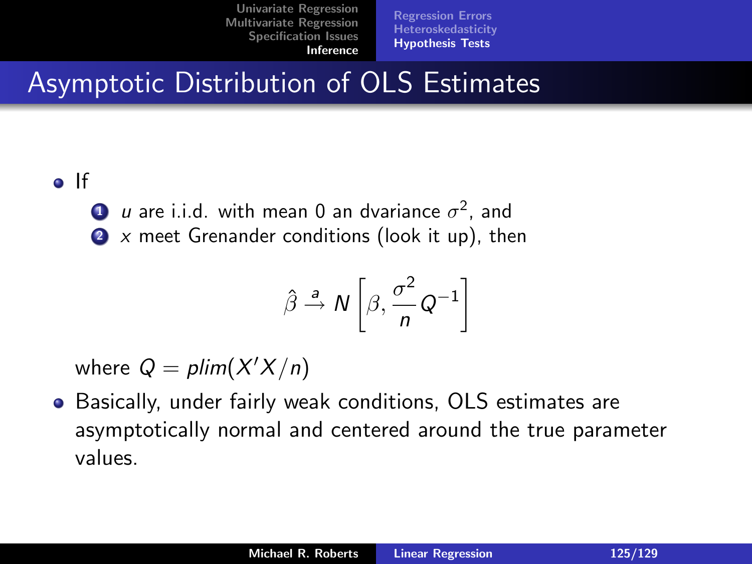# Asymptotic Distribution of OLS Estimates

- If
  1. $u$ are i.i.d. with mean 0 an dvariance $\sigma^2$, and
  2. $x$ meet Grenander conditions (look it up), then

$$\hat{\beta} \stackrel{a}{\rightarrow} N\left[\beta, \frac{\sigma^2}{n} Q^{-1}\right]$$

  where $Q = plim(X'X/n)$
- Basically, under fairly weak conditions, OLS estimates are asymptotically normal and centered around the true parameter values.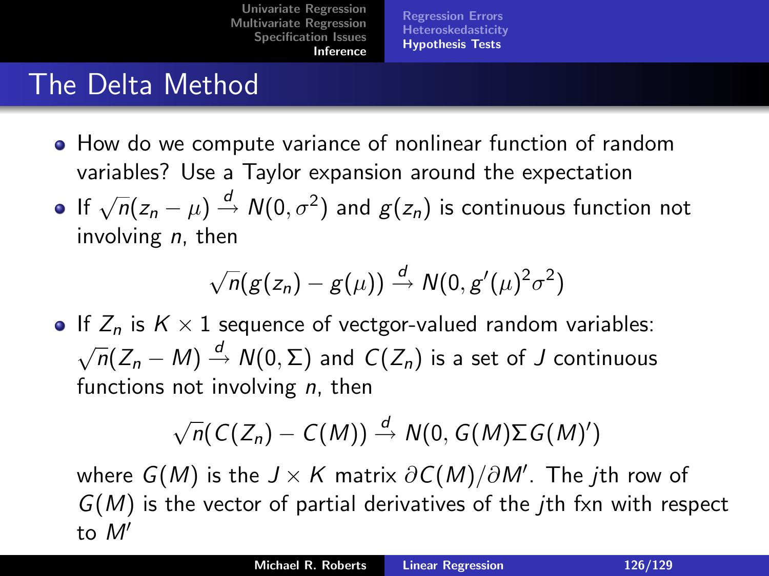# The Delta Method

- How do we compute variance of nonlinear function of random variables? Use a Taylor expansion around the expectation
- If $\sqrt{n}(z_n - \mu) \xrightarrow{d} N(0, \sigma^2)$ and $g(z_n)$ is continuous function not involving $n$, then

$$\sqrt{n}(g(z_n) - g(\mu)) \xrightarrow{d} N(0, g'(\mu)^2 \sigma^2)$$

- If $Z_n$ is $K \times 1$ sequence of vectgor-valued random variables: $\sqrt{n}(Z_n - M) \xrightarrow{d} N(0, \Sigma)$ and $C(Z_n)$ is a set of $J$ continuous functions not involving $n$, then

$$\sqrt{n}(C(Z_n) - C(M)) \xrightarrow{d} N(0, G(M)\Sigma G(M)')$$

where $G(M)$ is the $J \times K$ matrix $\partial C(M)/\partial M'$. The $j$th row of $G(M)$ is the vector of partial derivatives of the $j$th fxn with respect to $M'$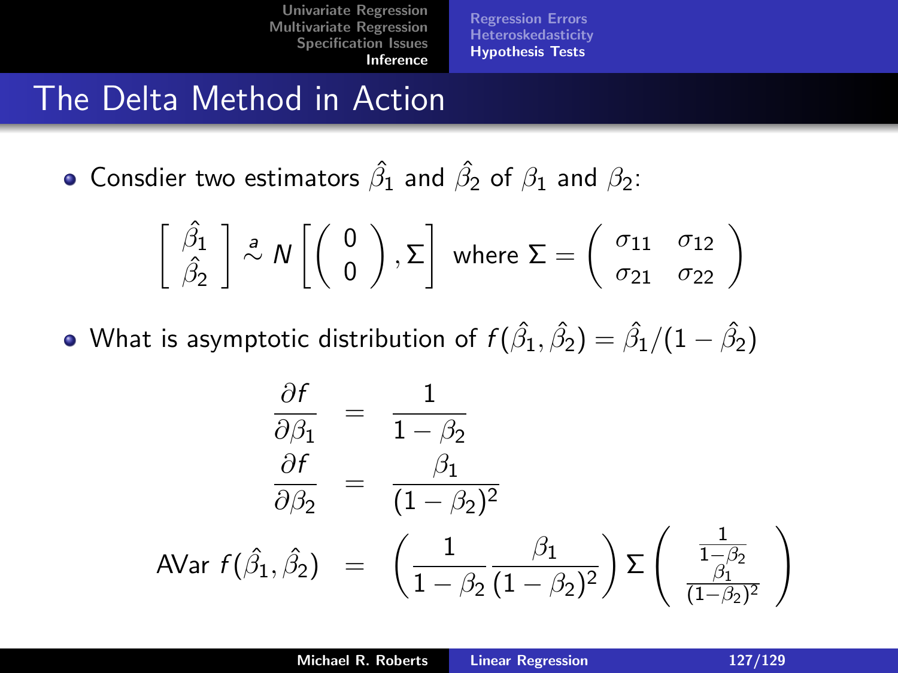# The Delta Method in Action

- Consdier two estimators $\hat{\beta}_1$ and $\hat{\beta}_2$ of $\beta_1$ and $\beta_2$:

$$\left[ \begin{array}{c} \hat{\beta}_1 \\ \hat{\beta}_2 \end{array} \right] \overset{a}{\sim} N\left[ \left( \begin{array}{c} 0 \\ 0 \end{array} \right), \Sigma \right] \text{ where } \Sigma = \left( \begin{array}{cc} \sigma_{11} & \sigma_{12} \\ \sigma_{21} & \sigma_{22} \end{array} \right)$$

- What is asymptotic distribution of $f(\hat{\beta}_1, \hat{\beta}_2) = \hat{\beta}_1/(1-\hat{\beta}_2)$

$$\begin{aligned}
\frac{\partial f}{\partial \beta_1} &= \frac{1}{1-\beta_2} \\
\frac{\partial f}{\partial \beta_2} &= \frac{\beta_1}{(1-\beta_2)^2} \\
\text{AVar } f(\hat{\beta}_1, \hat{\beta}_2) &= \left( \frac{1}{1-\beta_2} \frac{\beta_1}{(1-\beta_2)^2} \right) \Sigma \left( \begin{array}{c} \frac{1}{1-\beta_2} \\ \frac{\beta_1}{(1-\beta_2)^2} \end{array} \right)
\end{aligned}$$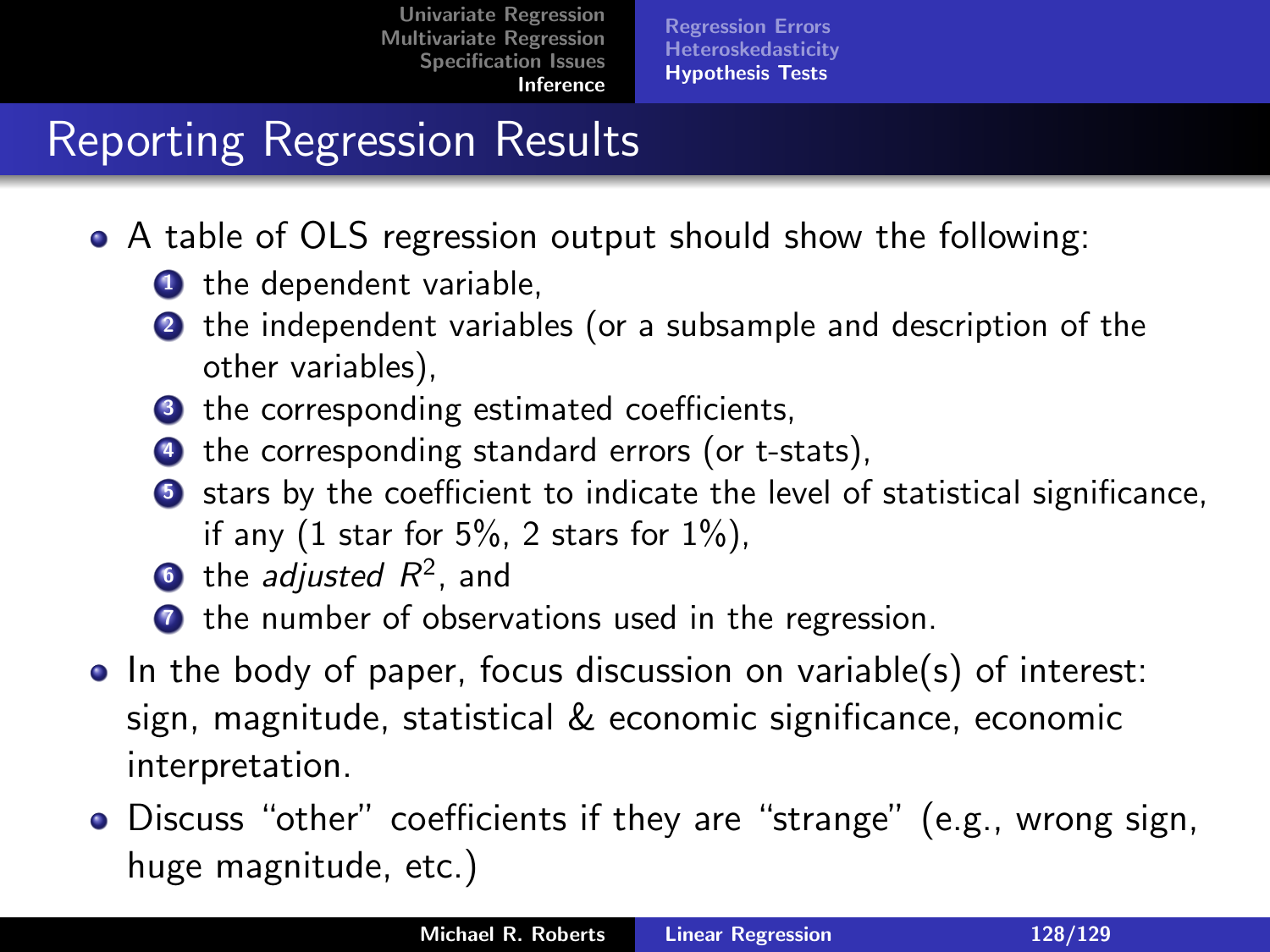# Reporting Regression Results

- A table of OLS regression output should show the following:
  1. the dependent variable,
  2. the independent variables (or a subsample and description of the other variables),
  3. the corresponding estimated coefficients,
  4. the corresponding standard errors (or t-stats),
  5. stars by the coefficient to indicate the level of statistical significance, if any (1 star for 5%, 2 stars for 1%),
  6. the *adjusted* $R^2$, and
  7. the number of observations used in the regression.
- In the body of paper, focus discussion on variable(s) of interest: sign, magnitude, statistical & economic significance, economic interpretation.
- Discuss "other" coefficients if they are "strange" (e.g., wrong sign, huge magnitude, etc.)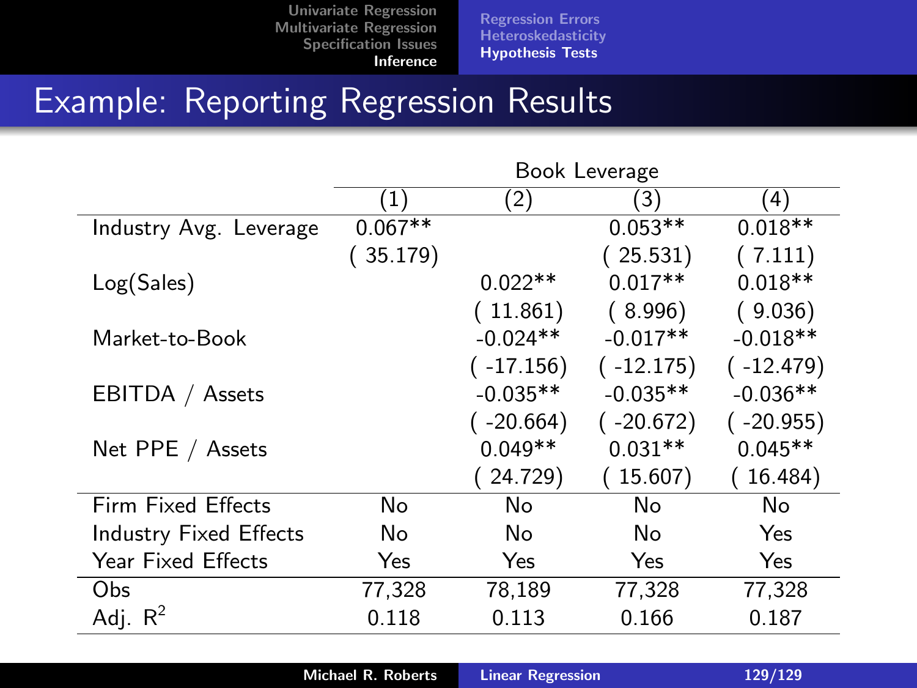# Example: Reporting Regression Results

| | Book Leverage | | | |
|---|---|---|---|---|
| | (1) | (2) | (3) | (4) |
| Industry Avg. Leverage | 0.067** | | 0.053** | 0.018** |
| | ( 35.179) | | ( 25.531) | ( 7.111) |
| Log(Sales) | | 0.022** | 0.017** | 0.018** |
| | | ( 11.861) | ( 8.996) | ( 9.036) |
| Market-to-Book | | -0.024** | -0.017** | -0.018** |
| | | ( -17.156) | ( -12.175) | ( -12.479) |
| EBITDA / Assets | | -0.035** | -0.035** | -0.036** |
| | | ( -20.664) | ( -20.672) | ( -20.955) |
| Net PPE / Assets | | 0.049** | 0.031** | 0.045** |
| | | ( 24.729) | ( 15.607) | ( 16.484) |
| Firm Fixed Effects | No | No | No | No |
| Industry Fixed Effects | No | No | No | Yes |
| Year Fixed Effects | Yes | Yes | Yes | Yes |
| Obs | 77,328 | 78,189 | 77,328 | 77,328 |
| Adj. $R^2$ | 0.118 | 0.113 | 0.166 | 0.187 |